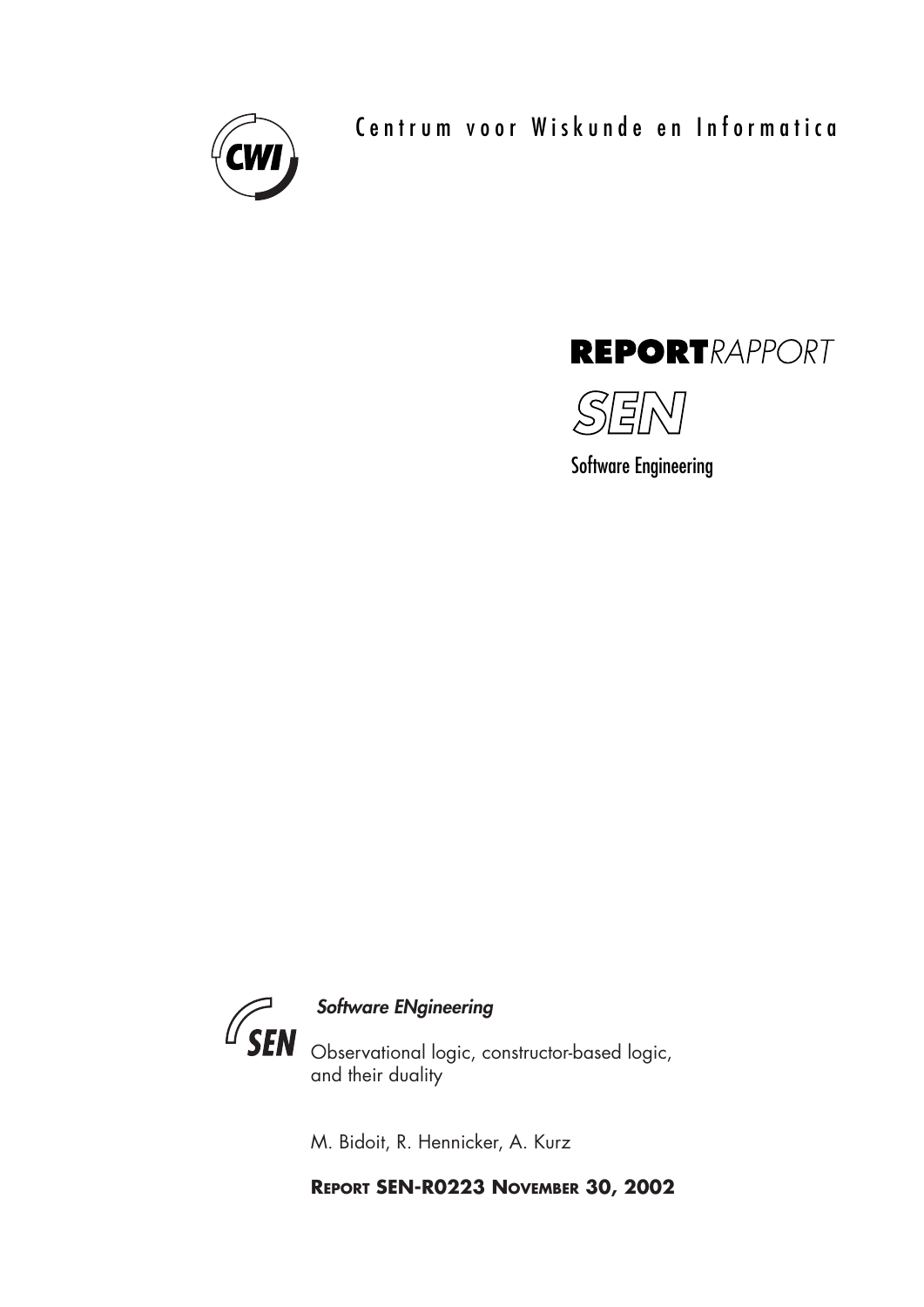Centrum voor Wiskunde en Informatica

**REPORT** *RAPPORT*

SEN

Software Engineering

*Software ENgineering*

Observational logic, constructor-based logic, and their duality

M. Bidoit, R. Hennicker, A. Kurz

**REPORT SEN-R0223 NOVEMBER 30, 2002**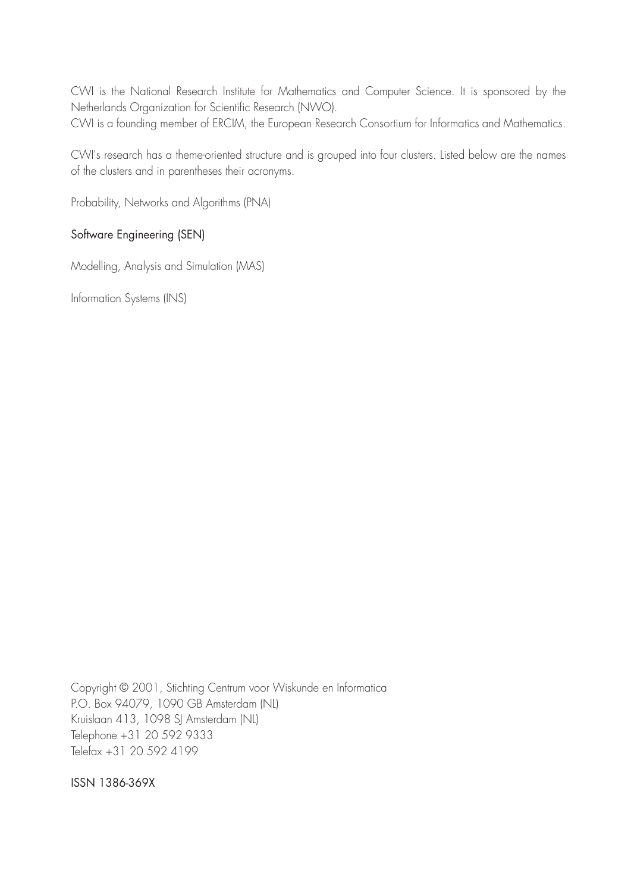CWI is the National Research Institute for Mathematics and Computer Science. It is sponsored by the Netherlands Organization for Scientific Research (NWO).
CWI is a founding member of ERCIM, the European Research Consortium for Informatics and Mathematics.

CWI's research has a theme-oriented structure and is grouped into four clusters. Listed below are the names of the clusters and in parentheses their acronyms.

Probability, Networks and Algorithms (PNA)

Software Engineering (SEN)

Modelling, Analysis and Simulation (MAS)

Information Systems (INS)

Copyright © 2001, Stichting Centrum voor Wiskunde en Informatica
P.O. Box 94079, 1090 GB Amsterdam (NL)
Kruislaan 413, 1098 SJ Amsterdam (NL)
Telephone +31 20 592 9333
Telefax +31 20 592 4199

ISSN 1386-369X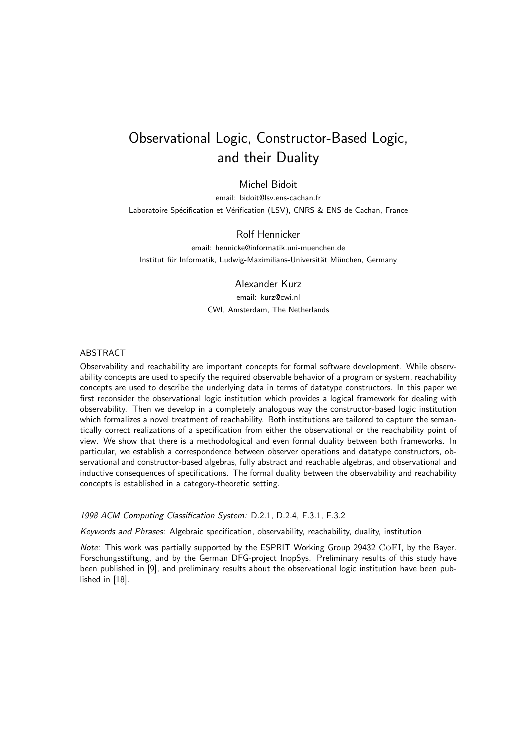# Observational Logic, Constructor-Based Logic, and their Duality

Michel Bidoit

email: bidoit@lsv.ens-cachan.fr

Laboratoire Spécification et Vérification (LSV), CNRS & ENS de Cachan, France

Rolf Hennicker

email: hennicke@informatik.uni-muenchen.de

Institut für Informatik, Ludwig-Maximilians-Universität München, Germany

Alexander Kurz

email: kurz@cwi.nl

CWI, Amsterdam, The Netherlands

## ABSTRACT

Observability and reachability are important concepts for formal software development. While observability concepts are used to specify the required observable behavior of a program or system, reachability concepts are used to describe the underlying data in terms of datatype constructors. In this paper we first reconsider the observational logic institution which provides a logical framework for dealing with observability. Then we develop in a completely analogous way the constructor-based logic institution which formalizes a novel treatment of reachability. Both institutions are tailored to capture the semantically correct realizations of a specification from either the observational or the reachability point of view. We show that there is a methodological and even formal duality between both frameworks. In particular, we establish a correspondence between observer operations and datatype constructors, observational and constructor-based algebras, fully abstract and reachable algebras, and observational and inductive consequences of specifications. The formal duality between the observability and reachability concepts is established in a category-theoretic setting.

*1998 ACM Computing Classification System:* D.2.1, D.2.4, F.3.1, F.3.2

*Keywords and Phrases:* Algebraic specification, observability, reachability, duality, institution

*Note:* This work was partially supported by the ESPRIT Working Group 29432 CoFI, by the Bayer. Forschungsstiftung, and by the German DFG-project InopSys. Preliminary results of this study have been published in [9], and preliminary results about the observational logic institution have been published in [18].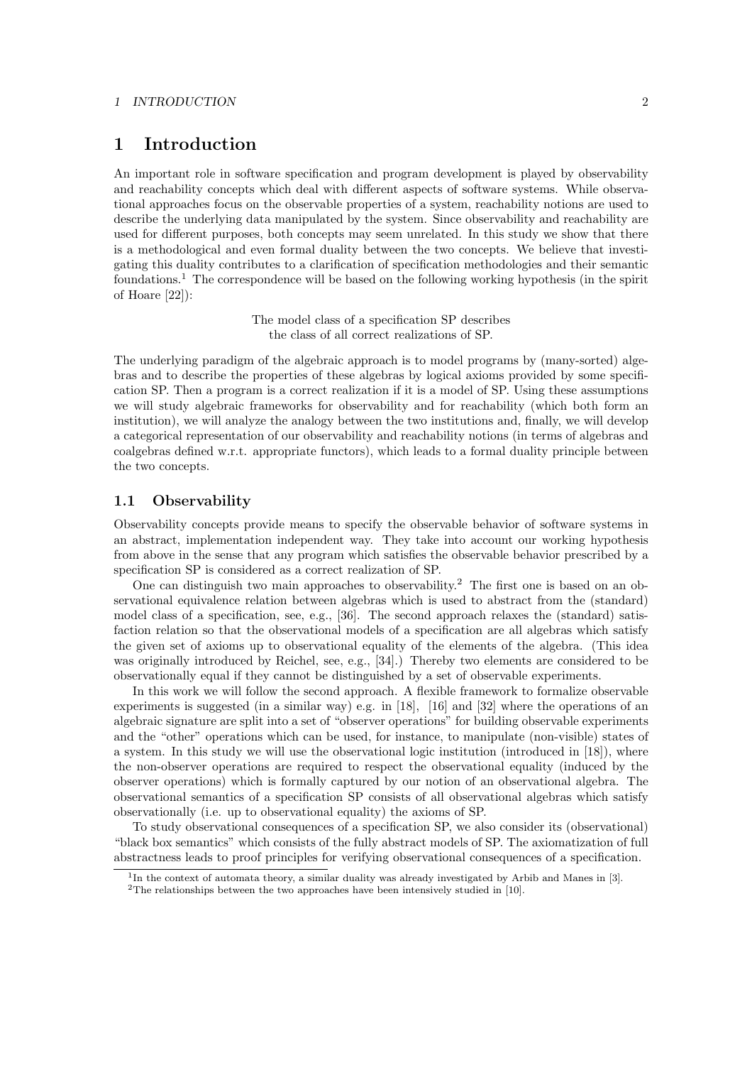# 1 Introduction

An important role in software specification and program development is played by observability and reachability concepts which deal with different aspects of software systems. While observational approaches focus on the observable properties of a system, reachability notions are used to describe the underlying data manipulated by the system. Since observability and reachability are used for different purposes, both concepts may seem unrelated. In this study we show that there is a methodological and even formal duality between the two concepts. We believe that investigating this duality contributes to a clarification of specification methodologies and their semantic foundations.[1] The correspondence will be based on the following working hypothesis (in the spirit of Hoare [22]):

The model class of a specification SP describes
the class of all correct realizations of SP.

The underlying paradigm of the algebraic approach is to model programs by (many-sorted) algebras and to describe the properties of these algebras by logical axioms provided by some specification SP. Then a program is a correct realization if it is a model of SP. Using these assumptions we will study algebraic frameworks for observability and for reachability (which both form an institution), we will analyze the analogy between the two institutions and, finally, we will develop a categorical representation of our observability and reachability notions (in terms of algebras and coalgebras defined w.r.t. appropriate functors), which leads to a formal duality principle between the two concepts.

## 1.1 Observability

Observability concepts provide means to specify the observable behavior of software systems in an abstract, implementation independent way. They take into account our working hypothesis from above in the sense that any program which satisfies the observable behavior prescribed by a specification SP is considered as a correct realization of SP.

One can distinguish two main approaches to observability.[2] The first one is based on an observational equivalence relation between algebras which is used to abstract from the (standard) model class of a specification, see, e.g., [36]. The second approach relaxes the (standard) satisfaction relation so that the observational models of a specification are all algebras which satisfy the given set of axioms up to observational equality of the elements of the algebra. (This idea was originally introduced by Reichel, see, e.g., [34].) Thereby two elements are considered to be observationally equal if they cannot be distinguished by a set of observable experiments.

In this work we will follow the second approach. A flexible framework to formalize observable experiments is suggested (in a similar way) e.g. in [18], [16] and [32] where the operations of an algebraic signature are split into a set of "observer operations" for building observable experiments and the "other" operations which can be used, for instance, to manipulate (non-visible) states of a system. In this study we will use the observational logic institution (introduced in [18]), where the non-observer operations are required to respect the observational equality (induced by the observer operations) which is formally captured by our notion of an observational algebra. The observational semantics of a specification SP consists of all observational algebras which satisfy observationally (i.e. up to observational equality) the axioms of SP.

To study observational consequences of a specification SP, we also consider its (observational) "black box semantics" which consists of the fully abstract models of SP. The axiomatization of full abstractness leads to proof principles for verifying observational consequences of a specification.

[1] In the context of automata theory, a similar duality was already investigated by Arbib and Manes in [3].

[2] The relationships between the two approaches have been intensively studied in [10].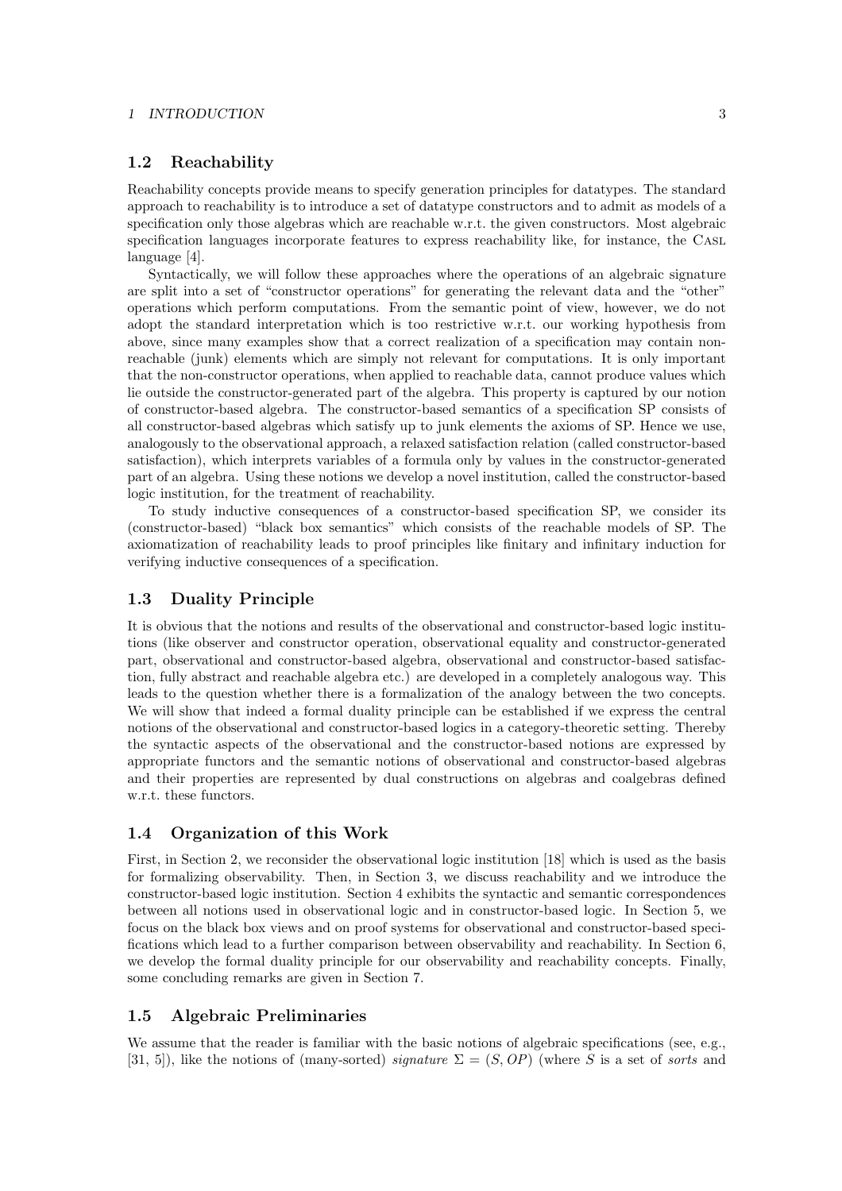## 1.2 Reachability

Reachability concepts provide means to specify generation principles for datatypes. The standard approach to reachability is to introduce a set of datatype constructors and to admit as models of a specification only those algebras which are reachable w.r.t. the given constructors. Most algebraic specification languages incorporate features to express reachability like, for instance, the CASL language [4].

Syntactically, we will follow these approaches where the operations of an algebraic signature are split into a set of "constructor operations" for generating the relevant data and the "other" operations which perform computations. From the semantic point of view, however, we do not adopt the standard interpretation which is too restrictive w.r.t. our working hypothesis from above, since many examples show that a correct realization of a specification may contain non-reachable (junk) elements which are simply not relevant for computations. It is only important that the non-constructor operations, when applied to reachable data, cannot produce values which lie outside the constructor-generated part of the algebra. This property is captured by our notion of constructor-based algebra. The constructor-based semantics of a specification SP consists of all constructor-based algebras which satisfy up to junk elements the axioms of SP. Hence we use, analogously to the observational approach, a relaxed satisfaction relation (called constructor-based satisfaction), which interprets variables of a formula only by values in the constructor-generated part of an algebra. Using these notions we develop a novel institution, called the constructor-based logic institution, for the treatment of reachability.

To study inductive consequences of a constructor-based specification SP, we consider its (constructor-based) "black box semantics" which consists of the reachable models of SP. The axiomatization of reachability leads to proof principles like finitary and infinitary induction for verifying inductive consequences of a specification.

## 1.3 Duality Principle

It is obvious that the notions and results of the observational and constructor-based logic institutions (like observer and constructor operation, observational equality and constructor-generated part, observational and constructor-based algebra, observational and constructor-based satisfaction, fully abstract and reachable algebra etc.) are developed in a completely analogous way. This leads to the question whether there is a formalization of the analogy between the two concepts. We will show that indeed a formal duality principle can be established if we express the central notions of the observational and constructor-based logics in a category-theoretic setting. Thereby the syntactic aspects of the observational and the constructor-based notions are expressed by appropriate functors and the semantic notions of observational and constructor-based algebras and their properties are represented by dual constructions on algebras and coalgebras defined w.r.t. these functors.

## 1.4 Organization of this Work

First, in Section 2, we reconsider the observational logic institution [18] which is used as the basis for formalizing observability. Then, in Section 3, we discuss reachability and we introduce the constructor-based logic institution. Section 4 exhibits the syntactic and semantic correspondences between all notions used in observational logic and in constructor-based logic. In Section 5, we focus on the black box views and on proof systems for observational and constructor-based specifications which lead to a further comparison between observability and reachability. In Section 6, we develop the formal duality principle for our observability and reachability concepts. Finally, some concluding remarks are given in Section 7.

## 1.5 Algebraic Preliminaries

We assume that the reader is familiar with the basic notions of algebraic specifications (see, e.g., [31, 5]), like the notions of (many-sorted) *signature* $\Sigma = (S, OP)$ (where $S$ is a set of *sorts* and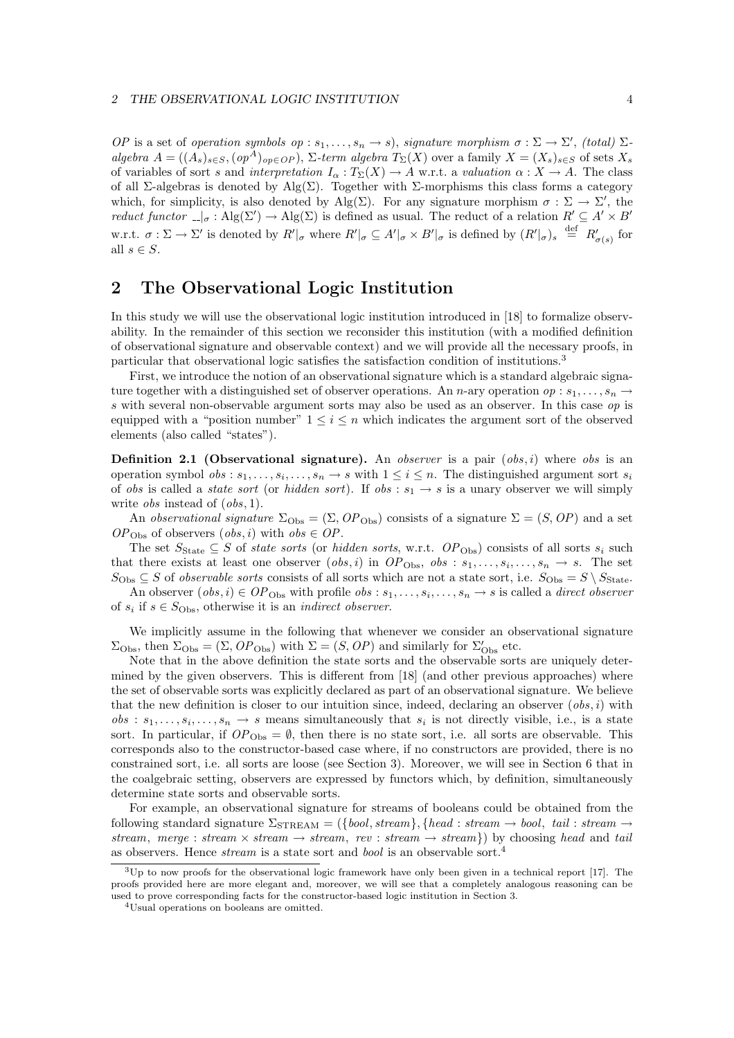*OP* is a set of *operation symbols* $op : s_1, \ldots, s_n \to s$), *signature morphism* $\sigma : \Sigma \to \Sigma'$, *(total)* $\Sigma$-*algebra* $A = ((A_s)_{s\in S}, (op^A)_{op\in OP})$, $\Sigma$-*term algebra* $T_\Sigma(X)$ over a family $X = (X_s)_{s\in S}$ of sets $X_s$ of variables of sort $s$ and *interpretation* $I_\alpha : T_\Sigma(X) \to A$ w.r.t. a *valuation* $\alpha : X \to A$. The class of all $\Sigma$-algebras is denoted by $\mathrm{Alg}(\Sigma)$. Together with $\Sigma$-morphisms this class forms a category which, for simplicity, is also denoted by $\mathrm{Alg}(\Sigma)$. For any signature morphism $\sigma : \Sigma \to \Sigma'$, the *reduct functor* $\_|_\sigma : \mathrm{Alg}(\Sigma') \to \mathrm{Alg}(\Sigma)$ is defined as usual. The reduct of a relation $R' \subseteq A' \times B'$ w.r.t. $\sigma : \Sigma \to \Sigma'$ is denoted by $R'|_\sigma$ where $R'|_\sigma \subseteq A'|_\sigma \times B'|_\sigma$ is defined by $(R'|_\sigma)_s \stackrel{\text{def}}{=} R'_{\sigma(s)}$ for all $s \in S$.

## 2 The Observational Logic Institution

In this study we will use the observational logic institution introduced in [18] to formalize observability. In the remainder of this section we reconsider this institution (with a modified definition of observational signature and observable context) and we will provide all the necessary proofs, in particular that observational logic satisfies the satisfaction condition of institutions.[3]

First, we introduce the notion of an observational signature which is a standard algebraic signature together with a distinguished set of observer operations. An $n$-ary operation $op : s_1, \ldots, s_n \to s$ with several non-observable argument sorts may also be used as an observer. In this case $op$ is equipped with a "position number" $1 \le i \le n$ which indicates the argument sort of the observed elements (also called "states").

**Definition 2.1 (Observational signature).** An *observer* is a pair $(obs, i)$ where $obs$ is an operation symbol $obs : s_1, \ldots, s_i, \ldots, s_n \to s$ with $1 \le i \le n$. The distinguished argument sort $s_i$ of $obs$ is called a *state sort* (or *hidden sort*). If $obs : s_1 \to s$ is a unary observer we will simply write $obs$ instead of $(obs, 1)$.

An *observational signature* $\Sigma_{\mathrm{Obs}} = (\Sigma, OP_{\mathrm{Obs}})$ consists of a signature $\Sigma = (S, OP)$ and a set $OP_{\mathrm{Obs}}$ of observers $(obs, i)$ with $obs \in OP$.

The set $S_{\mathrm{State}} \subseteq S$ of *state sorts* (or *hidden sorts*, w.r.t. $OP_{\mathrm{Obs}}$) consists of all sorts $s_i$ such that there exists at least one observer $(obs, i)$ in $OP_{\mathrm{Obs}}$, $obs : s_1, \ldots, s_i, \ldots, s_n \to s$. The set $S_{\mathrm{Obs}} \subseteq S$ of *observable sorts* consists of all sorts which are not a state sort, i.e. $S_{\mathrm{Obs}} = S \setminus S_{\mathrm{State}}$.

An observer $(obs, i) \in OP_{\mathrm{Obs}}$ with profile $obs : s_1, \ldots, s_i, \ldots, s_n \to s$ is called a *direct observer* of $s_i$ if $s \in S_{\mathrm{Obs}}$, otherwise it is an *indirect observer*.

We implicitly assume in the following that whenever we consider an observational signature $\Sigma_{\mathrm{Obs}}$, then $\Sigma_{\mathrm{Obs}} = (\Sigma, OP_{\mathrm{Obs}})$ with $\Sigma = (S, OP)$ and similarly for $\Sigma'_{\mathrm{Obs}}$ etc.

Note that in the above definition the state sorts and the observable sorts are uniquely determined by the given observers. This is different from [18] (and other previous approaches) where the set of observable sorts was explicitly declared as part of an observational signature. We believe that the new definition is closer to our intuition since, indeed, declaring an observer $(obs, i)$ with $obs : s_1, \ldots, s_i, \ldots, s_n \to s$ means simultaneously that $s_i$ is not directly visible, i.e., is a state sort. In particular, if $OP_{\mathrm{Obs}} = \emptyset$, then there is no state sort, i.e. all sorts are observable. This corresponds also to the constructor-based case where, if no constructors are provided, there is no constrained sort, i.e. all sorts are loose (see Section 3). Moreover, we will see in Section 6 that in the coalgebraic setting, observers are expressed by functors which, by definition, simultaneously determine state sorts and observable sorts.

For example, an observational signature for streams of booleans could be obtained from the following standard signature $\Sigma_{\mathrm{STREAM}} = (\{bool, stream\}, \{head : stream \to bool,\ tail : stream \to stream,\ merge : stream \times stream \to stream,\ rev : stream \to stream\})$ by choosing $head$ and $tail$ as observers. Hence $stream$ is a state sort and $bool$ is an observable sort.[4]

[3] Up to now proofs for the observational logic framework have only been given in a technical report [17]. The proofs provided here are more elegant and, moreover, we will see that a completely analogous reasoning can be used to prove corresponding facts for the constructor-based logic institution in Section 3.

[4] Usual operations on booleans are omitted.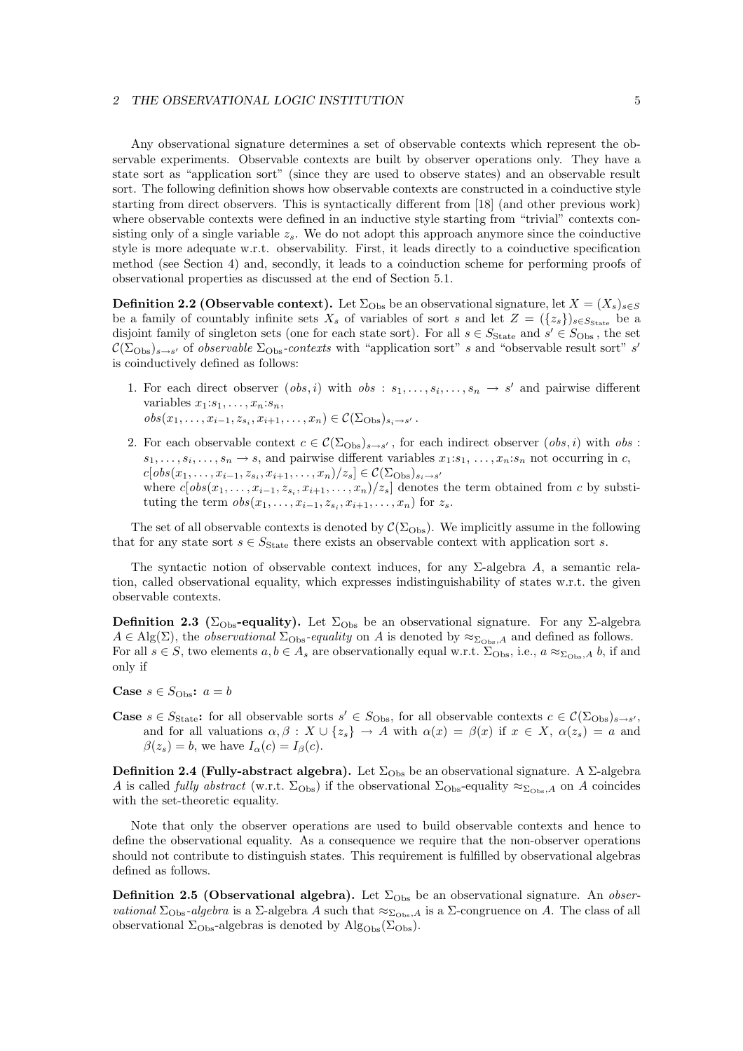Any observational signature determines a set of observable contexts which represent the observable experiments. Observable contexts are built by observer operations only. They have a state sort as "application sort" (since they are used to observe states) and an observable result sort. The following definition shows how observable contexts are constructed in a coinductive style starting from direct observers. This is syntactically different from [18] (and other previous work) where observable contexts were defined in an inductive style starting from "trivial" contexts consisting only of a single variable $z_s$. We do not adopt this approach anymore since the coinductive style is more adequate w.r.t. observability. First, it leads directly to a coinductive specification method (see Section 4) and, secondly, it leads to a coinduction scheme for performing proofs of observational properties as discussed at the end of Section 5.1.

**Definition 2.2 (Observable context).** Let $\Sigma_{\mathrm{Obs}}$ be an observational signature, let $X = (X_s)_{s \in S}$ be a family of countably infinite sets $X_s$ of variables of sort $s$ and let $Z = (\{z_s\})_{s \in S_{\mathrm{State}}}$ be a disjoint family of singleton sets (one for each state sort). For all $s \in S_{\mathrm{State}}$ and $s' \in S_{\mathrm{Obs}}$, the set $\mathcal{C}(\Sigma_{\mathrm{Obs}})_{s \to s'}$ of *observable* $\Sigma_{\mathrm{Obs}}$*-contexts* with "application sort" $s$ and "observable result sort" $s'$ is coinductively defined as follows:

1. For each direct observer $(obs, i)$ with $obs : s_1, \ldots, s_i, \ldots, s_n \to s'$ and pairwise different variables $x_1{:}s_1, \ldots, x_n{:}s_n$,
   $obs(x_1, \ldots, x_{i-1}, z_{s_i}, x_{i+1}, \ldots, x_n) \in \mathcal{C}(\Sigma_{\mathrm{Obs}})_{s_i \to s'}$.
2. For each observable context $c \in \mathcal{C}(\Sigma_{\mathrm{Obs}})_{s \to s'}$, for each indirect observer $(obs, i)$ with $obs : s_1, \ldots, s_i, \ldots, s_n \to s$, and pairwise different variables $x_1{:}s_1, \ldots, x_n{:}s_n$ not occurring in $c$,
   $c[obs(x_1, \ldots, x_{i-1}, z_{s_i}, x_{i+1}, \ldots, x_n)/z_s] \in \mathcal{C}(\Sigma_{\mathrm{Obs}})_{s_i \to s'}$
   where $c[obs(x_1, \ldots, x_{i-1}, z_{s_i}, x_{i+1}, \ldots, x_n)/z_s]$ denotes the term obtained from $c$ by substituting the term $obs(x_1, \ldots, x_{i-1}, z_{s_i}, x_{i+1}, \ldots, x_n)$ for $z_s$.

The set of all observable contexts is denoted by $\mathcal{C}(\Sigma_{\mathrm{Obs}})$. We implicitly assume in the following that for any state sort $s \in S_{\mathrm{State}}$ there exists an observable context with application sort $s$.

The syntactic notion of observable context induces, for any $\Sigma$-algebra $A$, a semantic relation, called observational equality, which expresses indistinguishability of states w.r.t. the given observable contexts.

**Definition 2.3 ($\Sigma_{\mathrm{Obs}}$-equality).** Let $\Sigma_{\mathrm{Obs}}$ be an observational signature. For any $\Sigma$-algebra $A \in \mathrm{Alg}(\Sigma)$, the *observational* $\Sigma_{\mathrm{Obs}}$*-equality* on $A$ is denoted by $\approx_{\Sigma_{\mathrm{Obs}},A}$ and defined as follows. For all $s \in S$, two elements $a, b \in A_s$ are observationally equal w.r.t. $\Sigma_{\mathrm{Obs}}$, i.e., $a \approx_{\Sigma_{\mathrm{Obs}},A} b$, if and only if

**Case** $s \in S_{\mathrm{Obs}}$**:** $a = b$

**Case** $s \in S_{\mathrm{State}}$**:** for all observable sorts $s' \in S_{\mathrm{Obs}}$, for all observable contexts $c \in \mathcal{C}(\Sigma_{\mathrm{Obs}})_{s \to s'}$, and for all valuations $\alpha, \beta : X \cup \{z_s\} \to A$ with $\alpha(x) = \beta(x)$ if $x \in X$, $\alpha(z_s) = a$ and $\beta(z_s) = b$, we have $I_\alpha(c) = I_\beta(c)$.

**Definition 2.4 (Fully-abstract algebra).** Let $\Sigma_{\mathrm{Obs}}$ be an observational signature. A $\Sigma$-algebra $A$ is called *fully abstract* (w.r.t. $\Sigma_{\mathrm{Obs}}$) if the observational $\Sigma_{\mathrm{Obs}}$-equality $\approx_{\Sigma_{\mathrm{Obs}},A}$ on $A$ coincides with the set-theoretic equality.

Note that only the observer operations are used to build observable contexts and hence to define the observational equality. As a consequence we require that the non-observer operations should not contribute to distinguish states. This requirement is fulfilled by observational algebras defined as follows.

**Definition 2.5 (Observational algebra).** Let $\Sigma_{\mathrm{Obs}}$ be an observational signature. An *observational* $\Sigma_{\mathrm{Obs}}$*-algebra* is a $\Sigma$-algebra $A$ such that $\approx_{\Sigma_{\mathrm{Obs}},A}$ is a $\Sigma$-congruence on $A$. The class of all observational $\Sigma_{\mathrm{Obs}}$-algebras is denoted by $\mathrm{Alg}_{\mathrm{Obs}}(\Sigma_{\mathrm{Obs}})$.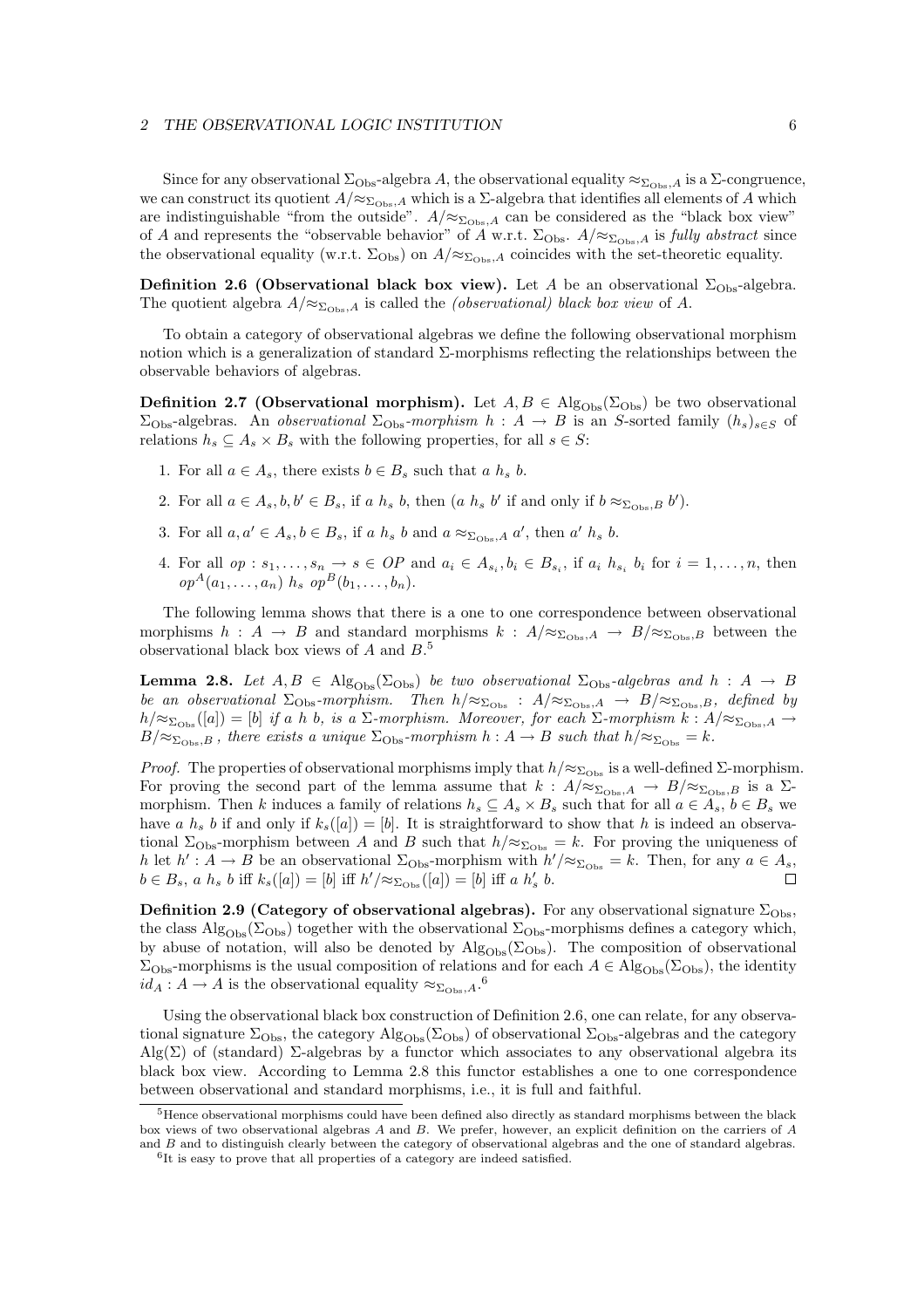Since for any observational $\Sigma_{\mathrm{Obs}}$-algebra $A$, the observational equality $\approx_{\Sigma_{\mathrm{Obs}},A}$ is a $\Sigma$-congruence, we can construct its quotient $A/\approx_{\Sigma_{\mathrm{Obs}},A}$ which is a $\Sigma$-algebra that identifies all elements of $A$ which are indistinguishable "from the outside". $A/\approx_{\Sigma_{\mathrm{Obs}},A}$ can be considered as the "black box view" of $A$ and represents the "observable behavior" of $A$ w.r.t. $\Sigma_{\mathrm{Obs}}$. $A/\approx_{\Sigma_{\mathrm{Obs}},A}$ is *fully abstract* since the observational equality (w.r.t. $\Sigma_{\mathrm{Obs}}$) on $A/\approx_{\Sigma_{\mathrm{Obs}},A}$ coincides with the set-theoretic equality.

**Definition 2.6 (Observational black box view).** Let $A$ be an observational $\Sigma_{\mathrm{Obs}}$-algebra. The quotient algebra $A/\approx_{\Sigma_{\mathrm{Obs}},A}$ is called the *(observational) black box view* of $A$.

To obtain a category of observational algebras we define the following observational morphism notion which is a generalization of standard $\Sigma$-morphisms reflecting the relationships between the observable behaviors of algebras.

**Definition 2.7 (Observational morphism).** Let $A, B \in \mathrm{Alg}_{\mathrm{Obs}}(\Sigma_{\mathrm{Obs}})$ be two observational $\Sigma_{\mathrm{Obs}}$-algebras. An *observational* $\Sigma_{\mathrm{Obs}}$*-morphism* $h : A \to B$ is an $S$-sorted family $(h_s)_{s\in S}$ of relations $h_s \subseteq A_s \times B_s$ with the following properties, for all $s \in S$:

1. For all $a \in A_s$, there exists $b \in B_s$ such that $a\ h_s\ b$.
2. For all $a \in A_s, b, b' \in B_s$, if $a\ h_s\ b$, then ($a\ h_s\ b'$ if and only if $b \approx_{\Sigma_{\mathrm{Obs}},B} b'$).
3. For all $a, a' \in A_s, b \in B_s$, if $a\ h_s\ b$ and $a \approx_{\Sigma_{\mathrm{Obs}},A} a'$, then $a'\ h_s\ b$.
4. For all $op : s_1, \ldots, s_n \to s \in OP$ and $a_i \in A_{s_i}, b_i \in B_{s_i}$, if $a_i\ h_{s_i}\ b_i$ for $i = 1, \ldots, n$, then $op^A(a_1, \ldots, a_n)\ h_s\ op^B(b_1, \ldots, b_n)$.

The following lemma shows that there is a one to one correspondence between observational morphisms $h : A \to B$ and standard morphisms $k : A/\approx_{\Sigma_{\mathrm{Obs}},A} \to B/\approx_{\Sigma_{\mathrm{Obs}},B}$ between the observational black box views of $A$ and $B$.[5]

**Lemma 2.8.** *Let $A, B \in \mathrm{Alg}_{\mathrm{Obs}}(\Sigma_{\mathrm{Obs}})$ be two observational $\Sigma_{\mathrm{Obs}}$-algebras and $h : A \to B$ be an observational $\Sigma_{\mathrm{Obs}}$-morphism. Then $h/\approx_{\Sigma_{\mathrm{Obs}}} : A/\approx_{\Sigma_{\mathrm{Obs}},A} \to B/\approx_{\Sigma_{\mathrm{Obs}},B}$, defined by $h/\approx_{\Sigma_{\mathrm{Obs}}}([a]) = [b]$ if $a\ h\ b$, is a $\Sigma$-morphism. Moreover, for each $\Sigma$-morphism $k : A/\approx_{\Sigma_{\mathrm{Obs}},A} \to B/\approx_{\Sigma_{\mathrm{Obs}},B}$, there exists a unique $\Sigma_{\mathrm{Obs}}$-morphism $h : A \to B$ such that $h/\approx_{\Sigma_{\mathrm{Obs}}} = k$.*

*Proof.* The properties of observational morphisms imply that $h/\approx_{\Sigma_{\mathrm{Obs}}}$ is a well-defined $\Sigma$-morphism. For proving the second part of the lemma assume that $k : A/\approx_{\Sigma_{\mathrm{Obs}},A} \to B/\approx_{\Sigma_{\mathrm{Obs}},B}$ is a $\Sigma$-morphism. Then $k$ induces a family of relations $h_s \subseteq A_s \times B_s$ such that for all $a \in A_s$, $b \in B_s$ we have $a\ h_s\ b$ if and only if $k_s([a]) = [b]$. It is straightforward to show that $h$ is indeed an observational $\Sigma_{\mathrm{Obs}}$-morphism between $A$ and $B$ such that $h/\approx_{\Sigma_{\mathrm{Obs}}} = k$. For proving the uniqueness of $h$ let $h' : A \to B$ be an observational $\Sigma_{\mathrm{Obs}}$-morphism with $h'/\approx_{\Sigma_{\mathrm{Obs}}} = k$. Then, for any $a \in A_s$, $b \in B_s$, $a\ h_s\ b$ iff $k_s([a]) = [b]$ iff $h'/\approx_{\Sigma_{\mathrm{Obs}}}([a]) = [b]$ iff $a\ h'_s\ b$. $\square$

**Definition 2.9 (Category of observational algebras).** For any observational signature $\Sigma_{\mathrm{Obs}}$, the class $\mathrm{Alg}_{\mathrm{Obs}}(\Sigma_{\mathrm{Obs}})$ together with the observational $\Sigma_{\mathrm{Obs}}$-morphisms defines a category which, by abuse of notation, will also be denoted by $\mathrm{Alg}_{\mathrm{Obs}}(\Sigma_{\mathrm{Obs}})$. The composition of observational $\Sigma_{\mathrm{Obs}}$-morphisms is the usual composition of relations and for each $A \in \mathrm{Alg}_{\mathrm{Obs}}(\Sigma_{\mathrm{Obs}})$, the identity $id_A : A \to A$ is the observational equality $\approx_{\Sigma_{\mathrm{Obs}},A}$.[6]

Using the observational black box construction of Definition 2.6, one can relate, for any observational signature $\Sigma_{\mathrm{Obs}}$, the category $\mathrm{Alg}_{\mathrm{Obs}}(\Sigma_{\mathrm{Obs}})$ of observational $\Sigma_{\mathrm{Obs}}$-algebras and the category $\mathrm{Alg}(\Sigma)$ of (standard) $\Sigma$-algebras by a functor which associates to any observational algebra its black box view. According to Lemma 2.8 this functor establishes a one to one correspondence between observational and standard morphisms, i.e., it is full and faithful.

[5] Hence observational morphisms could have been defined also directly as standard morphisms between the black box views of two observational algebras $A$ and $B$. We prefer, however, an explicit definition on the carriers of $A$ and $B$ and to distinguish clearly between the category of observational algebras and the one of standard algebras.

[6] It is easy to prove that all properties of a category are indeed satisfied.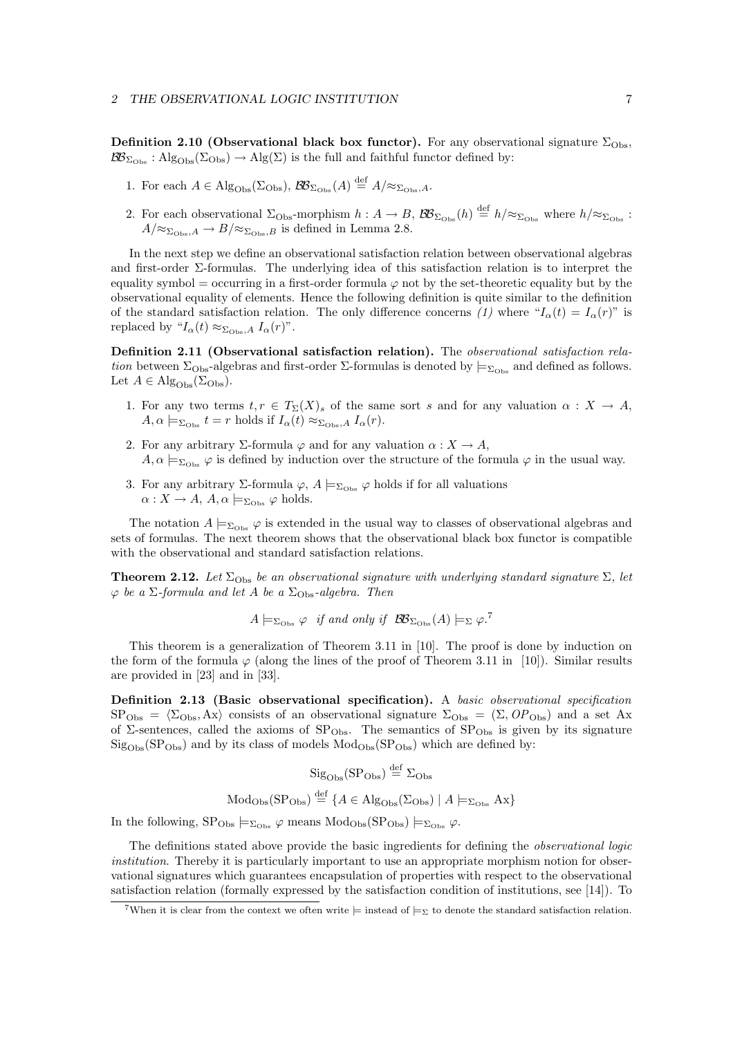**Definition 2.10 (Observational black box functor).** For any observational signature $\Sigma_{\text{Obs}}$, $\mathcal{BB}_{\Sigma_{\text{Obs}}} : \text{Alg}_{\text{Obs}}(\Sigma_{\text{Obs}}) \to \text{Alg}(\Sigma)$ is the full and faithful functor defined by:

1. For each $A \in \text{Alg}_{\text{Obs}}(\Sigma_{\text{Obs}})$, $\mathcal{BB}_{\Sigma_{\text{Obs}}}(A) \stackrel{\text{def}}{=} A/{\approx_{\Sigma_{\text{Obs}},A}}$.
2. For each observational $\Sigma_{\text{Obs}}$-morphism $h : A \to B$, $\mathcal{BB}_{\Sigma_{\text{Obs}}}(h) \stackrel{\text{def}}{=} h/{\approx_{\Sigma_{\text{Obs}}}}$ where $h/{\approx_{\Sigma_{\text{Obs}}}} : A/{\approx_{\Sigma_{\text{Obs}},A}} \to B/{\approx_{\Sigma_{\text{Obs}},B}}$ is defined in Lemma 2.8.

In the next step we define an observational satisfaction relation between observational algebras and first-order $\Sigma$-formulas. The underlying idea of this satisfaction relation is to interpret the equality symbol $=$ occurring in a first-order formula $\varphi$ not by the set-theoretic equality but by the observational equality of elements. Hence the following definition is quite similar to the definition of the standard satisfaction relation. The only difference concerns *(1)* where "$I_\alpha(t) = I_\alpha(r)$" is replaced by "$I_\alpha(t) \approx_{\Sigma_{\text{Obs}},A} I_\alpha(r)$".

**Definition 2.11 (Observational satisfaction relation).** The *observational satisfaction relation* between $\Sigma_{\text{Obs}}$-algebras and first-order $\Sigma$-formulas is denoted by $\models_{\Sigma_{\text{Obs}}}$ and defined as follows. Let $A \in \text{Alg}_{\text{Obs}}(\Sigma_{\text{Obs}})$.

1. For any two terms $t, r \in T_\Sigma(X)_s$ of the same sort $s$ and for any valuation $\alpha : X \to A$, $A, \alpha \models_{\Sigma_{\text{Obs}}} t = r$ holds if $I_\alpha(t) \approx_{\Sigma_{\text{Obs}},A} I_\alpha(r)$.
2. For any arbitrary $\Sigma$-formula $\varphi$ and for any valuation $\alpha : X \to A$, $A, \alpha \models_{\Sigma_{\text{Obs}}} \varphi$ is defined by induction over the structure of the formula $\varphi$ in the usual way.
3. For any arbitrary $\Sigma$-formula $\varphi$, $A \models_{\Sigma_{\text{Obs}}} \varphi$ holds if for all valuations $\alpha : X \to A$, $A, \alpha \models_{\Sigma_{\text{Obs}}} \varphi$ holds.

The notation $A \models_{\Sigma_{\text{Obs}}} \varphi$ is extended in the usual way to classes of observational algebras and sets of formulas. The next theorem shows that the observational black box functor is compatible with the observational and standard satisfaction relations.

**Theorem 2.12.** *Let $\Sigma_{\text{Obs}}$ be an observational signature with underlying standard signature $\Sigma$, let $\varphi$ be a $\Sigma$-formula and let $A$ be a $\Sigma_{\text{Obs}}$-algebra. Then*

$$A \models_{\Sigma_{\text{Obs}}} \varphi \quad \textit{if and only if} \quad \mathcal{BB}_{\Sigma_{\text{Obs}}}(A) \models_\Sigma \varphi.\text{[7]}$$

This theorem is a generalization of Theorem 3.11 in [10]. The proof is done by induction on the form of the formula $\varphi$ (along the lines of the proof of Theorem 3.11 in [10]). Similar results are provided in [23] and in [33].

**Definition 2.13 (Basic observational specification).** A *basic observational specification* $\text{SP}_{\text{Obs}} = \langle \Sigma_{\text{Obs}}, \text{Ax} \rangle$ consists of an observational signature $\Sigma_{\text{Obs}} = (\Sigma, OP_{\text{Obs}})$ and a set Ax of $\Sigma$-sentences, called the axioms of $\text{SP}_{\text{Obs}}$. The semantics of $\text{SP}_{\text{Obs}}$ is given by its signature $\text{Sig}_{\text{Obs}}(\text{SP}_{\text{Obs}})$ and by its class of models $\text{Mod}_{\text{Obs}}(\text{SP}_{\text{Obs}})$ which are defined by:

$$\text{Sig}_{\text{Obs}}(\text{SP}_{\text{Obs}}) \stackrel{\text{def}}{=} \Sigma_{\text{Obs}}$$

$$\text{Mod}_{\text{Obs}}(\text{SP}_{\text{Obs}}) \stackrel{\text{def}}{=} \{A \in \text{Alg}_{\text{Obs}}(\Sigma_{\text{Obs}}) \mid A \models_{\Sigma_{\text{Obs}}} \text{Ax}\}$$

In the following, $\text{SP}_{\text{Obs}} \models_{\Sigma_{\text{Obs}}} \varphi$ means $\text{Mod}_{\text{Obs}}(\text{SP}_{\text{Obs}}) \models_{\Sigma_{\text{Obs}}} \varphi$.

The definitions stated above provide the basic ingredients for defining the *observational logic institution*. Thereby it is particularly important to use an appropriate morphism notion for observational signatures which guarantees encapsulation of properties with respect to the observational satisfaction relation (formally expressed by the satisfaction condition of institutions, see [14]). To

[7] When it is clear from the context we often write $\models$ instead of $\models_\Sigma$ to denote the standard satisfaction relation.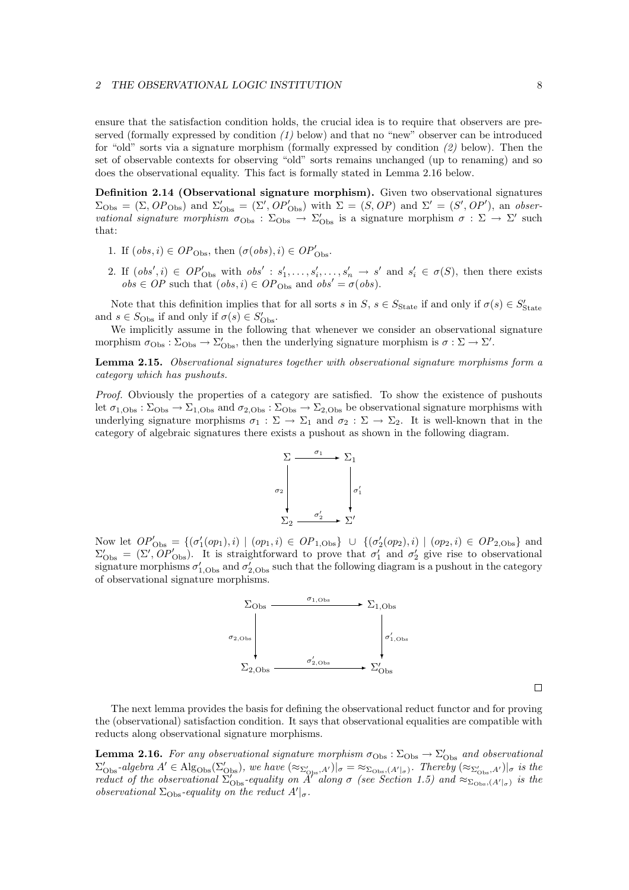ensure that the satisfaction condition holds, the crucial idea is to require that observers are preserved (formally expressed by condition *(1)* below) and that no "new" observer can be introduced for "old" sorts via a signature morphism (formally expressed by condition *(2)* below). Then the set of observable contexts for observing "old" sorts remains unchanged (up to renaming) and so does the observational equality. This fact is formally stated in Lemma 2.16 below.

**Definition 2.14 (Observational signature morphism).** Given two observational signatures $\Sigma_{\mathrm{Obs}} = (\Sigma, OP_{\mathrm{Obs}})$ and $\Sigma'_{\mathrm{Obs}} = (\Sigma', OP'_{\mathrm{Obs}})$ with $\Sigma = (S, OP)$ and $\Sigma' = (S', OP')$, an *observational signature morphism* $\sigma_{\mathrm{Obs}} : \Sigma_{\mathrm{Obs}} \to \Sigma'_{\mathrm{Obs}}$ is a signature morphism $\sigma : \Sigma \to \Sigma'$ such that:

1. If $(obs, i) \in OP_{\mathrm{Obs}}$, then $(\sigma(obs), i) \in OP'_{\mathrm{Obs}}$.
2. If $(obs', i) \in OP'_{\mathrm{Obs}}$ with $obs' : s'_1, \ldots, s'_i, \ldots, s'_n \to s'$ and $s'_i \in \sigma(S)$, then there exists $obs \in OP$ such that $(obs, i) \in OP_{\mathrm{Obs}}$ and $obs' = \sigma(obs)$.

Note that this definition implies that for all sorts $s$ in $S$, $s \in S_{\mathrm{State}}$ if and only if $\sigma(s) \in S'_{\mathrm{State}}$ and $s \in S_{\mathrm{Obs}}$ if and only if $\sigma(s) \in S'_{\mathrm{Obs}}$.

We implicitly assume in the following that whenever we consider an observational signature morphism $\sigma_{\mathrm{Obs}} : \Sigma_{\mathrm{Obs}} \to \Sigma'_{\mathrm{Obs}}$, then the underlying signature morphism is $\sigma : \Sigma \to \Sigma'$.

**Lemma 2.15.** *Observational signatures together with observational signature morphisms form a category which has pushouts.*

*Proof.* Obviously the properties of a category are satisfied. To show the existence of pushouts let $\sigma_{1,\mathrm{Obs}} : \Sigma_{\mathrm{Obs}} \to \Sigma_{1,\mathrm{Obs}}$ and $\sigma_{2,\mathrm{Obs}} : \Sigma_{\mathrm{Obs}} \to \Sigma_{2,\mathrm{Obs}}$ be observational signature morphisms with underlying signature morphisms $\sigma_1 : \Sigma \to \Sigma_1$ and $\sigma_2 : \Sigma \to \Sigma_2$. It is well-known that in the category of algebraic signatures there exists a pushout as shown in the following diagram.

$$
\begin{array}{ccc}
\Sigma & \xrightarrow{\sigma_1} & \Sigma_1 \\
\downarrow{\scriptstyle \sigma_2} & & \downarrow{\scriptstyle \sigma'_1} \\
\Sigma_2 & \xrightarrow{\sigma'_2} & \Sigma'
\end{array}
$$

Now let $OP'_{\mathrm{Obs}} = \{(\sigma'_1(op_1), i) \mid (op_1, i) \in OP_{1,\mathrm{Obs}}\} \cup \{(\sigma'_2(op_2), i) \mid (op_2, i) \in OP_{2,\mathrm{Obs}}\}$ and $\Sigma'_{\mathrm{Obs}} = (\Sigma', OP'_{\mathrm{Obs}})$. It is straightforward to prove that $\sigma'_1$ and $\sigma'_2$ give rise to observational signature morphisms $\sigma'_{1,\mathrm{Obs}}$ and $\sigma'_{2,\mathrm{Obs}}$ such that the following diagram is a pushout in the category of observational signature morphisms.

$$
\begin{array}{ccc}
\Sigma_{\mathrm{Obs}} & \xrightarrow{\sigma_{1,\mathrm{Obs}}} & \Sigma_{1,\mathrm{Obs}} \\
\downarrow{\scriptstyle \sigma_{2,\mathrm{Obs}}} & & \downarrow{\scriptstyle \sigma'_{1,\mathrm{Obs}}} \\
\Sigma_{2,\mathrm{Obs}} & \xrightarrow{\sigma'_{2,\mathrm{Obs}}} & \Sigma'_{\mathrm{Obs}}
\end{array}
$$

□

The next lemma provides the basis for defining the observational reduct functor and for proving the (observational) satisfaction condition. It says that observational equalities are compatible with reducts along observational signature morphisms.

**Lemma 2.16.** *For any observational signature morphism $\sigma_{\mathrm{Obs}} : \Sigma_{\mathrm{Obs}} \to \Sigma'_{\mathrm{Obs}}$ and observational $\Sigma'_{\mathrm{Obs}}$-algebra $A' \in \mathrm{Alg}_{\mathrm{Obs}}(\Sigma'_{\mathrm{Obs}})$, we have $(\approx_{\Sigma'_{\mathrm{Obs}},A'})|_\sigma = \approx_{\Sigma_{\mathrm{Obs}},(A'|_\sigma)}$. Thereby $(\approx_{\Sigma'_{\mathrm{Obs}},A'})|_\sigma$ is the reduct of the observational $\Sigma'_{\mathrm{Obs}}$-equality on $A'$ along $\sigma$ (see Section 1.5) and $\approx_{\Sigma_{\mathrm{Obs}},(A'|_\sigma)}$ is the observational $\Sigma_{\mathrm{Obs}}$-equality on the reduct $A'|_\sigma$.*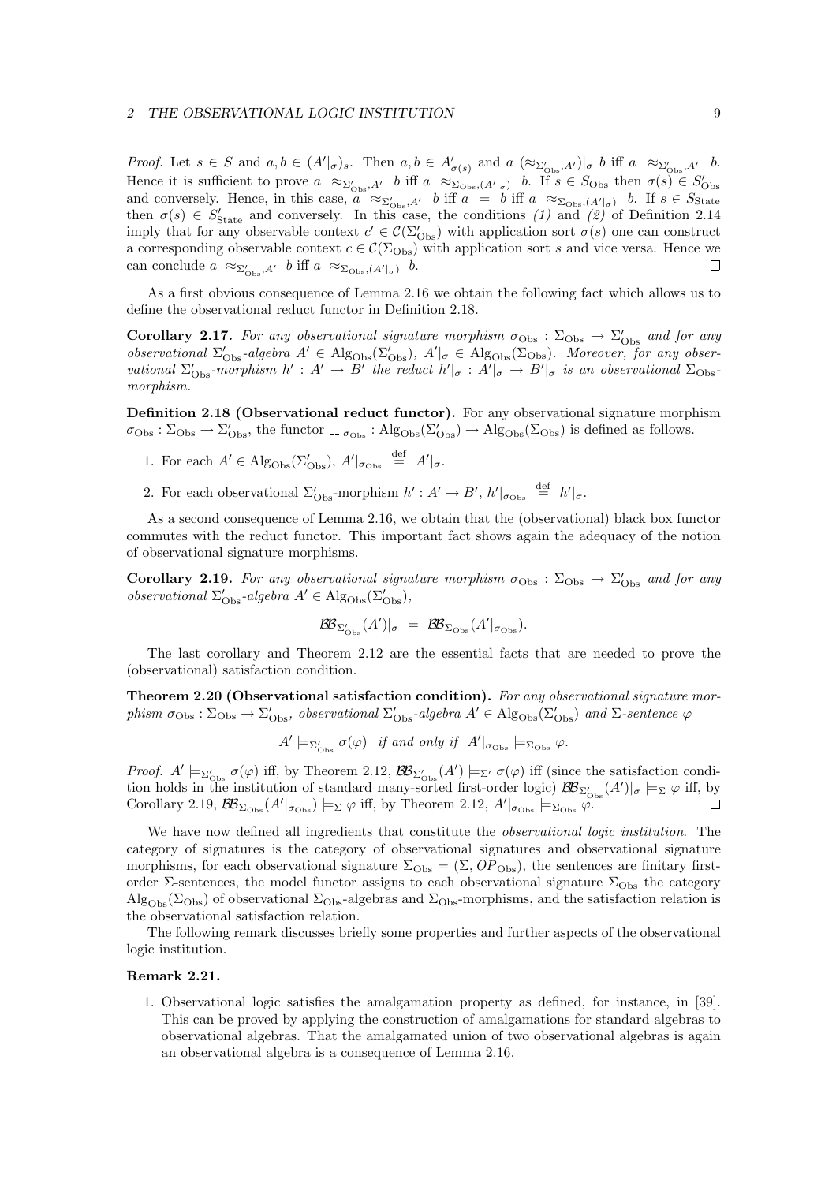*Proof.* Let $s \in S$ and $a, b \in (A'|_\sigma)_s$. Then $a, b \in A'_{\sigma(s)}$ and $a\ (\approx_{\Sigma'_{\mathrm{Obs}},A'})|_\sigma\ b$ iff $a\ \approx_{\Sigma'_{\mathrm{Obs}},A'}\ b$. Hence it is sufficient to prove $a\ \approx_{\Sigma'_{\mathrm{Obs}},A'}\ b$ iff $a\ \approx_{\Sigma_{\mathrm{Obs}},(A'|_\sigma)}\ b$. If $s \in S_{\mathrm{Obs}}$ then $\sigma(s) \in S'_{\mathrm{Obs}}$ and conversely. Hence, in this case, $a\ \approx_{\Sigma'_{\mathrm{Obs}},A'}\ b$ iff $a = b$ iff $a\ \approx_{\Sigma_{\mathrm{Obs}},(A'|_\sigma)}\ b$. If $s \in S_{\mathrm{State}}$ then $\sigma(s) \in S'_{\mathrm{State}}$ and conversely. In this case, the conditions *(1)* and *(2)* of Definition 2.14 imply that for any observable context $c' \in \mathcal{C}(\Sigma'_{\mathrm{Obs}})$ with application sort $\sigma(s)$ one can construct a corresponding observable context $c \in \mathcal{C}(\Sigma_{\mathrm{Obs}})$ with application sort $s$ and vice versa. Hence we can conclude $a\ \approx_{\Sigma'_{\mathrm{Obs}},A'}\ b$ iff $a\ \approx_{\Sigma_{\mathrm{Obs}},(A'|_\sigma)}\ b$. $\square$

As a first obvious consequence of Lemma 2.16 we obtain the following fact which allows us to define the observational reduct functor in Definition 2.18.

**Corollary 2.17.** *For any observational signature morphism $\sigma_{\mathrm{Obs}} : \Sigma_{\mathrm{Obs}} \to \Sigma'_{\mathrm{Obs}}$ and for any observational $\Sigma'_{\mathrm{Obs}}$-algebra $A' \in \mathrm{Alg}_{\mathrm{Obs}}(\Sigma'_{\mathrm{Obs}})$, $A'|_\sigma \in \mathrm{Alg}_{\mathrm{Obs}}(\Sigma_{\mathrm{Obs}})$. Moreover, for any observational $\Sigma'_{\mathrm{Obs}}$-morphism $h' : A' \to B'$ the reduct $h'|_\sigma : A'|_\sigma \to B'|_\sigma$ is an observational $\Sigma_{\mathrm{Obs}}$-morphism.*

**Definition 2.18 (Observational reduct functor).** For any observational signature morphism $\sigma_{\mathrm{Obs}} : \Sigma_{\mathrm{Obs}} \to \Sigma'_{\mathrm{Obs}}$, the functor $\_|_{\sigma_{\mathrm{Obs}}} : \mathrm{Alg}_{\mathrm{Obs}}(\Sigma'_{\mathrm{Obs}}) \to \mathrm{Alg}_{\mathrm{Obs}}(\Sigma_{\mathrm{Obs}})$ is defined as follows.

1. For each $A' \in \mathrm{Alg}_{\mathrm{Obs}}(\Sigma'_{\mathrm{Obs}})$, $A'|_{\sigma_{\mathrm{Obs}}} \stackrel{\mathrm{def}}{=} A'|_\sigma$.
2. For each observational $\Sigma'_{\mathrm{Obs}}$-morphism $h' : A' \to B'$, $h'|_{\sigma_{\mathrm{Obs}}} \stackrel{\mathrm{def}}{=} h'|_\sigma$.

As a second consequence of Lemma 2.16, we obtain that the (observational) black box functor commutes with the reduct functor. This important fact shows again the adequacy of the notion of observational signature morphisms.

**Corollary 2.19.** *For any observational signature morphism $\sigma_{\mathrm{Obs}} : \Sigma_{\mathrm{Obs}} \to \Sigma'_{\mathrm{Obs}}$ and for any observational $\Sigma'_{\mathrm{Obs}}$-algebra $A' \in \mathrm{Alg}_{\mathrm{Obs}}(\Sigma'_{\mathrm{Obs}})$,*

$$\mathcal{BB}_{\Sigma'_{\mathrm{Obs}}}(A')|_\sigma \;=\; \mathcal{BB}_{\Sigma_{\mathrm{Obs}}}(A'|_{\sigma_{\mathrm{Obs}}}).$$

The last corollary and Theorem 2.12 are the essential facts that are needed to prove the (observational) satisfaction condition.

**Theorem 2.20 (Observational satisfaction condition).** *For any observational signature morphism $\sigma_{\mathrm{Obs}} : \Sigma_{\mathrm{Obs}} \to \Sigma'_{\mathrm{Obs}}$, observational $\Sigma'_{\mathrm{Obs}}$-algebra $A' \in \mathrm{Alg}_{\mathrm{Obs}}(\Sigma'_{\mathrm{Obs}})$ and $\Sigma$-sentence $\varphi$*

$$A' \models_{\Sigma'_{\mathrm{Obs}}} \sigma(\varphi) \quad \textit{if and only if} \quad A'|_{\sigma_{\mathrm{Obs}}} \models_{\Sigma_{\mathrm{Obs}}} \varphi.$$

*Proof.* $A' \models_{\Sigma'_{\mathrm{Obs}}} \sigma(\varphi)$ iff, by Theorem 2.12, $\mathcal{BB}_{\Sigma'_{\mathrm{Obs}}}(A') \models_{\Sigma'} \sigma(\varphi)$ iff (since the satisfaction condition holds in the institution of standard many-sorted first-order logic) $\mathcal{BB}_{\Sigma'_{\mathrm{Obs}}}(A')|_\sigma \models_\Sigma \varphi$ iff, by Corollary 2.19, $\mathcal{BB}_{\Sigma_{\mathrm{Obs}}}(A'|_{\sigma_{\mathrm{Obs}}}) \models_\Sigma \varphi$ iff, by Theorem 2.12, $A'|_{\sigma_{\mathrm{Obs}}} \models_{\Sigma_{\mathrm{Obs}}} \varphi$. $\square$

We have now defined all ingredients that constitute the *observational logic institution*. The category of signatures is the category of observational signatures and observational signature morphisms, for each observational signature $\Sigma_{\mathrm{Obs}} = (\Sigma, OP_{\mathrm{Obs}})$, the sentences are finitary first-order $\Sigma$-sentences, the model functor assigns to each observational signature $\Sigma_{\mathrm{Obs}}$ the category $\mathrm{Alg}_{\mathrm{Obs}}(\Sigma_{\mathrm{Obs}})$ of observational $\Sigma_{\mathrm{Obs}}$-algebras and $\Sigma_{\mathrm{Obs}}$-morphisms, and the satisfaction relation is the observational satisfaction relation.

The following remark discusses briefly some properties and further aspects of the observational logic institution.

**Remark 2.21.**

1. Observational logic satisfies the amalgamation property as defined, for instance, in [39]. This can be proved by applying the construction of amalgamations for standard algebras to observational algebras. That the amalgamated union of two observational algebras is again an observational algebra is a consequence of Lemma 2.16.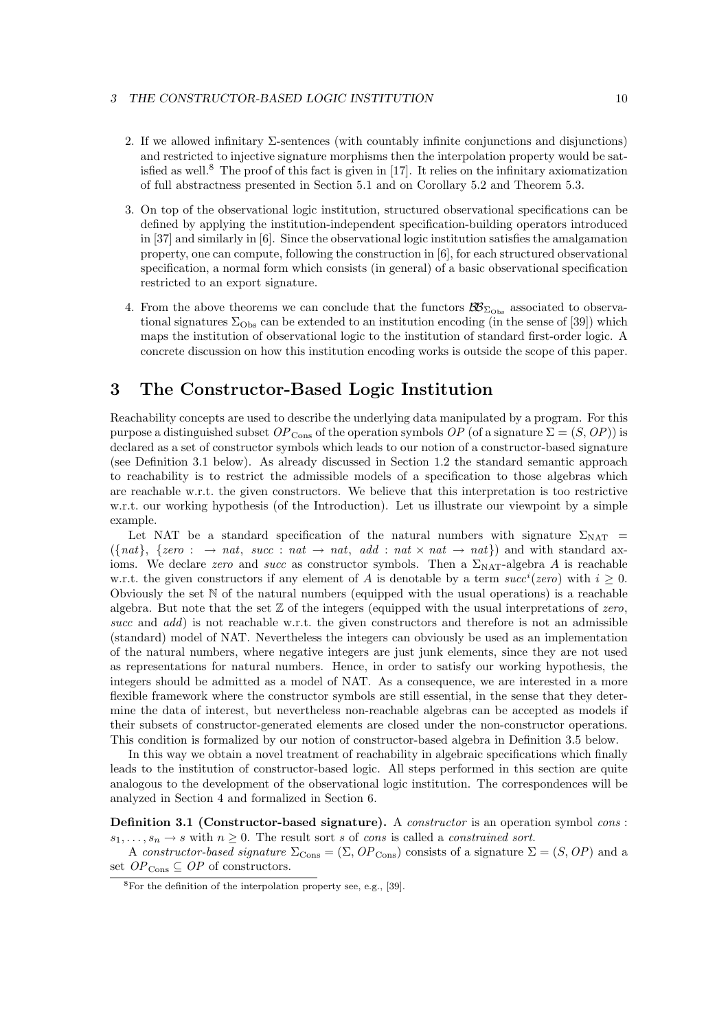2. If we allowed infinitary $\Sigma$-sentences (with countably infinite conjunctions and disjunctions) and restricted to injective signature morphisms then the interpolation property would be satisfied as well.[8] The proof of this fact is given in [17]. It relies on the infinitary axiomatization of full abstractness presented in Section 5.1 and on Corollary 5.2 and Theorem 5.3.

3. On top of the observational logic institution, structured observational specifications can be defined by applying the institution-independent specification-building operators introduced in [37] and similarly in [6]. Since the observational logic institution satisfies the amalgamation property, one can compute, following the construction in [6], for each structured observational specification, a normal form which consists (in general) of a basic observational specification restricted to an export signature.

4. From the above theorems we can conclude that the functors $\mathcal{BB}_{\Sigma_{\mathrm{Obs}}}$ associated to observational signatures $\Sigma_{\mathrm{Obs}}$ can be extended to an institution encoding (in the sense of [39]) which maps the institution of observational logic to the institution of standard first-order logic. A concrete discussion on how this institution encoding works is outside the scope of this paper.

# 3 The Constructor-Based Logic Institution

Reachability concepts are used to describe the underlying data manipulated by a program. For this purpose a distinguished subset $OP_{\mathrm{Cons}}$ of the operation symbols $OP$ (of a signature $\Sigma = (S, OP)$) is declared as a set of constructor symbols which leads to our notion of a constructor-based signature (see Definition 3.1 below). As already discussed in Section 1.2 the standard semantic approach to reachability is to restrict the admissible models of a specification to those algebras which are reachable w.r.t. the given constructors. We believe that this interpretation is too restrictive w.r.t. our working hypothesis (of the Introduction). Let us illustrate our viewpoint by a simple example.

Let NAT be a standard specification of the natural numbers with signature $\Sigma_{\mathrm{NAT}} = (\{nat\},\ \{zero : \ \to nat,\ succ : nat \to nat,\ add : nat \times nat \to nat\})$ and with standard axioms. We declare *zero* and *succ* as constructor symbols. Then a $\Sigma_{\mathrm{NAT}}$-algebra $A$ is reachable w.r.t. the given constructors if any element of $A$ is denotable by a term $succ^i(zero)$ with $i \geq 0$. Obviously the set $\mathbb{N}$ of the natural numbers (equipped with the usual operations) is a reachable algebra. But note that the set $\mathbb{Z}$ of the integers (equipped with the usual interpretations of *zero*, *succ* and *add*) is not reachable w.r.t. the given constructors and therefore is not an admissible (standard) model of NAT. Nevertheless the integers can obviously be used as an implementation of the natural numbers, where negative integers are just junk elements, since they are not used as representations for natural numbers. Hence, in order to satisfy our working hypothesis, the integers should be admitted as a model of NAT. As a consequence, we are interested in a more flexible framework where the constructor symbols are still essential, in the sense that they determine the data of interest, but nevertheless non-reachable algebras can be accepted as models if their subsets of constructor-generated elements are closed under the non-constructor operations. This condition is formalized by our notion of constructor-based algebra in Definition 3.5 below.

In this way we obtain a novel treatment of reachability in algebraic specifications which finally leads to the institution of constructor-based logic. All steps performed in this section are quite analogous to the development of the observational logic institution. The correspondences will be analyzed in Section 4 and formalized in Section 6.

**Definition 3.1 (Constructor-based signature).** A *constructor* is an operation symbol $cons : s_1, \ldots, s_n \to s$ with $n \geq 0$. The result sort $s$ of *cons* is called a *constrained sort*.

A *constructor-based signature* $\Sigma_{\mathrm{Cons}} = (\Sigma, OP_{\mathrm{Cons}})$ consists of a signature $\Sigma = (S, OP)$ and a set $OP_{\mathrm{Cons}} \subseteq OP$ of constructors.

[8] For the definition of the interpolation property see, e.g., [39].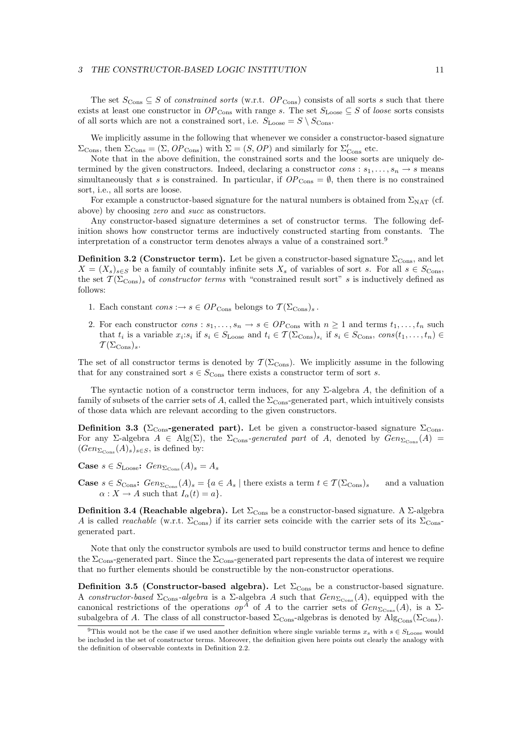The set $S_{\text{Cons}} \subseteq S$ of *constrained sorts* (w.r.t. $OP_{\text{Cons}}$) consists of all sorts $s$ such that there exists at least one constructor in $OP_{\text{Cons}}$ with range $s$. The set $S_{\text{Loose}} \subseteq S$ of *loose* sorts consists of all sorts which are not a constrained sort, i.e. $S_{\text{Loose}} = S \setminus S_{\text{Cons}}$.

We implicitly assume in the following that whenever we consider a constructor-based signature $\Sigma_{\text{Cons}}$, then $\Sigma_{\text{Cons}} = (\Sigma, OP_{\text{Cons}})$ with $\Sigma = (S, OP)$ and similarly for $\Sigma'_{\text{Cons}}$ etc.

Note that in the above definition, the constrained sorts and the loose sorts are uniquely determined by the given constructors. Indeed, declaring a constructor $cons : s_1, \ldots, s_n \to s$ means simultaneously that $s$ is constrained. In particular, if $OP_{\text{Cons}} = \emptyset$, then there is no constrained sort, i.e., all sorts are loose.

For example a constructor-based signature for the natural numbers is obtained from $\Sigma_{\text{NAT}}$ (cf. above) by choosing *zero* and *succ* as constructors.

Any constructor-based signature determines a set of constructor terms. The following definition shows how constructor terms are inductively constructed starting from constants. The interpretation of a constructor term denotes always a value of a constrained sort.[9]

**Definition 3.2 (Constructor term).** Let be given a constructor-based signature $\Sigma_{\text{Cons}}$, and let $X = (X_s)_{s \in S}$ be a family of countably infinite sets $X_s$ of variables of sort $s$. For all $s \in S_{\text{Cons}}$, the set $\mathcal{T}(\Sigma_{\text{Cons}})_s$ of *constructor terms* with "constrained result sort" $s$ is inductively defined as follows:

1. Each constant $cons : \to s \in OP_{\text{Cons}}$ belongs to $\mathcal{T}(\Sigma_{\text{Cons}})_s$.
2. For each constructor $cons : s_1, \ldots, s_n \to s \in OP_{\text{Cons}}$ with $n \geq 1$ and terms $t_1, \ldots, t_n$ such that $t_i$ is a variable $x_i{:}s_i$ if $s_i \in S_{\text{Loose}}$ and $t_i \in \mathcal{T}(\Sigma_{\text{Cons}})_{s_i}$ if $s_i \in S_{\text{Cons}}$, $cons(t_1, \ldots, t_n) \in \mathcal{T}(\Sigma_{\text{Cons}})_s$.

The set of all constructor terms is denoted by $\mathcal{T}(\Sigma_{\text{Cons}})$. We implicitly assume in the following that for any constrained sort $s \in S_{\text{Cons}}$ there exists a constructor term of sort $s$.

The syntactic notion of a constructor term induces, for any $\Sigma$-algebra $A$, the definition of a family of subsets of the carrier sets of $A$, called the $\Sigma_{\text{Cons}}$-generated part, which intuitively consists of those data which are relevant according to the given constructors.

**Definition 3.3 ($\Sigma_{\text{Cons}}$-generated part).** Let be given a constructor-based signature $\Sigma_{\text{Cons}}$. For any $\Sigma$-algebra $A \in \text{Alg}(\Sigma)$, the $\Sigma_{\text{Cons}}$*-generated part* of $A$, denoted by $Gen_{\Sigma_{\text{Cons}}}(A) = (Gen_{\Sigma_{\text{Cons}}}(A)_s)_{s \in S}$, is defined by:

**Case** $s \in S_{\text{Loose}}$**:** $Gen_{\Sigma_{\text{Cons}}}(A)_s = A_s$

**Case** $s \in S_{\text{Cons}}$**:** $Gen_{\Sigma_{\text{Cons}}}(A)_s = \{a \in A_s \mid$ there exists a term $t \in \mathcal{T}(\Sigma_{\text{Cons}})_s$ and a valuation $\alpha : X \to A$ such that $I_\alpha(t) = a\}$.

**Definition 3.4 (Reachable algebra).** Let $\Sigma_{\text{Cons}}$ be a constructor-based signature. A $\Sigma$-algebra $A$ is called *reachable* (w.r.t. $\Sigma_{\text{Cons}}$) if its carrier sets coincide with the carrier sets of its $\Sigma_{\text{Cons}}$-generated part.

Note that only the constructor symbols are used to build constructor terms and hence to define the $\Sigma_{\text{Cons}}$-generated part. Since the $\Sigma_{\text{Cons}}$-generated part represents the data of interest we require that no further elements should be constructible by the non-constructor operations.

**Definition 3.5 (Constructor-based algebra).** Let $\Sigma_{\text{Cons}}$ be a constructor-based signature. A *constructor-based* $\Sigma_{\text{Cons}}$*-algebra* is a $\Sigma$-algebra $A$ such that $Gen_{\Sigma_{\text{Cons}}}(A)$, equipped with the canonical restrictions of the operations $op^A$ of $A$ to the carrier sets of $Gen_{\Sigma_{\text{Cons}}}(A)$, is a $\Sigma$-subalgebra of $A$. The class of all constructor-based $\Sigma_{\text{Cons}}$-algebras is denoted by $\text{Alg}_{\text{Cons}}(\Sigma_{\text{Cons}})$.

[9] This would not be the case if we used another definition where single variable terms $x_s$ with $s \in S_{\text{Loose}}$ would be included in the set of constructor terms. Moreover, the definition given here points out clearly the analogy with the definition of observable contexts in Definition 2.2.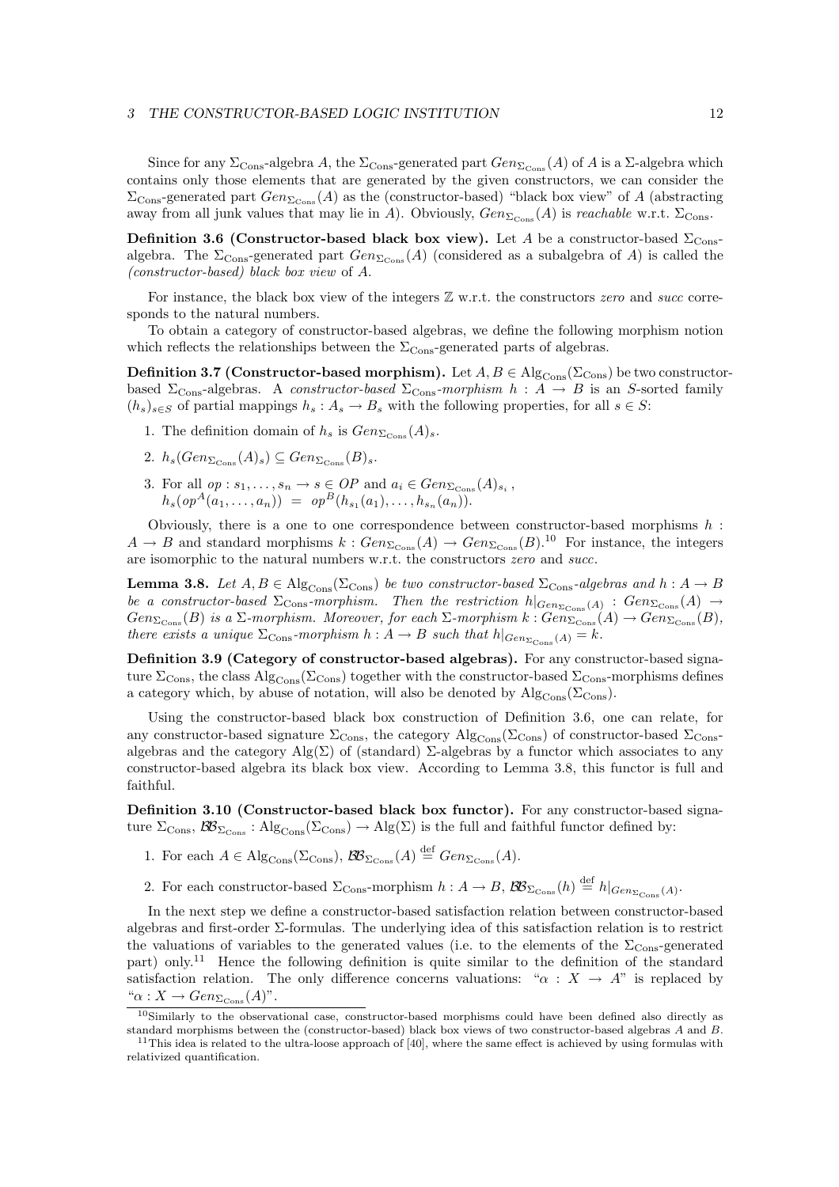Since for any $\Sigma_{\text{Cons}}$-algebra $A$, the $\Sigma_{\text{Cons}}$-generated part $Gen_{\Sigma_{\text{Cons}}}(A)$ of $A$ is a $\Sigma$-algebra which contains only those elements that are generated by the given constructors, we can consider the $\Sigma_{\text{Cons}}$-generated part $Gen_{\Sigma_{\text{Cons}}}(A)$ as the (constructor-based) "black box view" of $A$ (abstracting away from all junk values that may lie in $A$). Obviously, $Gen_{\Sigma_{\text{Cons}}}(A)$ is *reachable* w.r.t. $\Sigma_{\text{Cons}}$.

**Definition 3.6 (Constructor-based black box view).** Let $A$ be a constructor-based $\Sigma_{\text{Cons}}$-algebra. The $\Sigma_{\text{Cons}}$-generated part $Gen_{\Sigma_{\text{Cons}}}(A)$ (considered as a subalgebra of $A$) is called the *(constructor-based) black box view* of $A$.

For instance, the black box view of the integers $\mathbb{Z}$ w.r.t. the constructors *zero* and *succ* corresponds to the natural numbers.

To obtain a category of constructor-based algebras, we define the following morphism notion which reflects the relationships between the $\Sigma_{\text{Cons}}$-generated parts of algebras.

**Definition 3.7 (Constructor-based morphism).** Let $A, B \in \text{Alg}_{\text{Cons}}(\Sigma_{\text{Cons}})$ be two constructor-based $\Sigma_{\text{Cons}}$-algebras. A *constructor-based* $\Sigma_{\text{Cons}}$*-morphism* $h : A \to B$ is an $S$-sorted family $(h_s)_{s \in S}$ of partial mappings $h_s : A_s \to B_s$ with the following properties, for all $s \in S$:

1. The definition domain of $h_s$ is $Gen_{\Sigma_{\text{Cons}}}(A)_s$.
2. $h_s(Gen_{\Sigma_{\text{Cons}}}(A)_s) \subseteq Gen_{\Sigma_{\text{Cons}}}(B)_s$.
3. For all $op : s_1, \ldots, s_n \to s \in OP$ and $a_i \in Gen_{\Sigma_{\text{Cons}}}(A)_{s_i}$, $h_s(op^A(a_1, \ldots, a_n)) \;=\; op^B(h_{s_1}(a_1), \ldots, h_{s_n}(a_n))$.

Obviously, there is a one to one correspondence between constructor-based morphisms $h : A \to B$ and standard morphisms $k : Gen_{\Sigma_{\text{Cons}}}(A) \to Gen_{\Sigma_{\text{Cons}}}(B)$.[10] For instance, the integers are isomorphic to the natural numbers w.r.t. the constructors *zero* and *succ*.

**Lemma 3.8.** *Let $A, B \in \text{Alg}_{\text{Cons}}(\Sigma_{\text{Cons}})$ be two constructor-based $\Sigma_{\text{Cons}}$-algebras and $h : A \to B$ be a constructor-based $\Sigma_{\text{Cons}}$-morphism. Then the restriction $h|_{Gen_{\Sigma_{\text{Cons}}}(A)} : Gen_{\Sigma_{\text{Cons}}}(A) \to Gen_{\Sigma_{\text{Cons}}}(B)$ is a $\Sigma$-morphism. Moreover, for each $\Sigma$-morphism $k : Gen_{\Sigma_{\text{Cons}}}(A) \to Gen_{\Sigma_{\text{Cons}}}(B)$, there exists a unique $\Sigma_{\text{Cons}}$-morphism $h : A \to B$ such that $h|_{Gen_{\Sigma_{\text{Cons}}}(A)} = k$.*

**Definition 3.9 (Category of constructor-based algebras).** For any constructor-based signature $\Sigma_{\text{Cons}}$, the class $\text{Alg}_{\text{Cons}}(\Sigma_{\text{Cons}})$ together with the constructor-based $\Sigma_{\text{Cons}}$-morphisms defines a category which, by abuse of notation, will also be denoted by $\text{Alg}_{\text{Cons}}(\Sigma_{\text{Cons}})$.

Using the constructor-based black box construction of Definition 3.6, one can relate, for any constructor-based signature $\Sigma_{\text{Cons}}$, the category $\text{Alg}_{\text{Cons}}(\Sigma_{\text{Cons}})$ of constructor-based $\Sigma_{\text{Cons}}$-algebras and the category $\text{Alg}(\Sigma)$ of (standard) $\Sigma$-algebras by a functor which associates to any constructor-based algebra its black box view. According to Lemma 3.8, this functor is full and faithful.

**Definition 3.10 (Constructor-based black box functor).** For any constructor-based signature $\Sigma_{\text{Cons}}$, $\mathcal{BB}_{\Sigma_{\text{Cons}}} : \text{Alg}_{\text{Cons}}(\Sigma_{\text{Cons}}) \to \text{Alg}(\Sigma)$ is the full and faithful functor defined by:

1. For each $A \in \text{Alg}_{\text{Cons}}(\Sigma_{\text{Cons}})$, $\mathcal{BB}_{\Sigma_{\text{Cons}}}(A) \stackrel{\text{def}}{=} Gen_{\Sigma_{\text{Cons}}}(A)$.
2. For each constructor-based $\Sigma_{\text{Cons}}$-morphism $h : A \to B$, $\mathcal{BB}_{\Sigma_{\text{Cons}}}(h) \stackrel{\text{def}}{=} h|_{Gen_{\Sigma_{\text{Cons}}}(A)}$.

In the next step we define a constructor-based satisfaction relation between constructor-based algebras and first-order $\Sigma$-formulas. The underlying idea of this satisfaction relation is to restrict the valuations of variables to the generated values (i.e. to the elements of the $\Sigma_{\text{Cons}}$-generated part) only.[11] Hence the following definition is quite similar to the definition of the standard satisfaction relation. The only difference concerns valuations: "$\alpha : X \to A$" is replaced by "$\alpha : X \to Gen_{\Sigma_{\text{Cons}}}(A)$".

[10] Similarly to the observational case, constructor-based morphisms could have been defined also directly as standard morphisms between the (constructor-based) black box views of two constructor-based algebras $A$ and $B$.

[11] This idea is related to the ultra-loose approach of [40], where the same effect is achieved by using formulas with relativized quantification.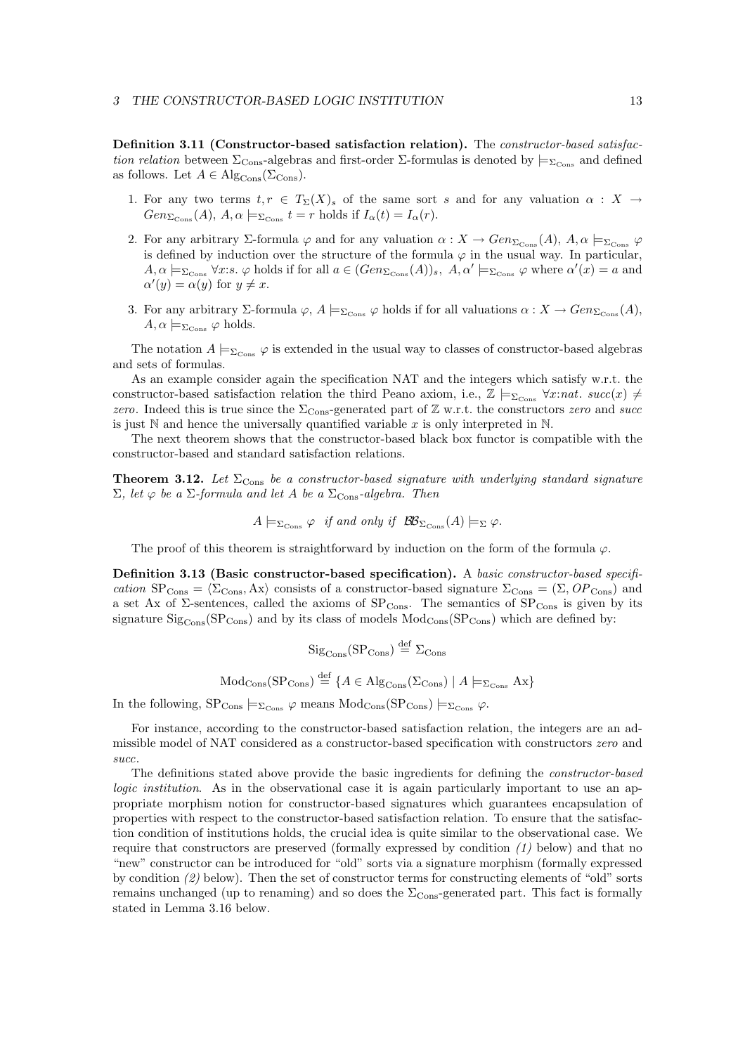**Definition 3.11 (Constructor-based satisfaction relation).** The *constructor-based satisfaction relation* between $\Sigma_{\text{Cons}}$-algebras and first-order $\Sigma$-formulas is denoted by $\models_{\Sigma_{\text{Cons}}}$ and defined as follows. Let $A \in \text{Alg}_{\text{Cons}}(\Sigma_{\text{Cons}})$.

1. For any two terms $t, r \in T_\Sigma(X)_s$ of the same sort $s$ and for any valuation $\alpha : X \to Gen_{\Sigma_{\text{Cons}}}(A)$, $A, \alpha \models_{\Sigma_{\text{Cons}}} t = r$ holds if $I_\alpha(t) = I_\alpha(r)$.
2. For any arbitrary $\Sigma$-formula $\varphi$ and for any valuation $\alpha : X \to Gen_{\Sigma_{\text{Cons}}}(A)$, $A, \alpha \models_{\Sigma_{\text{Cons}}} \varphi$ is defined by induction over the structure of the formula $\varphi$ in the usual way. In particular, $A, \alpha \models_{\Sigma_{\text{Cons}}} \forall x{:}s.\ \varphi$ holds if for all $a \in (Gen_{\Sigma_{\text{Cons}}}(A))_s$, $A, \alpha' \models_{\Sigma_{\text{Cons}}} \varphi$ where $\alpha'(x) = a$ and $\alpha'(y) = \alpha(y)$ for $y \neq x$.
3. For any arbitrary $\Sigma$-formula $\varphi$, $A \models_{\Sigma_{\text{Cons}}} \varphi$ holds if for all valuations $\alpha : X \to Gen_{\Sigma_{\text{Cons}}}(A)$, $A, \alpha \models_{\Sigma_{\text{Cons}}} \varphi$ holds.

The notation $A \models_{\Sigma_{\text{Cons}}} \varphi$ is extended in the usual way to classes of constructor-based algebras and sets of formulas.

As an example consider again the specification NAT and the integers which satisfy w.r.t. the constructor-based satisfaction relation the third Peano axiom, i.e., $\mathbb{Z} \models_{\Sigma_{\text{Cons}}} \forall x{:}nat.\ succ(x) \neq zero$. Indeed this is true since the $\Sigma_{\text{Cons}}$-generated part of $\mathbb{Z}$ w.r.t. the constructors *zero* and *succ* is just $\mathbb{N}$ and hence the universally quantified variable $x$ is only interpreted in $\mathbb{N}$.

The next theorem shows that the constructor-based black box functor is compatible with the constructor-based and standard satisfaction relations.

**Theorem 3.12.** *Let $\Sigma_{\text{Cons}}$ be a constructor-based signature with underlying standard signature $\Sigma$, let $\varphi$ be a $\Sigma$-formula and let $A$ be a $\Sigma_{\text{Cons}}$-algebra. Then*

$$A \models_{\Sigma_{\text{Cons}}} \varphi \quad \textit{if and only if} \quad \mathcal{BB}_{\Sigma_{\text{Cons}}}(A) \models_\Sigma \varphi.$$

The proof of this theorem is straightforward by induction on the form of the formula $\varphi$.

**Definition 3.13 (Basic constructor-based specification).** A *basic constructor-based specification* $\text{SP}_{\text{Cons}} = \langle \Sigma_{\text{Cons}}, \text{Ax} \rangle$ consists of a constructor-based signature $\Sigma_{\text{Cons}} = (\Sigma, OP_{\text{Cons}})$ and a set Ax of $\Sigma$-sentences, called the axioms of $\text{SP}_{\text{Cons}}$. The semantics of $\text{SP}_{\text{Cons}}$ is given by its signature $\text{Sig}_{\text{Cons}}(\text{SP}_{\text{Cons}})$ and by its class of models $\text{Mod}_{\text{Cons}}(\text{SP}_{\text{Cons}})$ which are defined by:

$$\text{Sig}_{\text{Cons}}(\text{SP}_{\text{Cons}}) \stackrel{\text{def}}{=} \Sigma_{\text{Cons}}$$

$$\text{Mod}_{\text{Cons}}(\text{SP}_{\text{Cons}}) \stackrel{\text{def}}{=} \{A \in \text{Alg}_{\text{Cons}}(\Sigma_{\text{Cons}}) \mid A \models_{\Sigma_{\text{Cons}}} \text{Ax}\}$$

In the following, $\text{SP}_{\text{Cons}} \models_{\Sigma_{\text{Cons}}} \varphi$ means $\text{Mod}_{\text{Cons}}(\text{SP}_{\text{Cons}}) \models_{\Sigma_{\text{Cons}}} \varphi$.

For instance, according to the constructor-based satisfaction relation, the integers are an admissible model of NAT considered as a constructor-based specification with constructors *zero* and *succ*.

The definitions stated above provide the basic ingredients for defining the *constructor-based logic institution*. As in the observational case it is again particularly important to use an appropriate morphism notion for constructor-based signatures which guarantees encapsulation of properties with respect to the constructor-based satisfaction relation. To ensure that the satisfaction condition of institutions holds, the crucial idea is quite similar to the observational case. We require that constructors are preserved (formally expressed by condition *(1)* below) and that no "new" constructor can be introduced for "old" sorts via a signature morphism (formally expressed by condition *(2)* below). Then the set of constructor terms for constructing elements of "old" sorts remains unchanged (up to renaming) and so does the $\Sigma_{\text{Cons}}$-generated part. This fact is formally stated in Lemma 3.16 below.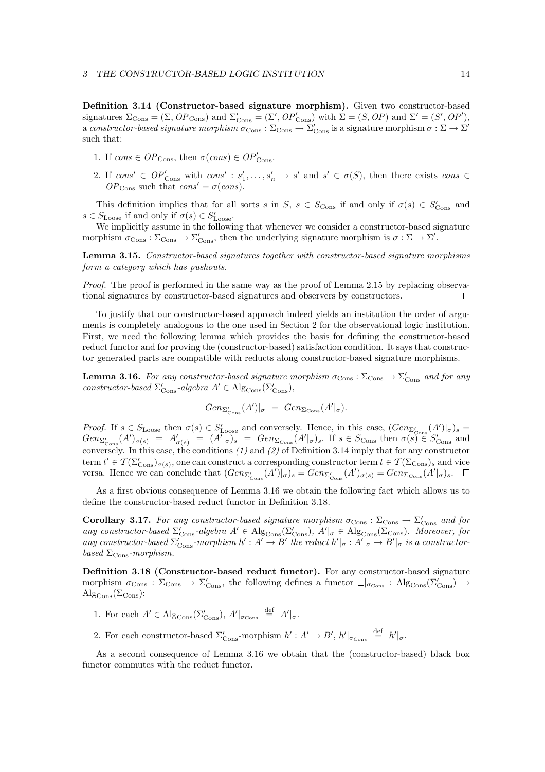**Definition 3.14 (Constructor-based signature morphism).** Given two constructor-based signatures $\Sigma_{\text{Cons}} = (\Sigma, OP_{\text{Cons}})$ and $\Sigma'_{\text{Cons}} = (\Sigma', OP'_{\text{Cons}})$ with $\Sigma = (S, OP)$ and $\Sigma' = (S', OP')$, a *constructor-based signature morphism* $\sigma_{\text{Cons}} : \Sigma_{\text{Cons}} \to \Sigma'_{\text{Cons}}$ is a signature morphism $\sigma : \Sigma \to \Sigma'$ such that:

1. If $cons \in OP_{\text{Cons}}$, then $\sigma(cons) \in OP'_{\text{Cons}}$.
2. If $cons' \in OP'_{\text{Cons}}$ with $cons' : s'_1, \ldots, s'_n \to s'$ and $s' \in \sigma(S)$, then there exists $cons \in OP_{\text{Cons}}$ such that $cons' = \sigma(cons)$.

This definition implies that for all sorts $s$ in $S$, $s \in S_{\text{Cons}}$ if and only if $\sigma(s) \in S'_{\text{Cons}}$ and $s \in S_{\text{Loose}}$ if and only if $\sigma(s) \in S'_{\text{Loose}}$.

We implicitly assume in the following that whenever we consider a constructor-based signature morphism $\sigma_{\text{Cons}} : \Sigma_{\text{Cons}} \to \Sigma'_{\text{Cons}}$, then the underlying signature morphism is $\sigma : \Sigma \to \Sigma'$.

**Lemma 3.15.** *Constructor-based signatures together with constructor-based signature morphisms form a category which has pushouts.*

*Proof.* The proof is performed in the same way as the proof of Lemma 2.15 by replacing observational signatures by constructor-based signatures and observers by constructors. □

To justify that our constructor-based approach indeed yields an institution the order of arguments is completely analogous to the one used in Section 2 for the observational logic institution. First, we need the following lemma which provides the basis for defining the constructor-based reduct functor and for proving the (constructor-based) satisfaction condition. It says that constructor generated parts are compatible with reducts along constructor-based signature morphisms.

**Lemma 3.16.** *For any constructor-based signature morphism $\sigma_{\text{Cons}} : \Sigma_{\text{Cons}} \to \Sigma'_{\text{Cons}}$ and for any constructor-based $\Sigma'_{\text{Cons}}$-algebra $A' \in \text{Alg}_{\text{Cons}}(\Sigma'_{\text{Cons}})$,*

$$Gen_{\Sigma'_{\text{Cons}}}(A')|_\sigma \;=\; Gen_{\Sigma_{\text{Cons}}}(A'|_\sigma).$$

*Proof.* If $s \in S_{\text{Loose}}$ then $\sigma(s) \in S'_{\text{Loose}}$ and conversely. Hence, in this case, $(Gen_{\Sigma'_{\text{Cons}}}(A')|_\sigma)_s = Gen_{\Sigma'_{\text{Cons}}}(A')_{\sigma(s)} = A'_{\sigma(s)} = (A'|_\sigma)_s = Gen_{\Sigma_{\text{Cons}}}(A'|_\sigma)_s$. If $s \in S_{\text{Cons}}$ then $\sigma(s) \in S'_{\text{Cons}}$ and conversely. In this case, the conditions *(1)* and *(2)* of Definition 3.14 imply that for any constructor term $t' \in \mathcal{T}(\Sigma'_{\text{Cons}})_{\sigma(s)}$, one can construct a corresponding constructor term $t \in \mathcal{T}(\Sigma_{\text{Cons}})_s$ and vice versa. Hence we can conclude that $(Gen_{\Sigma'_{\text{Cons}}}(A')|_\sigma)_s = Gen_{\Sigma'_{\text{Cons}}}(A')_{\sigma(s)} = Gen_{\Sigma_{\text{Cons}}}(A'|_\sigma)_s$. □

As a first obvious consequence of Lemma 3.16 we obtain the following fact which allows us to define the constructor-based reduct functor in Definition 3.18.

**Corollary 3.17.** *For any constructor-based signature morphism $\sigma_{\text{Cons}} : \Sigma_{\text{Cons}} \to \Sigma'_{\text{Cons}}$ and for any constructor-based $\Sigma'_{\text{Cons}}$-algebra $A' \in \text{Alg}_{\text{Cons}}(\Sigma'_{\text{Cons}})$, $A'|_\sigma \in \text{Alg}_{\text{Cons}}(\Sigma_{\text{Cons}})$. Moreover, for any constructor-based $\Sigma'_{\text{Cons}}$-morphism $h' : A' \to B'$ the reduct $h'|_\sigma : A'|_\sigma \to B'|_\sigma$ is a constructor-based $\Sigma_{\text{Cons}}$-morphism.*

**Definition 3.18 (Constructor-based reduct functor).** For any constructor-based signature morphism $\sigma_{\text{Cons}} : \Sigma_{\text{Cons}} \to \Sigma'_{\text{Cons}}$, the following defines a functor $\_|_{\sigma_{\text{Cons}}} : \text{Alg}_{\text{Cons}}(\Sigma'_{\text{Cons}}) \to \text{Alg}_{\text{Cons}}(\Sigma_{\text{Cons}})$:

1. For each $A' \in \text{Alg}_{\text{Cons}}(\Sigma'_{\text{Cons}})$, $A'|_{\sigma_{\text{Cons}}} \stackrel{\text{def}}{=} A'|_\sigma$.
2. For each constructor-based $\Sigma'_{\text{Cons}}$-morphism $h' : A' \to B'$, $h'|_{\sigma_{\text{Cons}}} \stackrel{\text{def}}{=} h'|_\sigma$.

As a second consequence of Lemma 3.16 we obtain that the (constructor-based) black box functor commutes with the reduct functor.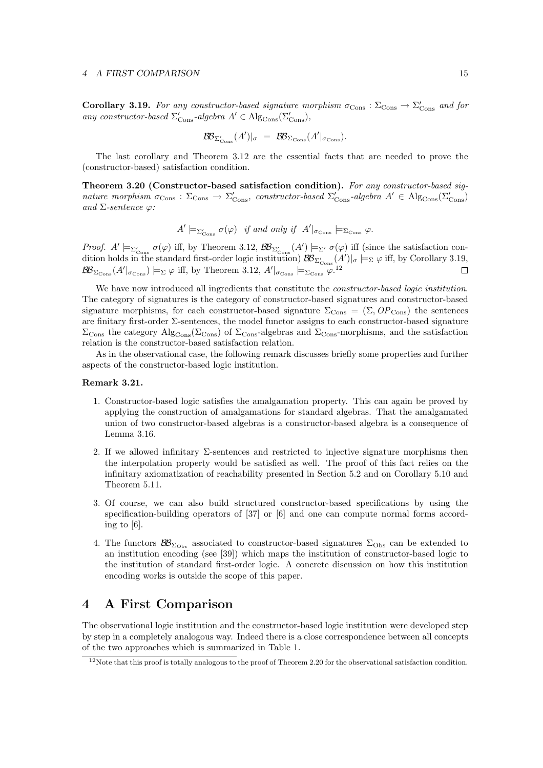**Corollary 3.19.** *For any constructor-based signature morphism $\sigma_{\mathrm{Cons}} : \Sigma_{\mathrm{Cons}} \to \Sigma'_{\mathrm{Cons}}$ and for any constructor-based $\Sigma'_{\mathrm{Cons}}$-algebra $A' \in \mathrm{Alg}_{\mathrm{Cons}}(\Sigma'_{\mathrm{Cons}})$,*

$$\mathcal{BB}_{\Sigma'_{\mathrm{Cons}}}(A')|_{\sigma} \;=\; \mathcal{BB}_{\Sigma_{\mathrm{Cons}}}(A'|_{\sigma_{\mathrm{Cons}}}).$$

The last corollary and Theorem 3.12 are the essential facts that are needed to prove the (constructor-based) satisfaction condition.

**Theorem 3.20 (Constructor-based satisfaction condition).** *For any constructor-based signature morphism $\sigma_{\mathrm{Cons}} : \Sigma_{\mathrm{Cons}} \to \Sigma'_{\mathrm{Cons}}$, constructor-based $\Sigma'_{\mathrm{Cons}}$-algebra $A' \in \mathrm{Alg}_{\mathrm{Cons}}(\Sigma'_{\mathrm{Cons}})$ and $\Sigma$-sentence $\varphi$:*

$$A' \models_{\Sigma'_{\mathrm{Cons}}} \sigma(\varphi) \quad \textit{if and only if} \quad A'|_{\sigma_{\mathrm{Cons}}} \models_{\Sigma_{\mathrm{Cons}}} \varphi.$$

*Proof.* $A' \models_{\Sigma'_{\mathrm{Cons}}} \sigma(\varphi)$ iff, by Theorem 3.12, $\mathcal{BB}_{\Sigma'_{\mathrm{Cons}}}(A') \models_{\Sigma'} \sigma(\varphi)$ iff (since the satisfaction condition holds in the standard first-order logic institution) $\mathcal{BB}_{\Sigma'_{\mathrm{Cons}}}(A')|_{\sigma} \models_{\Sigma} \varphi$ iff, by Corollary 3.19, $\mathcal{BB}_{\Sigma_{\mathrm{Cons}}}(A'|_{\sigma_{\mathrm{Cons}}}) \models_{\Sigma} \varphi$ iff, by Theorem 3.12, $A'|_{\sigma_{\mathrm{Cons}}} \models_{\Sigma_{\mathrm{Cons}}} \varphi$.[12] $\square$

We have now introduced all ingredients that constitute the *constructor-based logic institution*. The category of signatures is the category of constructor-based signatures and constructor-based signature morphisms, for each constructor-based signature $\Sigma_{\mathrm{Cons}} = (\Sigma, OP_{\mathrm{Cons}})$ the sentences are finitary first-order $\Sigma$-sentences, the model functor assigns to each constructor-based signature $\Sigma_{\mathrm{Cons}}$ the category $\mathrm{Alg}_{\mathrm{Cons}}(\Sigma_{\mathrm{Cons}})$ of $\Sigma_{\mathrm{Cons}}$-algebras and $\Sigma_{\mathrm{Cons}}$-morphisms, and the satisfaction relation is the constructor-based satisfaction relation.

As in the observational case, the following remark discusses briefly some properties and further aspects of the constructor-based logic institution.

**Remark 3.21.**

1. Constructor-based logic satisfies the amalgamation property. This can again be proved by applying the construction of amalgamations for standard algebras. That the amalgamated union of two constructor-based algebras is a constructor-based algebra is a consequence of Lemma 3.16.

2. If we allowed infinitary $\Sigma$-sentences and restricted to injective signature morphisms then the interpolation property would be satisfied as well. The proof of this fact relies on the infinitary axiomatization of reachability presented in Section 5.2 and on Corollary 5.10 and Theorem 5.11.

3. Of course, we can also build structured constructor-based specifications by using the specification-building operators of [37] or [6] and one can compute normal forms according to [6].

4. The functors $\mathcal{BB}_{\Sigma_{\mathrm{Obs}}}$ associated to constructor-based signatures $\Sigma_{\mathrm{Obs}}$ can be extended to an institution encoding (see [39]) which maps the institution of constructor-based logic to the institution of standard first-order logic. A concrete discussion on how this institution encoding works is outside the scope of this paper.

# 4 A First Comparison

The observational logic institution and the constructor-based logic institution were developed step by step in a completely analogous way. Indeed there is a close correspondence between all concepts of the two approaches which is summarized in Table 1.

[12] Note that this proof is totally analogous to the proof of Theorem 2.20 for the observational satisfaction condition.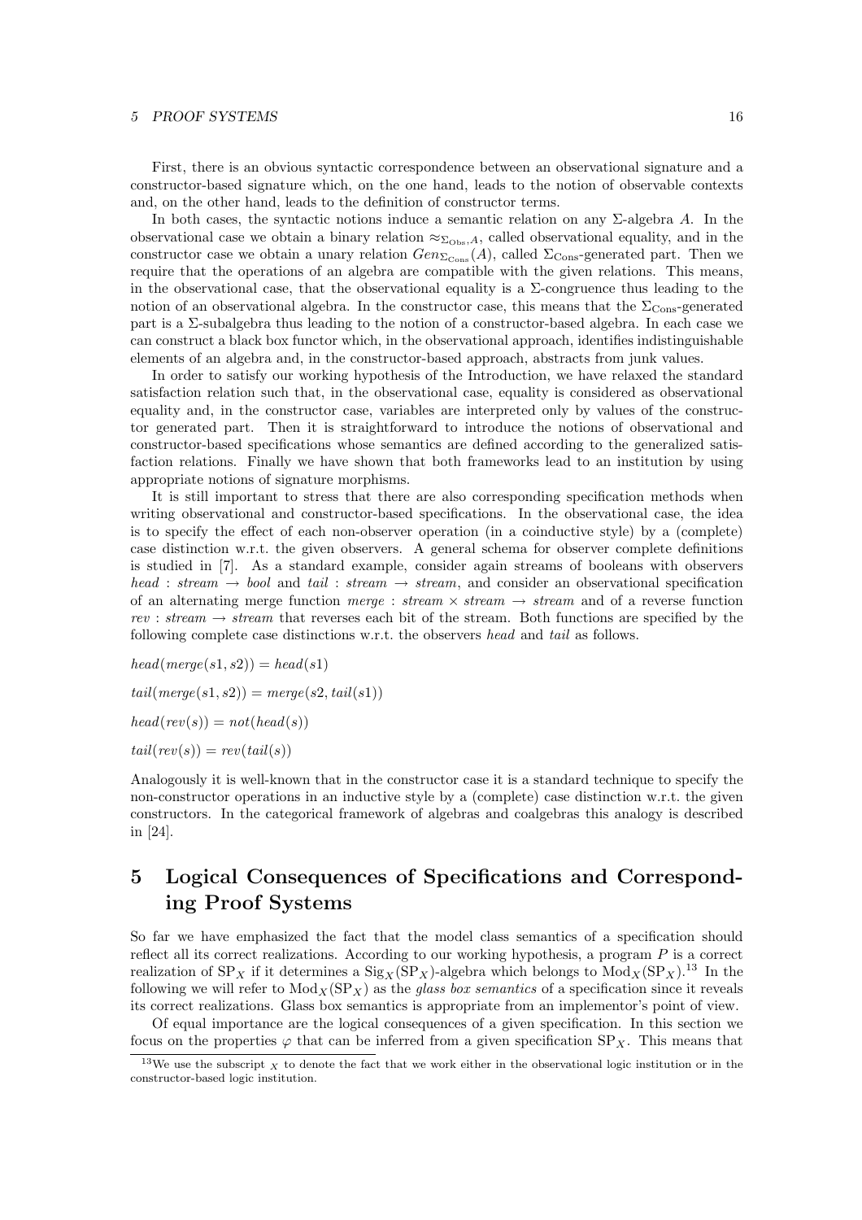First, there is an obvious syntactic correspondence between an observational signature and a constructor-based signature which, on the one hand, leads to the notion of observable contexts and, on the other hand, leads to the definition of constructor terms.

In both cases, the syntactic notions induce a semantic relation on any $\Sigma$-algebra $A$. In the observational case we obtain a binary relation $\approx_{\Sigma_{\mathrm{Obs}},A}$, called observational equality, and in the constructor case we obtain a unary relation $Gen_{\Sigma_{\mathrm{Cons}}}(A)$, called $\Sigma_{\mathrm{Cons}}$-generated part. Then we require that the operations of an algebra are compatible with the given relations. This means, in the observational case, that the observational equality is a $\Sigma$-congruence thus leading to the notion of an observational algebra. In the constructor case, this means that the $\Sigma_{\mathrm{Cons}}$-generated part is a $\Sigma$-subalgebra thus leading to the notion of a constructor-based algebra. In each case we can construct a black box functor which, in the observational approach, identifies indistinguishable elements of an algebra and, in the constructor-based approach, abstracts from junk values.

In order to satisfy our working hypothesis of the Introduction, we have relaxed the standard satisfaction relation such that, in the observational case, equality is considered as observational equality and, in the constructor case, variables are interpreted only by values of the constructor generated part. Then it is straightforward to introduce the notions of observational and constructor-based specifications whose semantics are defined according to the generalized satisfaction relations. Finally we have shown that both frameworks lead to an institution by using appropriate notions of signature morphisms.

It is still important to stress that there are also corresponding specification methods when writing observational and constructor-based specifications. In the observational case, the idea is to specify the effect of each non-observer operation (in a coinductive style) by a (complete) case distinction w.r.t. the given observers. A general schema for observer complete definitions is studied in [7]. As a standard example, consider again streams of booleans with observers $head : stream \to bool$ and $tail : stream \to stream$, and consider an observational specification of an alternating merge function $merge : stream \times stream \to stream$ and of a reverse function $rev : stream \to stream$ that reverses each bit of the stream. Both functions are specified by the following complete case distinctions w.r.t. the observers *head* and *tail* as follows.

$head(merge(s1, s2)) = head(s1)$

$tail(merge(s1, s2)) = merge(s2, tail(s1))$

$head(rev(s)) = not(head(s))$

$tail(rev(s)) = rev(tail(s))$

Analogously it is well-known that in the constructor case it is a standard technique to specify the non-constructor operations in an inductive style by a (complete) case distinction w.r.t. the given constructors. In the categorical framework of algebras and coalgebras this analogy is described in [24].

# 5 Logical Consequences of Specifications and Corresponding Proof Systems

So far we have emphasized the fact that the model class semantics of a specification should reflect all its correct realizations. According to our working hypothesis, a program $P$ is a correct realization of $\mathrm{SP}_X$ if it determines a $\mathrm{Sig}_X(\mathrm{SP}_X)$-algebra which belongs to $\mathrm{Mod}_X(\mathrm{SP}_X)$.[13] In the following we will refer to $\mathrm{Mod}_X(\mathrm{SP}_X)$ as the *glass box semantics* of a specification since it reveals its correct realizations. Glass box semantics is appropriate from an implementor's point of view.

Of equal importance are the logical consequences of a given specification. In this section we focus on the properties $\varphi$ that can be inferred from a given specification $\mathrm{SP}_X$. This means that

[13] We use the subscript $_X$ to denote the fact that we work either in the observational logic institution or in the constructor-based logic institution.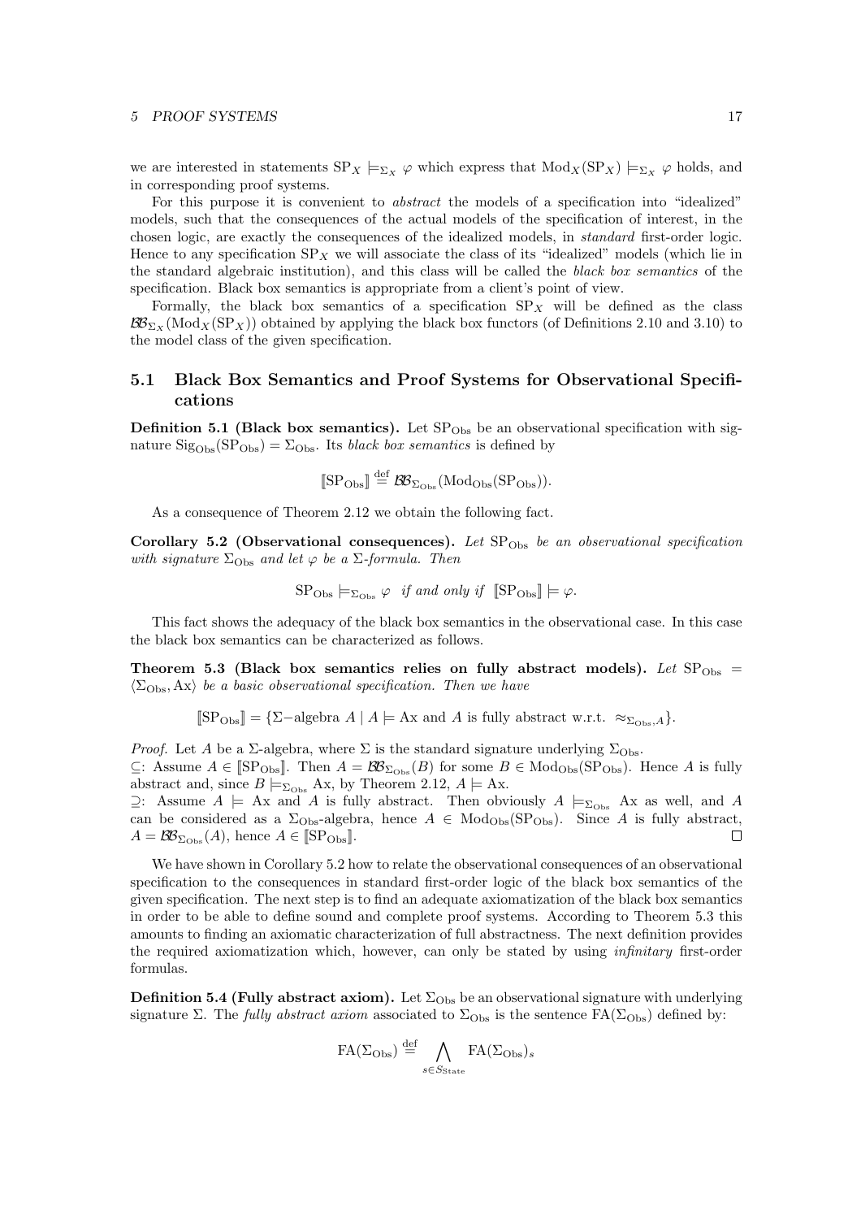we are interested in statements $\mathrm{SP}_X \models_{\Sigma_X} \varphi$ which express that $\mathrm{Mod}_X(\mathrm{SP}_X) \models_{\Sigma_X} \varphi$ holds, and in corresponding proof systems.

For this purpose it is convenient to *abstract* the models of a specification into "idealized" models, such that the consequences of the actual models of the specification of interest, in the chosen logic, are exactly the consequences of the idealized models, in *standard* first-order logic. Hence to any specification $\mathrm{SP}_X$ we will associate the class of its "idealized" models (which lie in the standard algebraic institution), and this class will be called the *black box semantics* of the specification. Black box semantics is appropriate from a client's point of view.

Formally, the black box semantics of a specification $\mathrm{SP}_X$ will be defined as the class $\mathcal{BB}_{\Sigma_X}(\mathrm{Mod}_X(\mathrm{SP}_X))$ obtained by applying the black box functors (of Definitions 2.10 and 3.10) to the model class of the given specification.

## 5.1 Black Box Semantics and Proof Systems for Observational Specifications

**Definition 5.1 (Black box semantics).** Let $\mathrm{SP}_{\mathrm{Obs}}$ be an observational specification with signature $\mathrm{Sig}_{\mathrm{Obs}}(\mathrm{SP}_{\mathrm{Obs}}) = \Sigma_{\mathrm{Obs}}$. Its *black box semantics* is defined by

$$[\![\mathrm{SP}_{\mathrm{Obs}}]\!] \stackrel{\mathrm{def}}{=} \mathcal{BB}_{\Sigma_{\mathrm{Obs}}}(\mathrm{Mod}_{\mathrm{Obs}}(\mathrm{SP}_{\mathrm{Obs}})).$$

As a consequence of Theorem 2.12 we obtain the following fact.

**Corollary 5.2 (Observational consequences).** *Let $\mathrm{SP}_{\mathrm{Obs}}$ be an observational specification with signature $\Sigma_{\mathrm{Obs}}$ and let $\varphi$ be a $\Sigma$-formula. Then*

$$\mathrm{SP}_{\mathrm{Obs}} \models_{\Sigma_{\mathrm{Obs}}} \varphi \quad \textit{if and only if} \quad [\![\mathrm{SP}_{\mathrm{Obs}}]\!] \models \varphi.$$

This fact shows the adequacy of the black box semantics in the observational case. In this case the black box semantics can be characterized as follows.

**Theorem 5.3 (Black box semantics relies on fully abstract models).** *Let $\mathrm{SP}_{\mathrm{Obs}} = \langle \Sigma_{\mathrm{Obs}}, \mathrm{Ax} \rangle$ be a basic observational specification. Then we have*

$$[\![\mathrm{SP}_{\mathrm{Obs}}]\!] = \{\Sigma\text{−algebra } A \mid A \models \mathrm{Ax} \text{ and } A \text{ is fully abstract w.r.t. } \approx_{\Sigma_{\mathrm{Obs}},A}\}.$$

*Proof.* Let $A$ be a $\Sigma$-algebra, where $\Sigma$ is the standard signature underlying $\Sigma_{\mathrm{Obs}}$.
$\subseteq$: Assume $A \in [\![\mathrm{SP}_{\mathrm{Obs}}]\!]$. Then $A = \mathcal{BB}_{\Sigma_{\mathrm{Obs}}}(B)$ for some $B \in \mathrm{Mod}_{\mathrm{Obs}}(\mathrm{SP}_{\mathrm{Obs}})$. Hence $A$ is fully abstract and, since $B \models_{\Sigma_{\mathrm{Obs}}} \mathrm{Ax}$, by Theorem 2.12, $A \models \mathrm{Ax}$.
$\supseteq$: Assume $A \models \mathrm{Ax}$ and $A$ is fully abstract. Then obviously $A \models_{\Sigma_{\mathrm{Obs}}} \mathrm{Ax}$ as well, and $A$ can be considered as a $\Sigma_{\mathrm{Obs}}$-algebra, hence $A \in \mathrm{Mod}_{\mathrm{Obs}}(\mathrm{SP}_{\mathrm{Obs}})$. Since $A$ is fully abstract, $A = \mathcal{BB}_{\Sigma_{\mathrm{Obs}}}(A)$, hence $A \in [\![\mathrm{SP}_{\mathrm{Obs}}]\!]$. $\square$

We have shown in Corollary 5.2 how to relate the observational consequences of an observational specification to the consequences in standard first-order logic of the black box semantics of the given specification. The next step is to find an adequate axiomatization of the black box semantics in order to be able to define sound and complete proof systems. According to Theorem 5.3 this amounts to finding an axiomatic characterization of full abstractness. The next definition provides the required axiomatization which, however, can only be stated by using *infinitary* first-order formulas.

**Definition 5.4 (Fully abstract axiom).** Let $\Sigma_{\mathrm{Obs}}$ be an observational signature with underlying signature $\Sigma$. The *fully abstract axiom* associated to $\Sigma_{\mathrm{Obs}}$ is the sentence $\mathrm{FA}(\Sigma_{\mathrm{Obs}})$ defined by:

$$\mathrm{FA}(\Sigma_{\mathrm{Obs}}) \stackrel{\mathrm{def}}{=} \bigwedge_{s \in S_{\mathrm{State}}} \mathrm{FA}(\Sigma_{\mathrm{Obs}})_s$$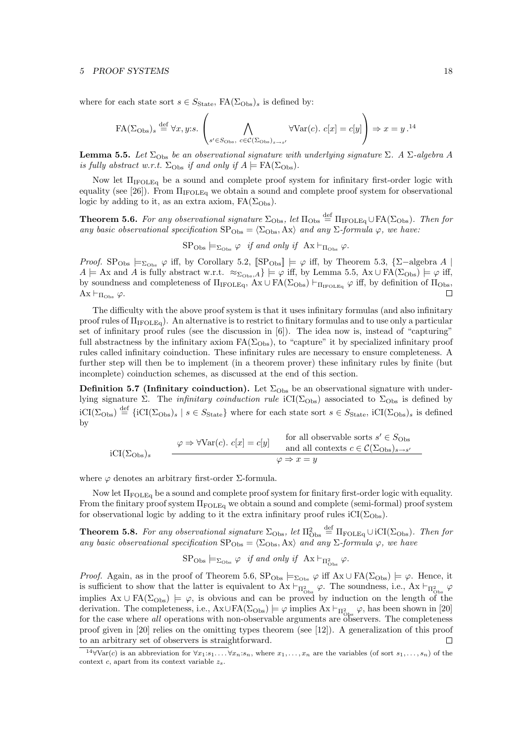where for each state sort $s \in S_{\mathrm{State}}$, $\mathrm{FA}(\Sigma_{\mathrm{Obs}})_s$ is defined by:

$$\mathrm{FA}(\Sigma_{\mathrm{Obs}})_s \stackrel{\text{def}}{=} \forall x, y{:}s. \left( \bigwedge_{s' \in S_{\mathrm{Obs}},\ c \in \mathcal{C}(\Sigma_{\mathrm{Obs}})_{s \to s'}} \forall \mathrm{Var}(c).\ c[x] = c[y] \right) \Rightarrow x = y\,.^{14}$$

**Lemma 5.5.** *Let $\Sigma_{\mathrm{Obs}}$ be an observational signature with underlying signature $\Sigma$. A $\Sigma$-algebra $A$ is fully abstract w.r.t. $\Sigma_{\mathrm{Obs}}$ if and only if $A \models \mathrm{FA}(\Sigma_{\mathrm{Obs}})$.*

Now let $\Pi_{\mathrm{IFOLEq}}$ be a sound and complete proof system for infinitary first-order logic with equality (see [26]). From $\Pi_{\mathrm{IFOLEq}}$ we obtain a sound and complete proof system for observational logic by adding to it, as an extra axiom, $\mathrm{FA}(\Sigma_{\mathrm{Obs}})$.

**Theorem 5.6.** *For any observational signature $\Sigma_{\mathrm{Obs}}$, let $\Pi_{\mathrm{Obs}} \stackrel{\text{def}}{=} \Pi_{\mathrm{IFOLEq}} \cup \mathrm{FA}(\Sigma_{\mathrm{Obs}})$. Then for any basic observational specification $\mathrm{SP}_{\mathrm{Obs}} = \langle \Sigma_{\mathrm{Obs}}, \mathrm{Ax} \rangle$ and any $\Sigma$-formula $\varphi$, we have:*

$$\mathrm{SP}_{\mathrm{Obs}} \models_{\Sigma_{\mathrm{Obs}}} \varphi \quad \textit{if and only if} \quad \mathrm{Ax} \vdash_{\Pi_{\mathrm{Obs}}} \varphi.$$

*Proof.* $\mathrm{SP}_{\mathrm{Obs}} \models_{\Sigma_{\mathrm{Obs}}} \varphi$ iff, by Corollary 5.2, $[\![\mathrm{SP}_{\mathrm{Obs}}]\!] \models \varphi$ iff, by Theorem 5.3, $\{\Sigma\text{−algebra } A \mid A \models \mathrm{Ax} \text{ and } A \text{ is fully abstract w.r.t. } \approx_{\Sigma_{\mathrm{Obs}},A}\} \models \varphi$ iff, by Lemma 5.5, $\mathrm{Ax} \cup \mathrm{FA}(\Sigma_{\mathrm{Obs}}) \models \varphi$ iff, by soundness and completeness of $\Pi_{\mathrm{IFOLEq}}$, $\mathrm{Ax} \cup \mathrm{FA}(\Sigma_{\mathrm{Obs}}) \vdash_{\Pi_{\mathrm{IFOLEq}}} \varphi$ iff, by definition of $\Pi_{\mathrm{Obs}}$, $\mathrm{Ax} \vdash_{\Pi_{\mathrm{Obs}}} \varphi$. $\square$

The difficulty with the above proof system is that it uses infinitary formulas (and also infinitary proof rules of $\Pi_{\mathrm{IFOLEq}}$). An alternative is to restrict to finitary formulas and to use only a particular set of infinitary proof rules (see the discussion in [6]). The idea now is, instead of "capturing" full abstractness by the infinitary axiom $\mathrm{FA}(\Sigma_{\mathrm{Obs}})$, to "capture" it by specialized infinitary proof rules called infinitary coinduction. These infinitary rules are necessary to ensure completeness. A further step will then be to implement (in a theorem prover) these infinitary rules by finite (but incomplete) coinduction schemes, as discussed at the end of this section.

**Definition 5.7 (Infinitary coinduction).** Let $\Sigma_{\mathrm{Obs}}$ be an observational signature with underlying signature $\Sigma$. The *infinitary coinduction rule* $\mathrm{iCI}(\Sigma_{\mathrm{Obs}})$ associated to $\Sigma_{\mathrm{Obs}}$ is defined by $\mathrm{iCI}(\Sigma_{\mathrm{Obs}}) \stackrel{\text{def}}{=} \{\mathrm{iCI}(\Sigma_{\mathrm{Obs}})_s \mid s \in S_{\mathrm{State}}\}$ where for each state sort $s \in S_{\mathrm{State}}$, $\mathrm{iCI}(\Sigma_{\mathrm{Obs}})_s$ is defined by

$$\mathrm{iCI}(\Sigma_{\mathrm{Obs}})_s \qquad \frac{\varphi \Rightarrow \forall \mathrm{Var}(c).\ c[x] = c[y] \quad \begin{array}{l}\text{for all observable sorts } s' \in S_{\mathrm{Obs}} \\ \text{and all contexts } c \in \mathcal{C}(\Sigma_{\mathrm{Obs}})_{s \to s'}\end{array}}{\varphi \Rightarrow x = y}$$

where $\varphi$ denotes an arbitrary first-order $\Sigma$-formula.

Now let $\Pi_{\mathrm{FOLEq}}$ be a sound and complete proof system for finitary first-order logic with equality. From the finitary proof system $\Pi_{\mathrm{FOLEq}}$ we obtain a sound and complete (semi-formal) proof system for observational logic by adding to it the extra infinitary proof rules $\mathrm{iCI}(\Sigma_{\mathrm{Obs}})$.

**Theorem 5.8.** *For any observational signature $\Sigma_{\mathrm{Obs}}$, let $\Pi^2_{\mathrm{Obs}} \stackrel{\text{def}}{=} \Pi_{\mathrm{FOLEq}} \cup \mathrm{iCI}(\Sigma_{\mathrm{Obs}})$. Then for any basic observational specification $\mathrm{SP}_{\mathrm{Obs}} = \langle \Sigma_{\mathrm{Obs}}, \mathrm{Ax} \rangle$ and any $\Sigma$-formula $\varphi$, we have*

$$\mathrm{SP}_{\mathrm{Obs}} \models_{\Sigma_{\mathrm{Obs}}} \varphi \quad \textit{if and only if} \quad \mathrm{Ax} \vdash_{\Pi^2_{\mathrm{Obs}}} \varphi.$$

*Proof.* Again, as in the proof of Theorem 5.6, $\mathrm{SP}_{\mathrm{Obs}} \models_{\Sigma_{\mathrm{Obs}}} \varphi$ iff $\mathrm{Ax} \cup \mathrm{FA}(\Sigma_{\mathrm{Obs}}) \models \varphi$. Hence, it is sufficient to show that the latter is equivalent to $\mathrm{Ax} \vdash_{\Pi^2_{\mathrm{Obs}}} \varphi$. The soundness, i.e., $\mathrm{Ax} \vdash_{\Pi^2_{\mathrm{Obs}}} \varphi$ implies $\mathrm{Ax} \cup \mathrm{FA}(\Sigma_{\mathrm{Obs}}) \models \varphi$, is obvious and can be proved by induction on the length of the derivation. The completeness, i.e., $\mathrm{Ax} \cup \mathrm{FA}(\Sigma_{\mathrm{Obs}}) \models \varphi$ implies $\mathrm{Ax} \vdash_{\Pi^2_{\mathrm{Obs}}} \varphi$, has been shown in [20] for the case where *all* operations with non-observable arguments are observers. The completeness proof given in [20] relies on the omitting types theorem (see [12]). A generalization of this proof to an arbitrary set of observers is straightforward. $\square$

---

[14] $\forall \mathrm{Var}(c)$ is an abbreviation for $\forall x_1{:}s_1. \ldots \forall x_n{:}s_n$, where $x_1, \ldots, x_n$ are the variables (of sort $s_1, \ldots, s_n$) of the context $c$, apart from its context variable $z_s$.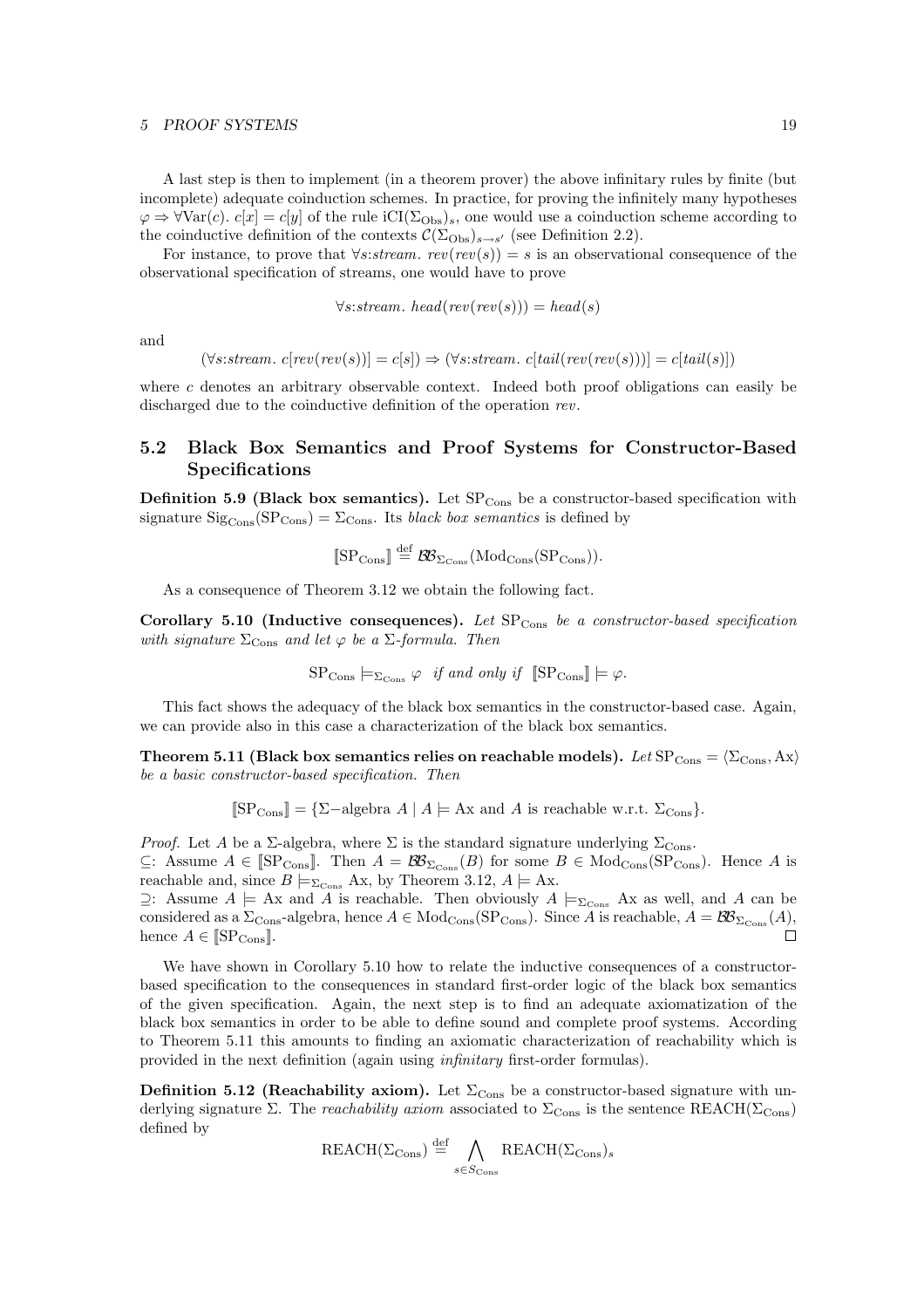A last step is then to implement (in a theorem prover) the above infinitary rules by finite (but incomplete) adequate coinduction schemes. In practice, for proving the infinitely many hypotheses $\varphi \Rightarrow \forall \mathrm{Var}(c).\ c[x] = c[y]$ of the rule $\mathrm{iCI}(\Sigma_{\mathrm{Obs}})_s$, one would use a coinduction scheme according to the coinductive definition of the contexts $\mathcal{C}(\Sigma_{\mathrm{Obs}})_{s \to s'}$ (see Definition 2.2).

For instance, to prove that $\forall s{:}stream.\ rev(rev(s)) = s$ is an observational consequence of the observational specification of streams, one would have to prove

$$\forall s{:}stream.\ head(rev(rev(s))) = head(s)$$

and

$$(\forall s{:}stream.\ c[rev(rev(s))] = c[s]) \Rightarrow (\forall s{:}stream.\ c[tail(rev(rev(s)))] = c[tail(s)])$$

where $c$ denotes an arbitrary observable context. Indeed both proof obligations can easily be discharged due to the coinductive definition of the operation *rev*.

## 5.2 Black Box Semantics and Proof Systems for Constructor-Based Specifications

**Definition 5.9 (Black box semantics).** Let $\mathrm{SP}_{\mathrm{Cons}}$ be a constructor-based specification with signature $\mathrm{Sig}_{\mathrm{Cons}}(\mathrm{SP}_{\mathrm{Cons}}) = \Sigma_{\mathrm{Cons}}$. Its *black box semantics* is defined by

$$[\![\mathrm{SP}_{\mathrm{Cons}}]\!] \stackrel{\mathrm{def}}{=} \mathcal{BB}_{\Sigma_{\mathrm{Cons}}}(\mathrm{Mod}_{\mathrm{Cons}}(\mathrm{SP}_{\mathrm{Cons}})).$$

As a consequence of Theorem 3.12 we obtain the following fact.

**Corollary 5.10 (Inductive consequences).** *Let $\mathrm{SP}_{\mathrm{Cons}}$ be a constructor-based specification with signature $\Sigma_{\mathrm{Cons}}$ and let $\varphi$ be a $\Sigma$-formula. Then*

$$\mathrm{SP}_{\mathrm{Cons}} \models_{\Sigma_{\mathrm{Cons}}} \varphi \quad \textit{if and only if} \quad [\![\mathrm{SP}_{\mathrm{Cons}}]\!] \models \varphi.$$

This fact shows the adequacy of the black box semantics in the constructor-based case. Again, we can provide also in this case a characterization of the black box semantics.

**Theorem 5.11 (Black box semantics relies on reachable models).** *Let $\mathrm{SP}_{\mathrm{Cons}} = \langle \Sigma_{\mathrm{Cons}}, \mathrm{Ax} \rangle$ be a basic constructor-based specification. Then*

$$[\![\mathrm{SP}_{\mathrm{Cons}}]\!] = \{\Sigma\text{-algebra } A \mid A \models \mathrm{Ax} \text{ and } A \text{ is reachable w.r.t. } \Sigma_{\mathrm{Cons}}\}.$$

*Proof.* Let $A$ be a $\Sigma$-algebra, where $\Sigma$ is the standard signature underlying $\Sigma_{\mathrm{Cons}}$.
$\subseteq$: Assume $A \in [\![\mathrm{SP}_{\mathrm{Cons}}]\!]$. Then $A = \mathcal{BB}_{\Sigma_{\mathrm{Cons}}}(B)$ for some $B \in \mathrm{Mod}_{\mathrm{Cons}}(\mathrm{SP}_{\mathrm{Cons}})$. Hence $A$ is reachable and, since $B \models_{\Sigma_{\mathrm{Cons}}} \mathrm{Ax}$, by Theorem 3.12, $A \models \mathrm{Ax}$.
$\supseteq$: Assume $A \models \mathrm{Ax}$ and $A$ is reachable. Then obviously $A \models_{\Sigma_{\mathrm{Cons}}} \mathrm{Ax}$ as well, and $A$ can be considered as a $\Sigma_{\mathrm{Cons}}$-algebra, hence $A \in \mathrm{Mod}_{\mathrm{Cons}}(\mathrm{SP}_{\mathrm{Cons}})$. Since $A$ is reachable, $A = \mathcal{BB}_{\Sigma_{\mathrm{Cons}}}(A)$, hence $A \in [\![\mathrm{SP}_{\mathrm{Cons}}]\!]$. □

We have shown in Corollary 5.10 how to relate the inductive consequences of a constructor-based specification to the consequences in standard first-order logic of the black box semantics of the given specification. Again, the next step is to find an adequate axiomatization of the black box semantics in order to be able to define sound and complete proof systems. According to Theorem 5.11 this amounts to finding an axiomatic characterization of reachability which is provided in the next definition (again using *infinitary* first-order formulas).

**Definition 5.12 (Reachability axiom).** Let $\Sigma_{\mathrm{Cons}}$ be a constructor-based signature with underlying signature $\Sigma$. The *reachability axiom* associated to $\Sigma_{\mathrm{Cons}}$ is the sentence $\mathrm{REACH}(\Sigma_{\mathrm{Cons}})$ defined by

$$\mathrm{REACH}(\Sigma_{\mathrm{Cons}}) \stackrel{\mathrm{def}}{=} \bigwedge_{s \in S_{\mathrm{Cons}}} \mathrm{REACH}(\Sigma_{\mathrm{Cons}})_s$$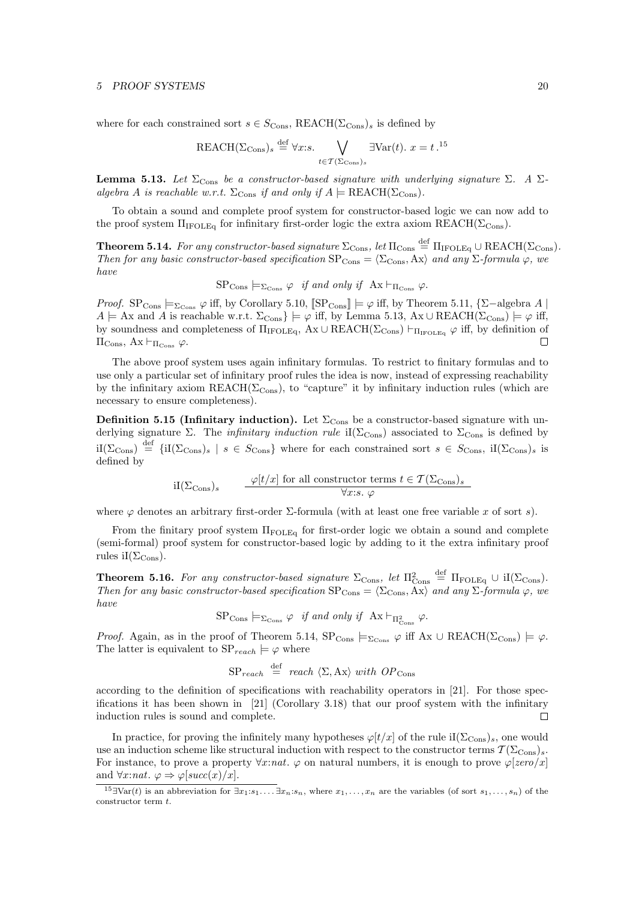where for each constrained sort $s \in S_{\text{Cons}}$, $\text{REACH}(\Sigma_{\text{Cons}})_s$ is defined by

$$\text{REACH}(\Sigma_{\text{Cons}})_s \stackrel{\text{def}}{=} \forall x{:}s. \bigvee_{t \in \mathcal{T}(\Sigma_{\text{Cons}})_s} \exists \text{Var}(t).\ x = t\,.$$[15]

**Lemma 5.13.** *Let $\Sigma_{\text{Cons}}$ be a constructor-based signature with underlying signature $\Sigma$. A $\Sigma$-algebra $A$ is reachable w.r.t. $\Sigma_{\text{Cons}}$ if and only if $A \models \text{REACH}(\Sigma_{\text{Cons}})$.*

To obtain a sound and complete proof system for constructor-based logic we can now add to the proof system $\Pi_{\text{IFOLEq}}$ for infinitary first-order logic the extra axiom $\text{REACH}(\Sigma_{\text{Cons}})$.

**Theorem 5.14.** *For any constructor-based signature $\Sigma_{\text{Cons}}$, let $\Pi_{\text{Cons}} \stackrel{\text{def}}{=} \Pi_{\text{IFOLEq}} \cup \text{REACH}(\Sigma_{\text{Cons}})$. Then for any basic constructor-based specification $\text{SP}_{\text{Cons}} = \langle \Sigma_{\text{Cons}}, \text{Ax} \rangle$ and any $\Sigma$-formula $\varphi$, we have*

$$\text{SP}_{\text{Cons}} \models_{\Sigma_{\text{Cons}}} \varphi \quad \textit{if and only if} \quad \text{Ax} \vdash_{\Pi_{\text{Cons}}} \varphi.$$

*Proof.* $\text{SP}_{\text{Cons}} \models_{\Sigma_{\text{Cons}}} \varphi$ iff, by Corollary 5.10, $[\![\text{SP}_{\text{Cons}}]\!] \models \varphi$ iff, by Theorem 5.11, $\{\Sigma\text{−algebra } A \mid A \models \text{Ax}$ and $A$ is reachable w.r.t. $\Sigma_{\text{Cons}}\} \models \varphi$ iff, by Lemma 5.13, $\text{Ax} \cup \text{REACH}(\Sigma_{\text{Cons}}) \models \varphi$ iff, by soundness and completeness of $\Pi_{\text{IFOLEq}}$, $\text{Ax} \cup \text{REACH}(\Sigma_{\text{Cons}}) \vdash_{\Pi_{\text{IFOLEq}}} \varphi$ iff, by definition of $\Pi_{\text{Cons}}$, $\text{Ax} \vdash_{\Pi_{\text{Cons}}} \varphi$. □

The above proof system uses again infinitary formulas. To restrict to finitary formulas and to use only a particular set of infinitary proof rules the idea is now, instead of expressing reachability by the infinitary axiom $\text{REACH}(\Sigma_{\text{Cons}})$, to "capture" it by infinitary induction rules (which are necessary to ensure completeness).

**Definition 5.15 (Infinitary induction).** Let $\Sigma_{\text{Cons}}$ be a constructor-based signature with underlying signature $\Sigma$. The *infinitary induction rule* $\text{iI}(\Sigma_{\text{Cons}})$ associated to $\Sigma_{\text{Cons}}$ is defined by $\text{iI}(\Sigma_{\text{Cons}}) \stackrel{\text{def}}{=} \{\text{iI}(\Sigma_{\text{Cons}})_s \mid s \in S_{\text{Cons}}\}$ where for each constrained sort $s \in S_{\text{Cons}}$, $\text{iI}(\Sigma_{\text{Cons}})_s$ is defined by

$$\text{iI}(\Sigma_{\text{Cons}})_s \qquad \frac{\varphi[t/x] \text{ for all constructor terms } t \in \mathcal{T}(\Sigma_{\text{Cons}})_s}{\forall x{:}s.\ \varphi}$$

where $\varphi$ denotes an arbitrary first-order $\Sigma$-formula (with at least one free variable $x$ of sort $s$).

From the finitary proof system $\Pi_{\text{FOLEq}}$ for first-order logic we obtain a sound and complete (semi-formal) proof system for constructor-based logic by adding to it the extra infinitary proof rules $\text{iI}(\Sigma_{\text{Cons}})$.

**Theorem 5.16.** *For any constructor-based signature $\Sigma_{\text{Cons}}$, let $\Pi^2_{\text{Cons}} \stackrel{\text{def}}{=} \Pi_{\text{FOLEq}} \cup \text{iI}(\Sigma_{\text{Cons}})$. Then for any basic constructor-based specification $\text{SP}_{\text{Cons}} = \langle \Sigma_{\text{Cons}}, \text{Ax} \rangle$ and any $\Sigma$-formula $\varphi$, we have*

$$\text{SP}_{\text{Cons}} \models_{\Sigma_{\text{Cons}}} \varphi \quad \textit{if and only if} \quad \text{Ax} \vdash_{\Pi^2_{\text{Cons}}} \varphi.$$

*Proof.* Again, as in the proof of Theorem 5.14, $\text{SP}_{\text{Cons}} \models_{\Sigma_{\text{Cons}}} \varphi$ iff $\text{Ax} \cup \text{REACH}(\Sigma_{\text{Cons}}) \models \varphi$. The latter is equivalent to $\text{SP}_{reach} \models \varphi$ where

$$\text{SP}_{reach} \stackrel{\text{def}}{=} \textit{reach } \langle \Sigma, \text{Ax} \rangle \textit{ with } OP_{\text{Cons}}$$

according to the definition of specifications with reachability operators in [21]. For those specifications it has been shown in [21] (Corollary 3.18) that our proof system with the infinitary induction rules is sound and complete. □

In practice, for proving the infinitely many hypotheses $\varphi[t/x]$ of the rule $\text{iI}(\Sigma_{\text{Cons}})_s$, one would use an induction scheme like structural induction with respect to the constructor terms $\mathcal{T}(\Sigma_{\text{Cons}})_s$. For instance, to prove a property $\forall x{:}nat.\ \varphi$ on natural numbers, it is enough to prove $\varphi[zero/x]$ and $\forall x{:}nat.\ \varphi \Rightarrow \varphi[succ(x)/x]$.

[15] $\exists \text{Var}(t)$ is an abbreviation for $\exists x_1{:}s_1. \ldots \exists x_n{:}s_n$, where $x_1, \ldots, x_n$ are the variables (of sort $s_1, \ldots, s_n$) of the constructor term $t$.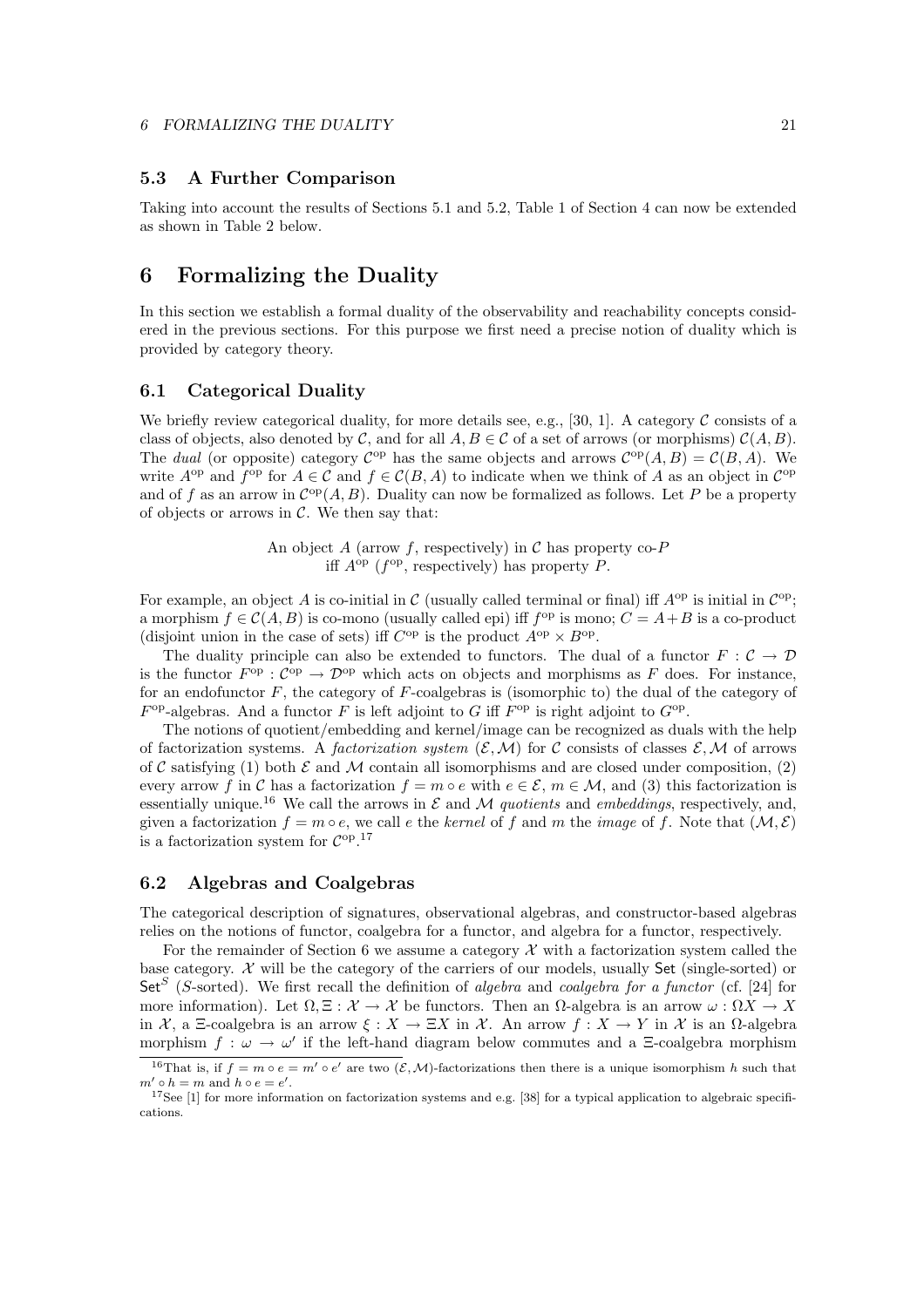### 5.3 A Further Comparison

Taking into account the results of Sections 5.1 and 5.2, Table 1 of Section 4 can now be extended as shown in Table 2 below.

## 6 Formalizing the Duality

In this section we establish a formal duality of the observability and reachability concepts considered in the previous sections. For this purpose we first need a precise notion of duality which is provided by category theory.

### 6.1 Categorical Duality

We briefly review categorical duality, for more details see, e.g., [30, 1]. A category $\mathcal{C}$ consists of a class of objects, also denoted by $\mathcal{C}$, and for all $A, B \in \mathcal{C}$ of a set of arrows (or morphisms) $\mathcal{C}(A, B)$. The *dual* (or opposite) category $\mathcal{C}^{\mathrm{op}}$ has the same objects and arrows $\mathcal{C}^{\mathrm{op}}(A, B) = \mathcal{C}(B, A)$. We write $A^{\mathrm{op}}$ and $f^{\mathrm{op}}$ for $A \in \mathcal{C}$ and $f \in \mathcal{C}(B, A)$ to indicate when we think of $A$ as an object in $\mathcal{C}^{\mathrm{op}}$ and of $f$ as an arrow in $\mathcal{C}^{\mathrm{op}}(A, B)$. Duality can now be formalized as follows. Let $P$ be a property of objects or arrows in $\mathcal{C}$. We then say that:

An object $A$ (arrow $f$, respectively) in $\mathcal{C}$ has property co-$P$
iff $A^{\mathrm{op}}$ ($f^{\mathrm{op}}$, respectively) has property $P$.

For example, an object $A$ is co-initial in $\mathcal{C}$ (usually called terminal or final) iff $A^{\mathrm{op}}$ is initial in $\mathcal{C}^{\mathrm{op}}$; a morphism $f \in \mathcal{C}(A, B)$ is co-mono (usually called epi) iff $f^{\mathrm{op}}$ is mono; $C = A + B$ is a co-product (disjoint union in the case of sets) iff $C^{\mathrm{op}}$ is the product $A^{\mathrm{op}} \times B^{\mathrm{op}}$.

The duality principle can also be extended to functors. The dual of a functor $F : \mathcal{C} \to \mathcal{D}$ is the functor $F^{\mathrm{op}} : \mathcal{C}^{\mathrm{op}} \to \mathcal{D}^{\mathrm{op}}$ which acts on objects and morphisms as $F$ does. For instance, for an endofunctor $F$, the category of $F$-coalgebras is (isomorphic to) the dual of the category of $F^{\mathrm{op}}$-algebras. And a functor $F$ is left adjoint to $G$ iff $F^{\mathrm{op}}$ is right adjoint to $G^{\mathrm{op}}$.

The notions of quotient/embedding and kernel/image can be recognized as duals with the help of factorization systems. A *factorization system* $(\mathcal{E}, \mathcal{M})$ for $\mathcal{C}$ consists of classes $\mathcal{E}, \mathcal{M}$ of arrows of $\mathcal{C}$ satisfying (1) both $\mathcal{E}$ and $\mathcal{M}$ contain all isomorphisms and are closed under composition, (2) every arrow $f$ in $\mathcal{C}$ has a factorization $f = m \circ e$ with $e \in \mathcal{E}$, $m \in \mathcal{M}$, and (3) this factorization is essentially unique.[16] We call the arrows in $\mathcal{E}$ and $\mathcal{M}$ *quotients* and *embeddings*, respectively, and, given a factorization $f = m \circ e$, we call $e$ the *kernel* of $f$ and $m$ the *image* of $f$. Note that $(\mathcal{M}, \mathcal{E})$ is a factorization system for $\mathcal{C}^{\mathrm{op}}$.[17]

### 6.2 Algebras and Coalgebras

The categorical description of signatures, observational algebras, and constructor-based algebras relies on the notions of functor, coalgebra for a functor, and algebra for a functor, respectively.

For the remainder of Section 6 we assume a category $\mathcal{X}$ with a factorization system called the base category. $\mathcal{X}$ will be the category of the carriers of our models, usually $\mathsf{Set}$ (single-sorted) or $\mathsf{Set}^S$ ($S$-sorted). We first recall the definition of *algebra* and *coalgebra for a functor* (cf. [24] for more information). Let $\Omega, \Xi : \mathcal{X} \to \mathcal{X}$ be functors. Then an $\Omega$-algebra is an arrow $\omega : \Omega X \to X$ in $\mathcal{X}$, a $\Xi$-coalgebra is an arrow $\xi : X \to \Xi X$ in $\mathcal{X}$. An arrow $f : X \to Y$ in $\mathcal{X}$ is an $\Omega$-algebra morphism $f : \omega \to \omega'$ if the left-hand diagram below commutes and a $\Xi$-coalgebra morphism

---

[16] That is, if $f = m \circ e = m' \circ e'$ are two $(\mathcal{E}, \mathcal{M})$-factorizations then there is a unique isomorphism $h$ such that $m' \circ h = m$ and $h \circ e = e'$.

[17] See [1] for more information on factorization systems and e.g. [38] for a typical application to algebraic specifications.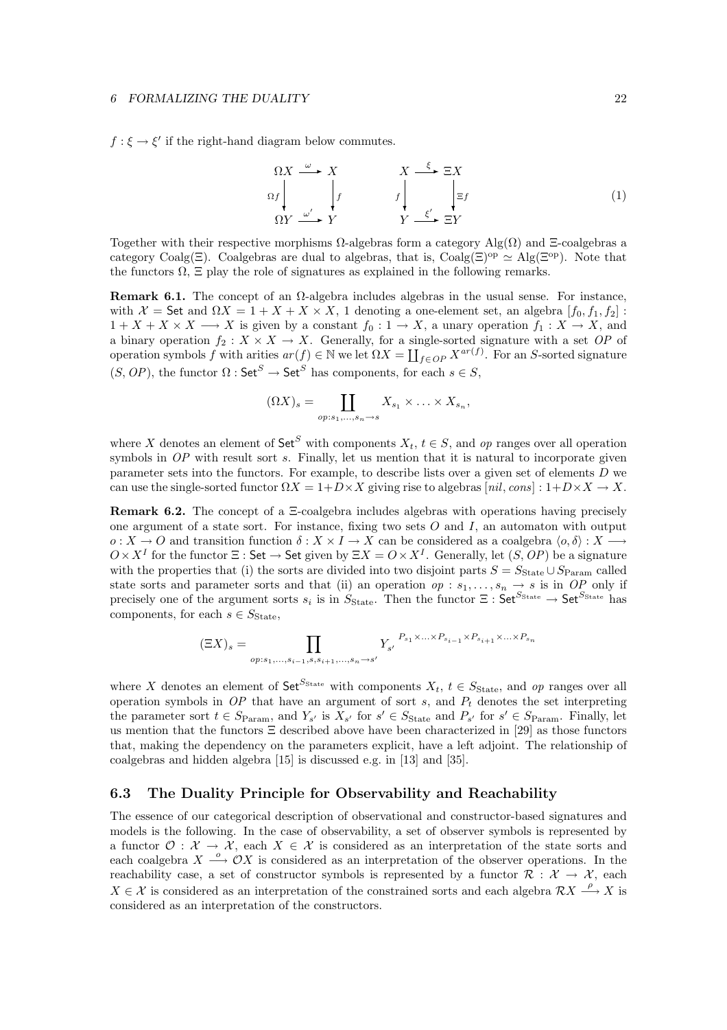$f : \xi \to \xi'$ if the right-hand diagram below commutes.

$$
\begin{array}{ccc}
\Omega X & \xrightarrow{\omega} & X \\
{\scriptstyle \Omega f}\downarrow & & \downarrow{\scriptstyle f} \\
\Omega Y & \xrightarrow{\omega'} & Y
\end{array}
\qquad\qquad
\begin{array}{ccc}
X & \xrightarrow{\xi} & \Xi X \\
{\scriptstyle f}\downarrow & & \downarrow{\scriptstyle \Xi f} \\
Y & \xrightarrow{\xi'} & \Xi Y
\end{array}
\tag{1}
$$

Together with their respective morphisms $\Omega$-algebras form a category $\mathrm{Alg}(\Omega)$ and $\Xi$-coalgebras a category $\mathrm{Coalg}(\Xi)$. Coalgebras are dual to algebras, that is, $\mathrm{Coalg}(\Xi)^{\mathrm{op}} \simeq \mathrm{Alg}(\Xi^{\mathrm{op}})$. Note that the functors $\Omega$, $\Xi$ play the role of signatures as explained in the following remarks.

**Remark 6.1.** The concept of an $\Omega$-algebra includes algebras in the usual sense. For instance, with $\mathcal{X} = \mathsf{Set}$ and $\Omega X = 1 + X + X \times X$, 1 denoting a one-element set, an algebra $[f_0, f_1, f_2] : 1 + X + X \times X \longrightarrow X$ is given by a constant $f_0 : 1 \to X$, a unary operation $f_1 : X \to X$, and a binary operation $f_2 : X \times X \to X$. Generally, for a single-sorted signature with a set $OP$ of operation symbols $f$ with arities $ar(f) \in \mathbb{N}$ we let $\Omega X = \coprod_{f \in OP} X^{ar(f)}$. For an $S$-sorted signature $(S, OP)$, the functor $\Omega : \mathsf{Set}^S \to \mathsf{Set}^S$ has components, for each $s \in S$,

$$(\Omega X)_s = \coprod_{op : s_1, \ldots, s_n \to s} X_{s_1} \times \ldots \times X_{s_n},$$

where $X$ denotes an element of $\mathsf{Set}^S$ with components $X_t$, $t \in S$, and $op$ ranges over all operation symbols in $OP$ with result sort $s$. Finally, let us mention that it is natural to incorporate given parameter sets into the functors. For example, to describe lists over a given set of elements $D$ we can use the single-sorted functor $\Omega X = 1 + D \times X$ giving rise to algebras $[nil, cons] : 1 + D \times X \to X$.

**Remark 6.2.** The concept of a $\Xi$-coalgebra includes algebras with operations having precisely one argument of a state sort. For instance, fixing two sets $O$ and $I$, an automaton with output $o : X \to O$ and transition function $\delta : X \times I \to X$ can be considered as a coalgebra $\langle o, \delta \rangle : X \longrightarrow O \times X^I$ for the functor $\Xi : \mathsf{Set} \to \mathsf{Set}$ given by $\Xi X = O \times X^I$. Generally, let $(S, OP)$ be a signature with the properties that (i) the sorts are divided into two disjoint parts $S = S_{\mathrm{State}} \cup S_{\mathrm{Param}}$ called state sorts and parameter sorts and that (ii) an operation $op : s_1, \ldots, s_n \to s$ is in $OP$ only if precisely one of the argument sorts $s_i$ is in $S_{\mathrm{State}}$. Then the functor $\Xi : \mathsf{Set}^{S_{\mathrm{State}}} \to \mathsf{Set}^{S_{\mathrm{State}}}$ has components, for each $s \in S_{\mathrm{State}}$,

$$(\Xi X)_s = \prod_{op : s_1, \ldots, s_{i-1}, s, s_{i+1}, \ldots, s_n \to s'} Y_{s'}^{\;P_{s_1} \times \ldots \times P_{s_{i-1}} \times P_{s_{i+1}} \times \ldots \times P_{s_n}}$$

where $X$ denotes an element of $\mathsf{Set}^{S_{\mathrm{State}}}$ with components $X_t$, $t \in S_{\mathrm{State}}$, and $op$ ranges over all operation symbols in $OP$ that have an argument of sort $s$, and $P_t$ denotes the set interpreting the parameter sort $t \in S_{\mathrm{Param}}$, and $Y_{s'}$ is $X_{s'}$ for $s' \in S_{\mathrm{State}}$ and $P_{s'}$ for $s' \in S_{\mathrm{Param}}$. Finally, let us mention that the functors $\Xi$ described above have been characterized in [29] as those functors that, making the dependency on the parameters explicit, have a left adjoint. The relationship of coalgebras and hidden algebra [15] is discussed e.g. in [13] and [35].

### 6.3 The Duality Principle for Observability and Reachability

The essence of our categorical description of observational and constructor-based signatures and models is the following. In the case of observability, a set of observer symbols is represented by a functor $\mathcal{O} : \mathcal{X} \to \mathcal{X}$, each $X \in \mathcal{X}$ is considered as an interpretation of the state sorts and each coalgebra $X \xrightarrow{o} \mathcal{O}X$ is considered as an interpretation of the observer operations. In the reachability case, a set of constructor symbols is represented by a functor $\mathcal{R} : \mathcal{X} \to \mathcal{X}$, each $X \in \mathcal{X}$ is considered as an interpretation of the constrained sorts and each algebra $\mathcal{R}X \xrightarrow{\rho} X$ is considered as an interpretation of the constructors.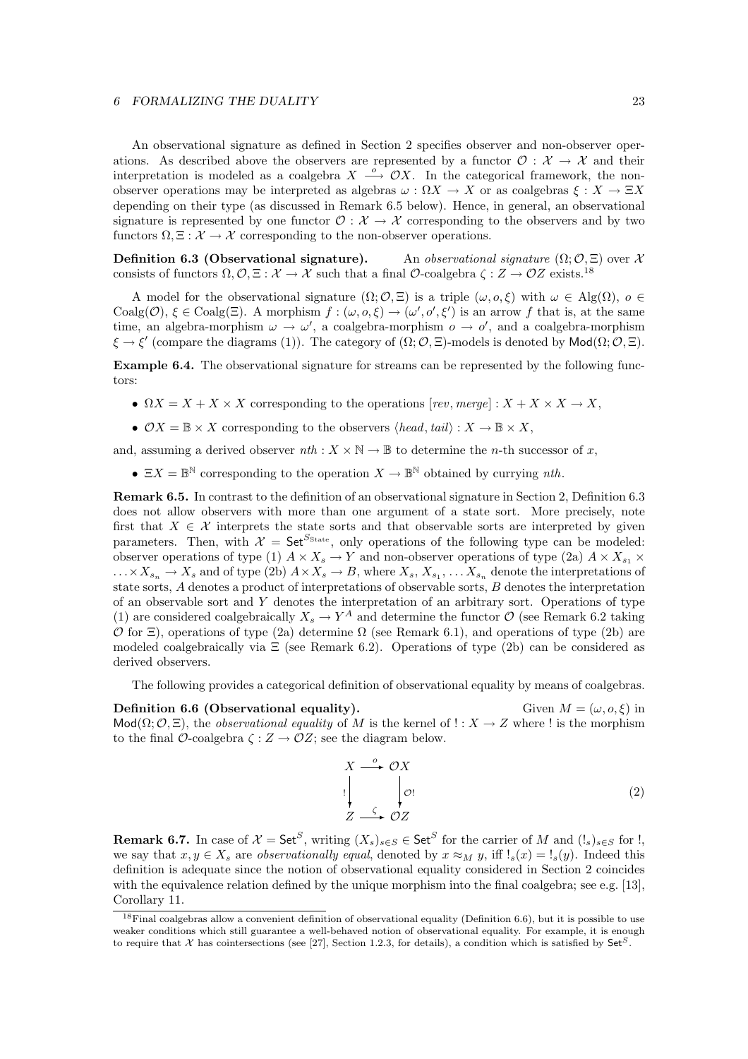An observational signature as defined in Section 2 specifies observer and non-observer operations. As described above the observers are represented by a functor $\mathcal{O} : \mathcal{X} \to \mathcal{X}$ and their interpretation is modeled as a coalgebra $X \xrightarrow{o} \mathcal{O}X$. In the categorical framework, the non-observer operations may be interpreted as algebras $\omega : \Omega X \to X$ or as coalgebras $\xi : X \to \Xi X$ depending on their type (as discussed in Remark 6.5 below). Hence, in general, an observational signature is represented by one functor $\mathcal{O} : \mathcal{X} \to \mathcal{X}$ corresponding to the observers and by two functors $\Omega, \Xi : \mathcal{X} \to \mathcal{X}$ corresponding to the non-observer operations.

**Definition 6.3 (Observational signature).** An *observational signature* $(\Omega; \mathcal{O}, \Xi)$ over $\mathcal{X}$ consists of functors $\Omega, \mathcal{O}, \Xi : \mathcal{X} \to \mathcal{X}$ such that a final $\mathcal{O}$-coalgebra $\zeta : Z \to \mathcal{O}Z$ exists.[18]

A model for the observational signature $(\Omega; \mathcal{O}, \Xi)$ is a triple $(\omega, o, \xi)$ with $\omega \in \mathrm{Alg}(\Omega)$, $o \in \mathrm{Coalg}(\mathcal{O})$, $\xi \in \mathrm{Coalg}(\Xi)$. A morphism $f : (\omega, o, \xi) \to (\omega', o', \xi')$ is an arrow $f$ that is, at the same time, an algebra-morphism $\omega \to \omega'$, a coalgebra-morphism $o \to o'$, and a coalgebra-morphism $\xi \to \xi'$ (compare the diagrams (1)). The category of $(\Omega; \mathcal{O}, \Xi)$-models is denoted by $\mathsf{Mod}(\Omega; \mathcal{O}, \Xi)$.

**Example 6.4.** The observational signature for streams can be represented by the following functors:

- $\Omega X = X + X \times X$ corresponding to the operations $[rev, merge] : X + X \times X \to X$,
- $\mathcal{O}X = \mathbb{B} \times X$ corresponding to the observers $\langle head, tail \rangle : X \to \mathbb{B} \times X$,

and, assuming a derived observer $nth : X \times \mathbb{N} \to \mathbb{B}$ to determine the $n$-th successor of $x$,

- $\Xi X = \mathbb{B}^{\mathbb{N}}$ corresponding to the operation $X \to \mathbb{B}^{\mathbb{N}}$ obtained by currying $nth$.

**Remark 6.5.** In contrast to the definition of an observational signature in Section 2, Definition 6.3 does not allow observers with more than one argument of a state sort. More precisely, note first that $X \in \mathcal{X}$ interprets the state sorts and that observable sorts are interpreted by given parameters. Then, with $\mathcal{X} = \mathsf{Set}^{S_{\mathrm{State}}}$, only operations of the following type can be modeled: observer operations of type (1) $A \times X_s \to Y$ and non-observer operations of type (2a) $A \times X_{s_1} \times \ldots \times X_{s_n} \to X_s$ and of type (2b) $A \times X_s \to B$, where $X_s, X_{s_1}, \ldots X_{s_n}$ denote the interpretations of state sorts, $A$ denotes a product of interpretations of observable sorts, $B$ denotes the interpretation of an observable sort and $Y$ denotes the interpretation of an arbitrary sort. Operations of type (1) are considered coalgebraically $X_s \to Y^A$ and determine the functor $\mathcal{O}$ (see Remark 6.2 taking $\mathcal{O}$ for $\Xi$), operations of type (2a) determine $\Omega$ (see Remark 6.1), and operations of type (2b) are modeled coalgebraically via $\Xi$ (see Remark 6.2). Operations of type (2b) can be considered as derived observers.

The following provides a categorical definition of observational equality by means of coalgebras.

**Definition 6.6 (Observational equality).** Given $M = (\omega, o, \xi)$ in $\mathsf{Mod}(\Omega; \mathcal{O}, \Xi)$, the *observational equality* of $M$ is the kernel of $! : X \to Z$ where $!$ is the morphism to the final $\mathcal{O}$-coalgebra $\zeta : Z \to \mathcal{O}Z$; see the diagram below.

$$\begin{array}{ccc} X & \xrightarrow{o} & \mathcal{O}X \\ {\scriptstyle !}\downarrow & & \downarrow{\scriptstyle \mathcal{O}!} \\ Z & \xrightarrow{\zeta} & \mathcal{O}Z \end{array} \tag{2}$$

**Remark 6.7.** In case of $\mathcal{X} = \mathsf{Set}^S$, writing $(X_s)_{s \in S} \in \mathsf{Set}^S$ for the carrier of $M$ and $(!_s)_{s \in S}$ for $!$, we say that $x, y \in X_s$ are *observationally equal*, denoted by $x \approx_M y$, iff $!_s(x) = !_s(y)$. Indeed this definition is adequate since the notion of observational equality considered in Section 2 coincides with the equivalence relation defined by the unique morphism into the final coalgebra; see e.g. [13], Corollary 11.

[18] Final coalgebras allow a convenient definition of observational equality (Definition 6.6), but it is possible to use weaker conditions which still guarantee a well-behaved notion of observational equality. For example, it is enough to require that $\mathcal{X}$ has cointersections (see [27], Section 1.2.3, for details), a condition which is satisfied by $\mathsf{Set}^S$.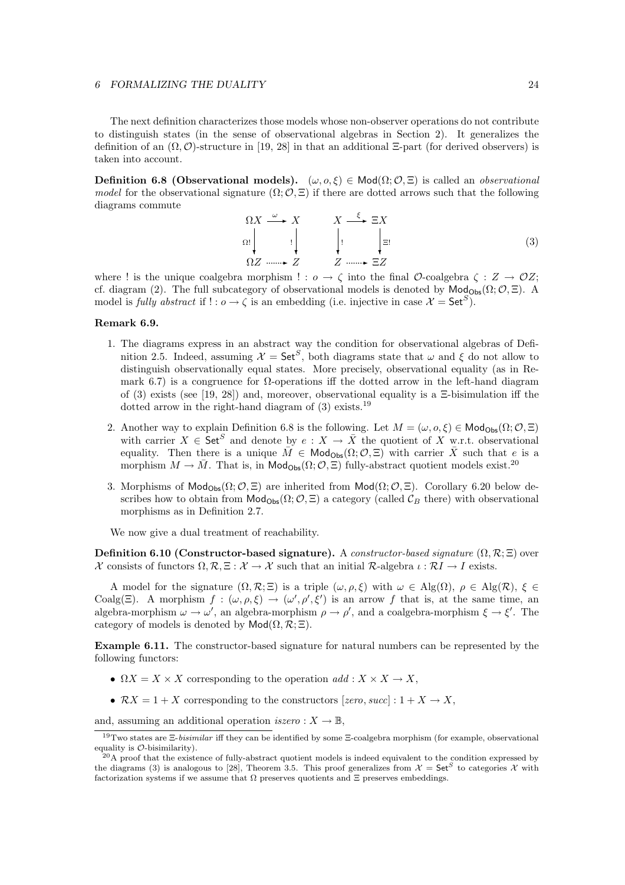The next definition characterizes those models whose non-observer operations do not contribute to distinguish states (in the sense of observational algebras in Section 2). It generalizes the definition of an $(\Omega, \mathcal{O})$-structure in [19, 28] in that an additional $\Xi$-part (for derived observers) is taken into account.

**Definition 6.8 (Observational models).** $(\omega, o, \xi) \in \mathsf{Mod}(\Omega; \mathcal{O}, \Xi)$ is called an *observational model* for the observational signature $(\Omega; \mathcal{O}, \Xi)$ if there are dotted arrows such that the following diagrams commute

$$
\begin{array}{ccc}
\Omega X & \xrightarrow{\omega} & X \\
{\scriptstyle \Omega !}\downarrow & & \downarrow{\scriptstyle !} \\
\Omega Z & \dashrightarrow & Z
\end{array}
\qquad\qquad
\begin{array}{ccc}
X & \xrightarrow{\xi} & \Xi X \\
{\scriptstyle !}\downarrow & & \downarrow{\scriptstyle \Xi !} \\
Z & \dashrightarrow & \Xi Z
\end{array}
\tag{3}
$$

where $!$ is the unique coalgebra morphism $! : o \to \zeta$ into the final $\mathcal{O}$-coalgebra $\zeta : Z \to \mathcal{O}Z$; cf. diagram (2). The full subcategory of observational models is denoted by $\mathsf{Mod}_{\mathsf{Obs}}(\Omega; \mathcal{O}, \Xi)$. A model is *fully abstract* if $! : o \to \zeta$ is an embedding (i.e. injective in case $\mathcal{X} = \mathsf{Set}^S$).

**Remark 6.9.**

1. The diagrams express in an abstract way the condition for observational algebras of Definition 2.5. Indeed, assuming $\mathcal{X} = \mathsf{Set}^S$, both diagrams state that $\omega$ and $\xi$ do not allow to distinguish observationally equal states. More precisely, observational equality (as in Remark 6.7) is a congruence for $\Omega$-operations iff the dotted arrow in the left-hand diagram of (3) exists (see [19, 28]) and, moreover, observational equality is a $\Xi$-bisimulation iff the dotted arrow in the right-hand diagram of (3) exists.[19]

2. Another way to explain Definition 6.8 is the following. Let $M = (\omega, o, \xi) \in \mathsf{Mod}_{\mathsf{Obs}}(\Omega; \mathcal{O}, \Xi)$ with carrier $X \in \mathsf{Set}^S$ and denote by $e : X \to \bar{X}$ the quotient of $X$ w.r.t. observational equality. Then there is a unique $\bar{M} \in \mathsf{Mod}_{\mathsf{Obs}}(\Omega; \mathcal{O}, \Xi)$ with carrier $\bar{X}$ such that $e$ is a morphism $M \to \bar{M}$. That is, in $\mathsf{Mod}_{\mathsf{Obs}}(\Omega; \mathcal{O}, \Xi)$ fully-abstract quotient models exist.[20]

3. Morphisms of $\mathsf{Mod}_{\mathsf{Obs}}(\Omega; \mathcal{O}, \Xi)$ are inherited from $\mathsf{Mod}(\Omega; \mathcal{O}, \Xi)$. Corollary 6.20 below describes how to obtain from $\mathsf{Mod}_{\mathsf{Obs}}(\Omega; \mathcal{O}, \Xi)$ a category (called $\mathcal{C}_B$ there) with observational morphisms as in Definition 2.7.

We now give a dual treatment of reachability.

**Definition 6.10 (Constructor-based signature).** A *constructor-based signature* $(\Omega, \mathcal{R}; \Xi)$ over $\mathcal{X}$ consists of functors $\Omega, \mathcal{R}, \Xi : \mathcal{X} \to \mathcal{X}$ such that an initial $\mathcal{R}$-algebra $\iota : \mathcal{R}I \to I$ exists.

A model for the signature $(\Omega, \mathcal{R}; \Xi)$ is a triple $(\omega, \rho, \xi)$ with $\omega \in \mathrm{Alg}(\Omega)$, $\rho \in \mathrm{Alg}(\mathcal{R})$, $\xi \in \mathrm{Coalg}(\Xi)$. A morphism $f : (\omega, \rho, \xi) \to (\omega', \rho', \xi')$ is an arrow $f$ that is, at the same time, an algebra-morphism $\omega \to \omega'$, an algebra-morphism $\rho \to \rho'$, and a coalgebra-morphism $\xi \to \xi'$. The category of models is denoted by $\mathsf{Mod}(\Omega, \mathcal{R}; \Xi)$.

**Example 6.11.** The constructor-based signature for natural numbers can be represented by the following functors:

- $\Omega X = X \times X$ corresponding to the operation $add : X \times X \to X$,
- $\mathcal{R}X = 1 + X$ corresponding to the constructors $[zero, succ] : 1 + X \to X$,

and, assuming an additional operation $iszero : X \to \mathbb{B}$,

---

[19] Two states are $\Xi$-*bisimilar* iff they can be identified by some $\Xi$-coalgebra morphism (for example, observational equality is $\mathcal{O}$-bisimilarity).

[20] A proof that the existence of fully-abstract quotient models is indeed equivalent to the condition expressed by the diagrams (3) is analogous to [28], Theorem 3.5. This proof generalizes from $\mathcal{X} = \mathsf{Set}^S$ to categories $\mathcal{X}$ with factorization systems if we assume that $\Omega$ preserves quotients and $\Xi$ preserves embeddings.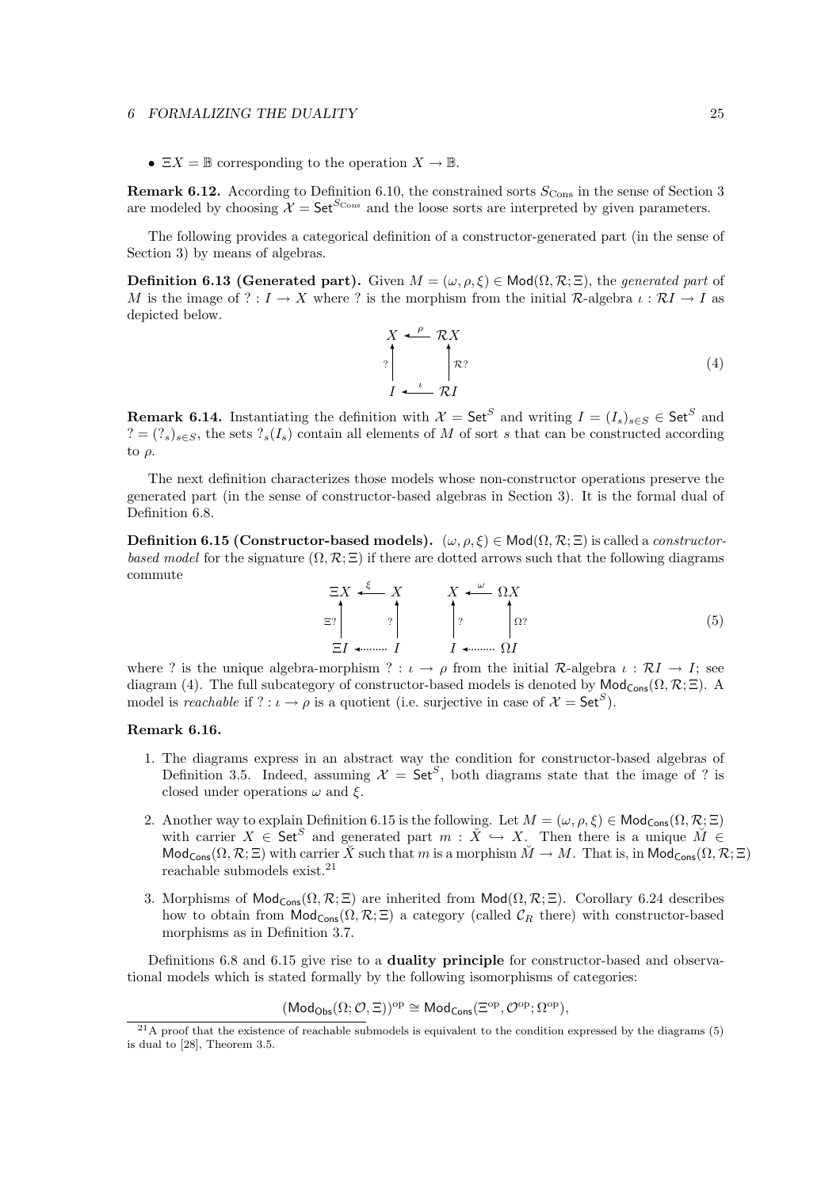- $\Xi X = \mathbb{B}$ corresponding to the operation $X \to \mathbb{B}$.

**Remark 6.12.** According to Definition 6.10, the constrained sorts $S_{\mathrm{Cons}}$ in the sense of Section 3 are modeled by choosing $\mathcal{X} = \mathsf{Set}^{S_{\mathrm{Cons}}}$ and the loose sorts are interpreted by given parameters.

The following provides a categorical definition of a constructor-generated part (in the sense of Section 3) by means of algebras.

**Definition 6.13 (Generated part).** Given $M = (\omega, \rho, \xi) \in \mathsf{Mod}(\Omega, \mathcal{R}; \Xi)$, the *generated part* of $M$ is the image of $? : I \to X$ where $?$ is the morphism from the initial $\mathcal{R}$-algebra $\iota : \mathcal{R}I \to I$ as depicted below.

$$\begin{array}{ccc} X & \xleftarrow{\rho} & \mathcal{R}X \\ {\scriptstyle ?}\uparrow & & \uparrow{\scriptstyle \mathcal{R}?} \\ I & \xleftarrow{\iota} & \mathcal{R}I \end{array} \tag{4}$$

**Remark 6.14.** Instantiating the definition with $\mathcal{X} = \mathsf{Set}^S$ and writing $I = (I_s)_{s \in S} \in \mathsf{Set}^S$ and $? = (?_s)_{s \in S}$, the sets $?_s(I_s)$ contain all elements of $M$ of sort $s$ that can be constructed according to $\rho$.

The next definition characterizes those models whose non-constructor operations preserve the generated part (in the sense of constructor-based algebras in Section 3). It is the formal dual of Definition 6.8.

**Definition 6.15 (Constructor-based models).** $(\omega, \rho, \xi) \in \mathsf{Mod}(\Omega, \mathcal{R}; \Xi)$ is called a *constructor-based model* for the signature $(\Omega, \mathcal{R}; \Xi)$ if there are dotted arrows such that the following diagrams commute

$$\begin{array}{ccc} \Xi X & \xleftarrow{\xi} & X \\ {\scriptstyle \Xi?}\uparrow & & \uparrow{\scriptstyle ?} \\ \Xi I & \xleftarrow{\cdots\cdots} & I \end{array} \qquad\qquad \begin{array}{ccc} X & \xleftarrow{\omega} & \Omega X \\ {\scriptstyle ?}\uparrow & & \uparrow{\scriptstyle \Omega?} \\ I & \xleftarrow{\cdots\cdots} & \Omega I \end{array} \tag{5}$$

where $?$ is the unique algebra-morphism $? : \iota \to \rho$ from the initial $\mathcal{R}$-algebra $\iota : \mathcal{R}I \to I$; see diagram (4). The full subcategory of constructor-based models is denoted by $\mathsf{Mod}_{\mathsf{Cons}}(\Omega, \mathcal{R}; \Xi)$. A model is *reachable* if $? : \iota \to \rho$ is a quotient (i.e. surjective in case of $\mathcal{X} = \mathsf{Set}^S$).

**Remark 6.16.**

1. The diagrams express in an abstract way the condition for constructor-based algebras of Definition 3.5. Indeed, assuming $\mathcal{X} = \mathsf{Set}^S$, both diagrams state that the image of $?$ is closed under operations $\omega$ and $\xi$.
2. Another way to explain Definition 6.15 is the following. Let $M = (\omega, \rho, \xi) \in \mathsf{Mod}_{\mathsf{Cons}}(\Omega, \mathcal{R}; \Xi)$ with carrier $X \in \mathsf{Set}^S$ and generated part $m : \breve{X} \hookrightarrow X$. Then there is a unique $\breve{M} \in \mathsf{Mod}_{\mathsf{Cons}}(\Omega, \mathcal{R}; \Xi)$ with carrier $\breve{X}$ such that $m$ is a morphism $\breve{M} \to M$. That is, in $\mathsf{Mod}_{\mathsf{Cons}}(\Omega, \mathcal{R}; \Xi)$ reachable submodels exist.[21]
3. Morphisms of $\mathsf{Mod}_{\mathsf{Cons}}(\Omega, \mathcal{R}; \Xi)$ are inherited from $\mathsf{Mod}(\Omega, \mathcal{R}; \Xi)$. Corollary 6.24 describes how to obtain from $\mathsf{Mod}_{\mathsf{Cons}}(\Omega, \mathcal{R}; \Xi)$ a category (called $\mathcal{C}_R$ there) with constructor-based morphisms as in Definition 3.7.

Definitions 6.8 and 6.15 give rise to a **duality principle** for constructor-based and observational models which is stated formally by the following isomorphisms of categories:

$$(\mathsf{Mod}_{\mathsf{Obs}}(\Omega; \mathcal{O}, \Xi))^{\mathrm{op}} \cong \mathsf{Mod}_{\mathsf{Cons}}(\Xi^{\mathrm{op}}, \mathcal{O}^{\mathrm{op}}; \Omega^{\mathrm{op}}),$$

[21] A proof that the existence of reachable submodels is equivalent to the condition expressed by the diagrams (5) is dual to [28], Theorem 3.5.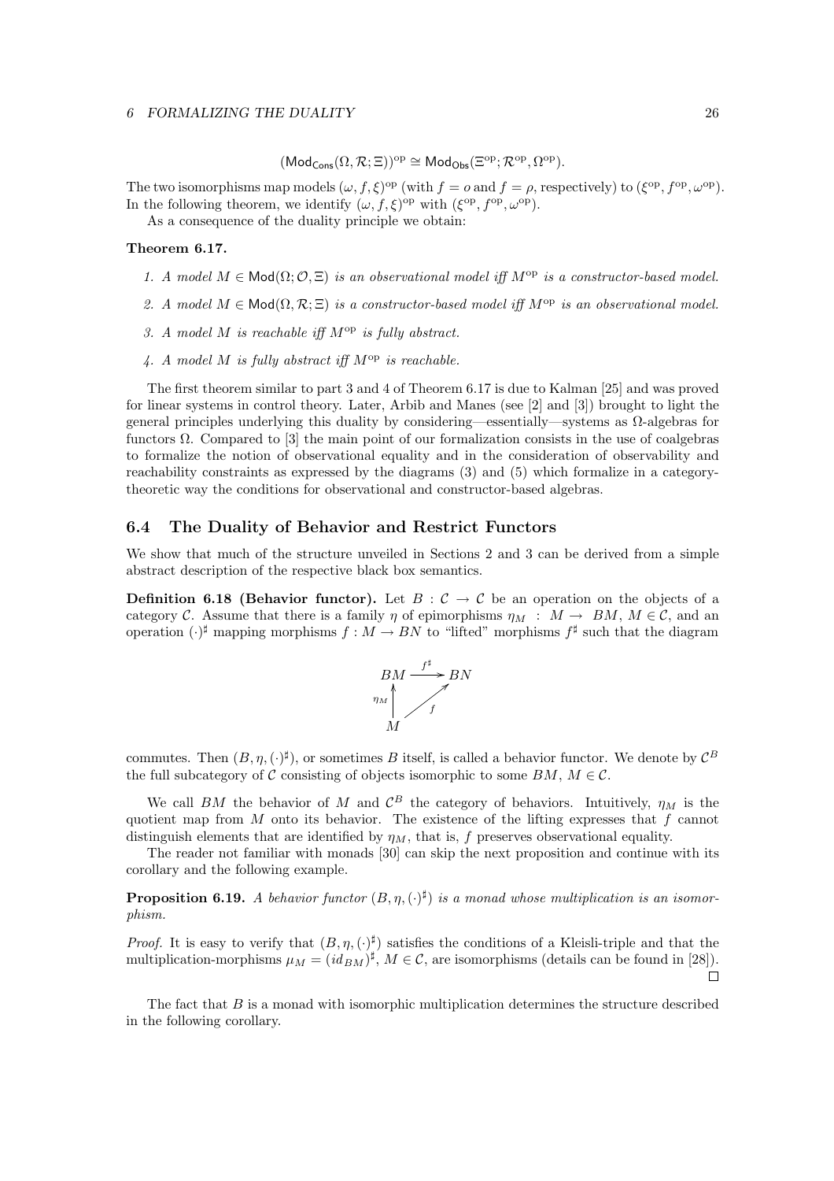$$(\mathsf{Mod}_{\mathsf{Cons}}(\Omega, \mathcal{R}; \Xi))^{\mathrm{op}} \cong \mathsf{Mod}_{\mathsf{Obs}}(\Xi^{\mathrm{op}}; \mathcal{R}^{\mathrm{op}}, \Omega^{\mathrm{op}}).$$

The two isomorphisms map models $(\omega, f, \xi)^{\mathrm{op}}$ (with $f = o$ and $f = \rho$, respectively) to $(\xi^{\mathrm{op}}, f^{\mathrm{op}}, \omega^{\mathrm{op}})$. In the following theorem, we identify $(\omega, f, \xi)^{\mathrm{op}}$ with $(\xi^{\mathrm{op}}, f^{\mathrm{op}}, \omega^{\mathrm{op}})$.

As a consequence of the duality principle we obtain:

**Theorem 6.17.**

1. *A model $M \in \mathsf{Mod}(\Omega; \mathcal{O}, \Xi)$ is an observational model iff $M^{\mathrm{op}}$ is a constructor-based model.*
2. *A model $M \in \mathsf{Mod}(\Omega, \mathcal{R}; \Xi)$ is a constructor-based model iff $M^{\mathrm{op}}$ is an observational model.*
3. *A model $M$ is reachable iff $M^{\mathrm{op}}$ is fully abstract.*
4. *A model $M$ is fully abstract iff $M^{\mathrm{op}}$ is reachable.*

The first theorem similar to part 3 and 4 of Theorem 6.17 is due to Kalman [25] and was proved for linear systems in control theory. Later, Arbib and Manes (see [2] and [3]) brought to light the general principles underlying this duality by considering—essentially—systems as $\Omega$-algebras for functors $\Omega$. Compared to [3] the main point of our formalization consists in the use of coalgebras to formalize the notion of observational equality and in the consideration of observability and reachability constraints as expressed by the diagrams (3) and (5) which formalize in a category-theoretic way the conditions for observational and constructor-based algebras.

## 6.4 The Duality of Behavior and Restrict Functors

We show that much of the structure unveiled in Sections 2 and 3 can be derived from a simple abstract description of the respective black box semantics.

**Definition 6.18 (Behavior functor).** Let $B : \mathcal{C} \to \mathcal{C}$ be an operation on the objects of a category $\mathcal{C}$. Assume that there is a family $\eta$ of epimorphisms $\eta_M : M \to BM$, $M \in \mathcal{C}$, and an operation $(\cdot)^\sharp$ mapping morphisms $f : M \to BN$ to "lifted" morphisms $f^\sharp$ such that the diagram

$$\begin{array}{ccc} BM & \xrightarrow{f^\sharp} & BN \\ \uparrow{\scriptstyle \eta_M} & \nearrow{\scriptstyle f} & \\ M & & \end{array}$$

commutes. Then $(B, \eta, (\cdot)^\sharp)$, or sometimes $B$ itself, is called a behavior functor. We denote by $\mathcal{C}^B$ the full subcategory of $\mathcal{C}$ consisting of objects isomorphic to some $BM$, $M \in \mathcal{C}$.

We call $BM$ the behavior of $M$ and $\mathcal{C}^B$ the category of behaviors. Intuitively, $\eta_M$ is the quotient map from $M$ onto its behavior. The existence of the lifting expresses that $f$ cannot distinguish elements that are identified by $\eta_M$, that is, $f$ preserves observational equality.

The reader not familiar with monads [30] can skip the next proposition and continue with its corollary and the following example.

**Proposition 6.19.** *A behavior functor $(B, \eta, (\cdot)^\sharp)$ is a monad whose multiplication is an isomorphism.*

*Proof.* It is easy to verify that $(B, \eta, (\cdot)^\sharp)$ satisfies the conditions of a Kleisli-triple and that the multiplication-morphisms $\mu_M = (id_{BM})^\sharp$, $M \in \mathcal{C}$, are isomorphisms (details can be found in [28]). □

The fact that $B$ is a monad with isomorphic multiplication determines the structure described in the following corollary.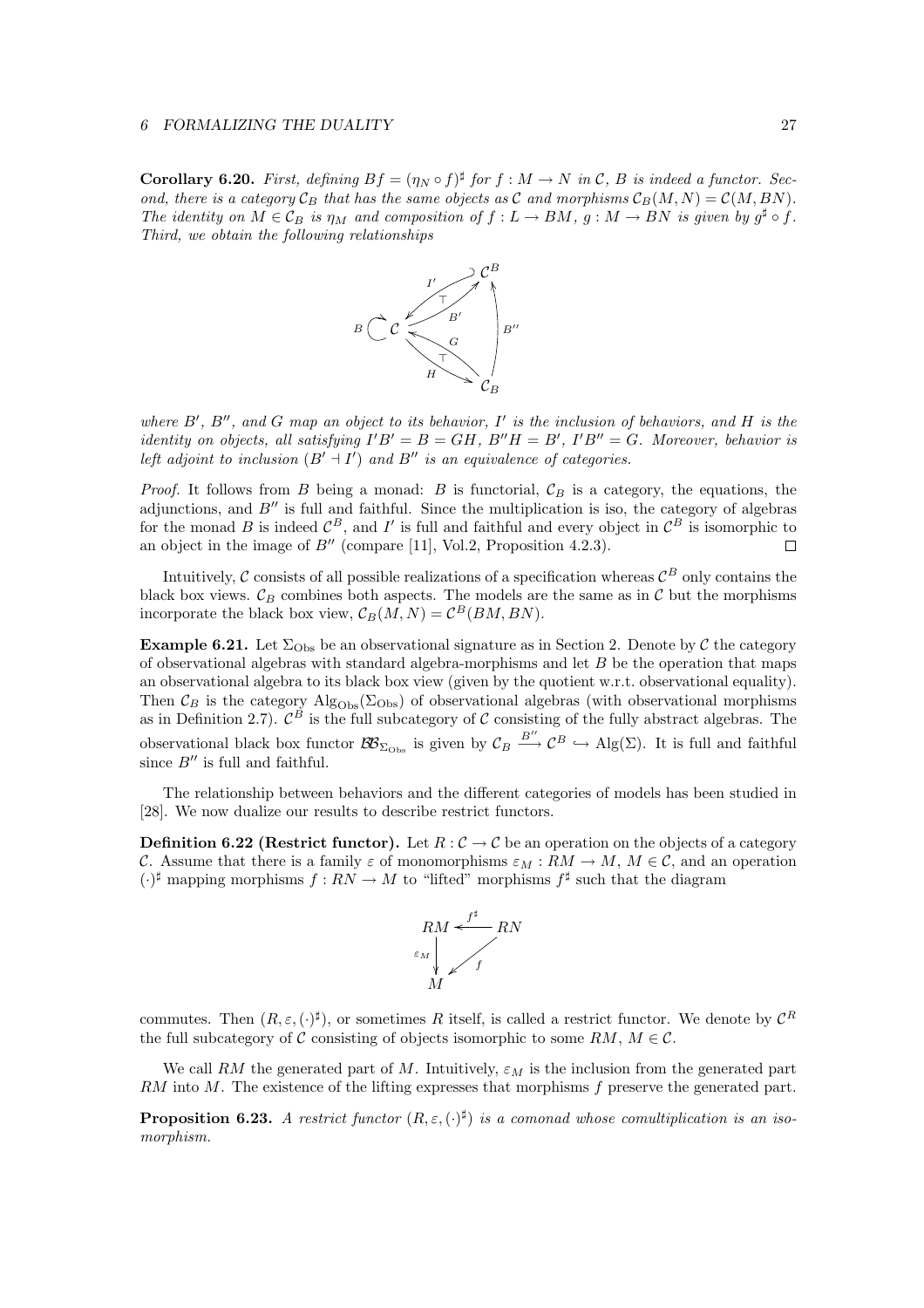**Corollary 6.20.** *First, defining $Bf = (\eta_N \circ f)^\sharp$ for $f : M \to N$ in $\mathcal{C}$, $B$ is indeed a functor. Second, there is a category $\mathcal{C}_B$ that has the same objects as $\mathcal{C}$ and morphisms $\mathcal{C}_B(M,N) = \mathcal{C}(M, BN)$. The identity on $M \in \mathcal{C}_B$ is $\eta_M$ and composition of $f : L \to BM$, $g : M \to BN$ is given by $g^\sharp \circ f$. Third, we obtain the following relationships*

$$
\begin{array}{ccc}
 & & \mathcal{C}^B \\
B \circlearrowleft \mathcal{C} & \begin{array}{c} \xleftarrow{I'} \\ \top \\ \xrightarrow{B'} \end{array} & \\
 & \begin{array}{c} \xleftarrow{G} \\ \top \\ \xrightarrow{H} \end{array} & \uparrow B'' \\
 & & \mathcal{C}_B
\end{array}
$$

*where $B'$, $B''$, and $G$ map an object to its behavior, $I'$ is the inclusion of behaviors, and $H$ is the identity on objects, all satisfying $I'B' = B = GH$, $B''H = B'$, $I'B'' = G$. Moreover, behavior is left adjoint to inclusion ($B' \dashv I'$) and $B''$ is an equivalence of categories.*

*Proof.* It follows from $B$ being a monad: $B$ is functorial, $\mathcal{C}_B$ is a category, the equations, the adjunctions, and $B''$ is full and faithful. Since the multiplication is iso, the category of algebras for the monad $B$ is indeed $\mathcal{C}^B$, and $I'$ is full and faithful and every object in $\mathcal{C}^B$ is isomorphic to an object in the image of $B''$ (compare [11], Vol.2, Proposition 4.2.3). □

Intuitively, $\mathcal{C}$ consists of all possible realizations of a specification whereas $\mathcal{C}^B$ only contains the black box views. $\mathcal{C}_B$ combines both aspects. The models are the same as in $\mathcal{C}$ but the morphisms incorporate the black box view, $\mathcal{C}_B(M,N) = \mathcal{C}^B(BM, BN)$.

**Example 6.21.** Let $\Sigma_{\mathrm{Obs}}$ be an observational signature as in Section 2. Denote by $\mathcal{C}$ the category of observational algebras with standard algebra-morphisms and let $B$ be the operation that maps an observational algebra to its black box view (given by the quotient w.r.t. observational equality). Then $\mathcal{C}_B$ is the category $\mathrm{Alg}_{\mathrm{Obs}}(\Sigma_{\mathrm{Obs}})$ of observational algebras (with observational morphisms as in Definition 2.7). $\mathcal{C}^B$ is the full subcategory of $\mathcal{C}$ consisting of the fully abstract algebras. The observational black box functor $\mathcal{BB}_{\Sigma_{\mathrm{Obs}}}$ is given by $\mathcal{C}_B \xrightarrow{B''} \mathcal{C}^B \hookrightarrow \mathrm{Alg}(\Sigma)$. It is full and faithful since $B''$ is full and faithful.

The relationship between behaviors and the different categories of models has been studied in [28]. We now dualize our results to describe restrict functors.

**Definition 6.22 (Restrict functor).** Let $R : \mathcal{C} \to \mathcal{C}$ be an operation on the objects of a category $\mathcal{C}$. Assume that there is a family $\varepsilon$ of monomorphisms $\varepsilon_M : RM \to M$, $M \in \mathcal{C}$, and an operation $(\cdot)^\sharp$ mapping morphisms $f : RN \to M$ to "lifted" morphisms $f^\sharp$ such that the diagram

$$
\begin{array}{ccc}
RM & \xleftarrow{f^\sharp} & RN \\
{\scriptstyle \varepsilon_M}\downarrow & \swarrow {\scriptstyle f} & \\
M & &
\end{array}
$$

commutes. Then $(R, \varepsilon, (\cdot)^\sharp)$, or sometimes $R$ itself, is called a restrict functor. We denote by $\mathcal{C}^R$ the full subcategory of $\mathcal{C}$ consisting of objects isomorphic to some $RM$, $M \in \mathcal{C}$.

We call $RM$ the generated part of $M$. Intuitively, $\varepsilon_M$ is the inclusion from the generated part $RM$ into $M$. The existence of the lifting expresses that morphisms $f$ preserve the generated part.

**Proposition 6.23.** *A restrict functor $(R, \varepsilon, (\cdot)^\sharp)$ is a comonad whose comultiplication is an isomorphism.*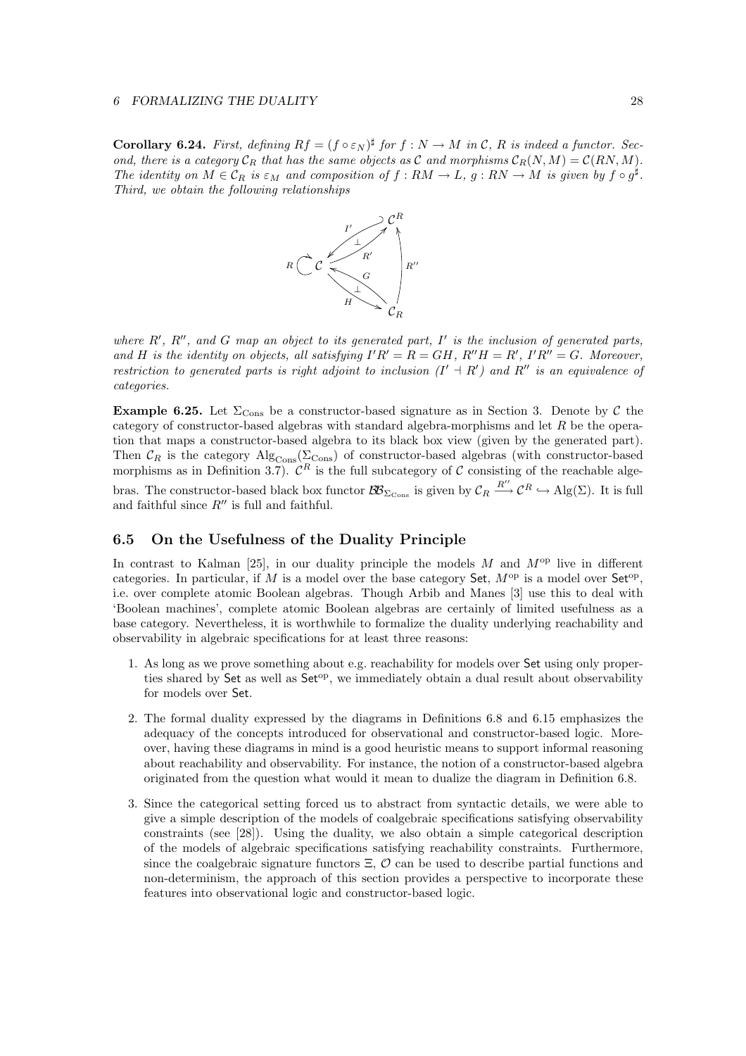**Corollary 6.24.** *First, defining $Rf = (f \circ \varepsilon_N)^\sharp$ for $f : N \to M$ in $\mathcal{C}$, $R$ is indeed a functor. Second, there is a category $\mathcal{C}_R$ that has the same objects as $\mathcal{C}$ and morphisms $\mathcal{C}_R(N, M) = \mathcal{C}(RN, M)$. The identity on $M \in \mathcal{C}_R$ is $\varepsilon_M$ and composition of $f : RM \to L$, $g : RN \to M$ is given by $f \circ g^\sharp$. Third, we obtain the following relationships*

$$
\begin{array}{ccc}
 & & \mathcal{C}^R \\
 & \overset{I'}{\swarrow} \;\perp\; \overset{R'}{\nearrow} & \\
R \circlearrowleft \mathcal{C} & & \uparrow R'' \\
 & \overset{G}{\nwarrow} \;\perp\; \underset{H}{\searrow} & \\
 & & \mathcal{C}_R
\end{array}
$$

*where $R'$, $R''$, and $G$ map an object to its generated part, $I'$ is the inclusion of generated parts, and $H$ is the identity on objects, all satisfying $I'R' = R = GH$, $R''H = R'$, $I'R'' = G$. Moreover, restriction to generated parts is right adjoint to inclusion ($I' \dashv R'$) and $R''$ is an equivalence of categories.*

**Example 6.25.** Let $\Sigma_{\mathrm{Cons}}$ be a constructor-based signature as in Section 3. Denote by $\mathcal{C}$ the category of constructor-based algebras with standard algebra-morphisms and let $R$ be the operation that maps a constructor-based algebra to its black box view (given by the generated part). Then $\mathcal{C}_R$ is the category $\mathrm{Alg}_{\mathrm{Cons}}(\Sigma_{\mathrm{Cons}})$ of constructor-based algebras (with constructor-based morphisms as in Definition 3.7). $\mathcal{C}^R$ is the full subcategory of $\mathcal{C}$ consisting of the reachable algebras. The constructor-based black box functor $\mathcal{BB}_{\Sigma_{\mathrm{Cons}}}$ is given by $\mathcal{C}_R \xrightarrow{R''} \mathcal{C}^R \hookrightarrow \mathrm{Alg}(\Sigma)$. It is full and faithful since $R''$ is full and faithful.

## 6.5 On the Usefulness of the Duality Principle

In contrast to Kalman [25], in our duality principle the models $M$ and $M^{\mathrm{op}}$ live in different categories. In particular, if $M$ is a model over the base category $\mathsf{Set}$, $M^{\mathrm{op}}$ is a model over $\mathsf{Set}^{\mathrm{op}}$, i.e. over complete atomic Boolean algebras. Though Arbib and Manes [3] use this to deal with 'Boolean machines', complete atomic Boolean algebras are certainly of limited usefulness as a base category. Nevertheless, it is worthwhile to formalize the duality underlying reachability and observability in algebraic specifications for at least three reasons:

1. As long as we prove something about e.g. reachability for models over $\mathsf{Set}$ using only properties shared by $\mathsf{Set}$ as well as $\mathsf{Set}^{\mathrm{op}}$, we immediately obtain a dual result about observability for models over $\mathsf{Set}$.
2. The formal duality expressed by the diagrams in Definitions 6.8 and 6.15 emphasizes the adequacy of the concepts introduced for observational and constructor-based logic. Moreover, having these diagrams in mind is a good heuristic means to support informal reasoning about reachability and observability. For instance, the notion of a constructor-based algebra originated from the question what would it mean to dualize the diagram in Definition 6.8.
3. Since the categorical setting forced us to abstract from syntactic details, we were able to give a simple description of the models of coalgebraic specifications satisfying observability constraints (see [28]). Using the duality, we also obtain a simple categorical description of the models of algebraic specifications satisfying reachability constraints. Furthermore, since the coalgebraic signature functors $\Xi$, $\mathcal{O}$ can be used to describe partial functions and non-determinism, the approach of this section provides a perspective to incorporate these features into observational logic and constructor-based logic.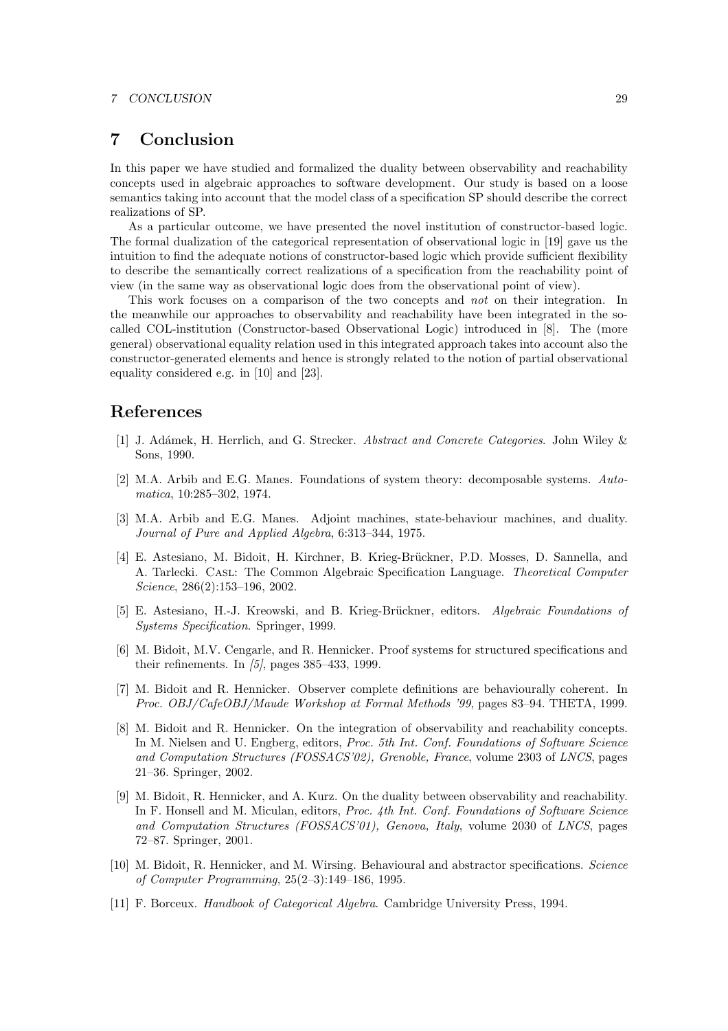## 7 Conclusion

In this paper we have studied and formalized the duality between observability and reachability concepts used in algebraic approaches to software development. Our study is based on a loose semantics taking into account that the model class of a specification SP should describe the correct realizations of SP.

As a particular outcome, we have presented the novel institution of constructor-based logic. The formal dualization of the categorical representation of observational logic in [19] gave us the intuition to find the adequate notions of constructor-based logic which provide sufficient flexibility to describe the semantically correct realizations of a specification from the reachability point of view (in the same way as observational logic does from the observational point of view).

This work focuses on a comparison of the two concepts and *not* on their integration. In the meanwhile our approaches to observability and reachability have been integrated in the so-called COL-institution (Constructor-based Observational Logic) introduced in [8]. The (more general) observational equality relation used in this integrated approach takes into account also the constructor-generated elements and hence is strongly related to the notion of partial observational equality considered e.g. in [10] and [23].

## References

[1] J. Adámek, H. Herrlich, and G. Strecker. *Abstract and Concrete Categories*. John Wiley & Sons, 1990.

[2] M.A. Arbib and E.G. Manes. Foundations of system theory: decomposable systems. *Automatica*, 10:285–302, 1974.

[3] M.A. Arbib and E.G. Manes. Adjoint machines, state-behaviour machines, and duality. *Journal of Pure and Applied Algebra*, 6:313–344, 1975.

[4] E. Astesiano, M. Bidoit, H. Kirchner, B. Krieg-Brückner, P.D. Mosses, D. Sannella, and A. Tarlecki. CASL: The Common Algebraic Specification Language. *Theoretical Computer Science*, 286(2):153–196, 2002.

[5] E. Astesiano, H.-J. Kreowski, and B. Krieg-Brückner, editors. *Algebraic Foundations of Systems Specification*. Springer, 1999.

[6] M. Bidoit, M.V. Cengarle, and R. Hennicker. Proof systems for structured specifications and their refinements. In *[5]*, pages 385–433, 1999.

[7] M. Bidoit and R. Hennicker. Observer complete definitions are behaviourally coherent. In *Proc. OBJ/CafeOBJ/Maude Workshop at Formal Methods '99*, pages 83–94. THETA, 1999.

[8] M. Bidoit and R. Hennicker. On the integration of observability and reachability concepts. In M. Nielsen and U. Engberg, editors, *Proc. 5th Int. Conf. Foundations of Software Science and Computation Structures (FOSSACS'02), Grenoble, France*, volume 2303 of *LNCS*, pages 21–36. Springer, 2002.

[9] M. Bidoit, R. Hennicker, and A. Kurz. On the duality between observability and reachability. In F. Honsell and M. Miculan, editors, *Proc. 4th Int. Conf. Foundations of Software Science and Computation Structures (FOSSACS'01), Genova, Italy*, volume 2030 of *LNCS*, pages 72–87. Springer, 2001.

[10] M. Bidoit, R. Hennicker, and M. Wirsing. Behavioural and abstractor specifications. *Science of Computer Programming*, 25(2–3):149–186, 1995.

[11] F. Borceux. *Handbook of Categorical Algebra*. Cambridge University Press, 1994.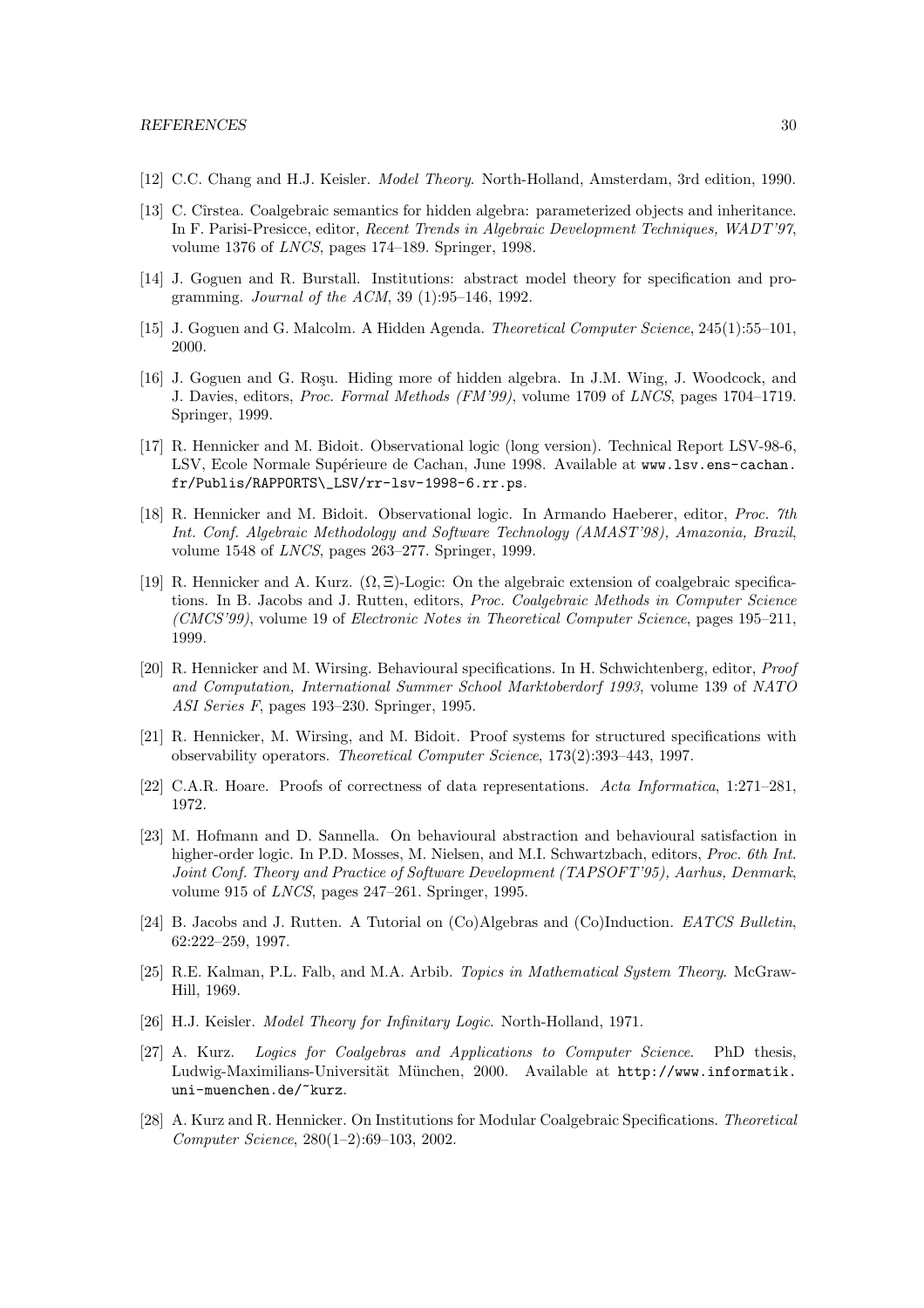[12] C.C. Chang and H.J. Keisler. *Model Theory*. North-Holland, Amsterdam, 3rd edition, 1990.

[13] C. Cîrstea. Coalgebraic semantics for hidden algebra: parameterized objects and inheritance. In F. Parisi-Presicce, editor, *Recent Trends in Algebraic Development Techniques, WADT'97*, volume 1376 of *LNCS*, pages 174–189. Springer, 1998.

[14] J. Goguen and R. Burstall. Institutions: abstract model theory for specification and programming. *Journal of the ACM*, 39 (1):95–146, 1992.

[15] J. Goguen and G. Malcolm. A Hidden Agenda. *Theoretical Computer Science*, 245(1):55–101, 2000.

[16] J. Goguen and G. Roşu. Hiding more of hidden algebra. In J.M. Wing, J. Woodcock, and J. Davies, editors, *Proc. Formal Methods (FM'99)*, volume 1709 of *LNCS*, pages 1704–1719. Springer, 1999.

[17] R. Hennicker and M. Bidoit. Observational logic (long version). Technical Report LSV-98-6, LSV, Ecole Normale Supérieure de Cachan, June 1998. Available at `www.lsv.ens-cachan.fr/Publis/RAPPORTS\_LSV/rr-lsv-1998-6.rr.ps`.

[18] R. Hennicker and M. Bidoit. Observational logic. In Armando Haeberer, editor, *Proc. 7th Int. Conf. Algebraic Methodology and Software Technology (AMAST'98), Amazonia, Brazil*, volume 1548 of *LNCS*, pages 263–277. Springer, 1999.

[19] R. Hennicker and A. Kurz. $(\Omega, \Xi)$-Logic: On the algebraic extension of coalgebraic specifications. In B. Jacobs and J. Rutten, editors, *Proc. Coalgebraic Methods in Computer Science (CMCS'99)*, volume 19 of *Electronic Notes in Theoretical Computer Science*, pages 195–211, 1999.

[20] R. Hennicker and M. Wirsing. Behavioural specifications. In H. Schwichtenberg, editor, *Proof and Computation, International Summer School Marktoberdorf 1993*, volume 139 of *NATO ASI Series F*, pages 193–230. Springer, 1995.

[21] R. Hennicker, M. Wirsing, and M. Bidoit. Proof systems for structured specifications with observability operators. *Theoretical Computer Science*, 173(2):393–443, 1997.

[22] C.A.R. Hoare. Proofs of correctness of data representations. *Acta Informatica*, 1:271–281, 1972.

[23] M. Hofmann and D. Sannella. On behavioural abstraction and behavioural satisfaction in higher-order logic. In P.D. Mosses, M. Nielsen, and M.I. Schwartzbach, editors, *Proc. 6th Int. Joint Conf. Theory and Practice of Software Development (TAPSOFT'95), Aarhus, Denmark*, volume 915 of *LNCS*, pages 247–261. Springer, 1995.

[24] B. Jacobs and J. Rutten. A Tutorial on (Co)Algebras and (Co)Induction. *EATCS Bulletin*, 62:222–259, 1997.

[25] R.E. Kalman, P.L. Falb, and M.A. Arbib. *Topics in Mathematical System Theory*. McGraw-Hill, 1969.

[26] H.J. Keisler. *Model Theory for Infinitary Logic*. North-Holland, 1971.

[27] A. Kurz. *Logics for Coalgebras and Applications to Computer Science*. PhD thesis, Ludwig-Maximilians-Universität München, 2000. Available at `http://www.informatik.uni-muenchen.de/~kurz`.

[28] A. Kurz and R. Hennicker. On Institutions for Modular Coalgebraic Specifications. *Theoretical Computer Science*, 280(1–2):69–103, 2002.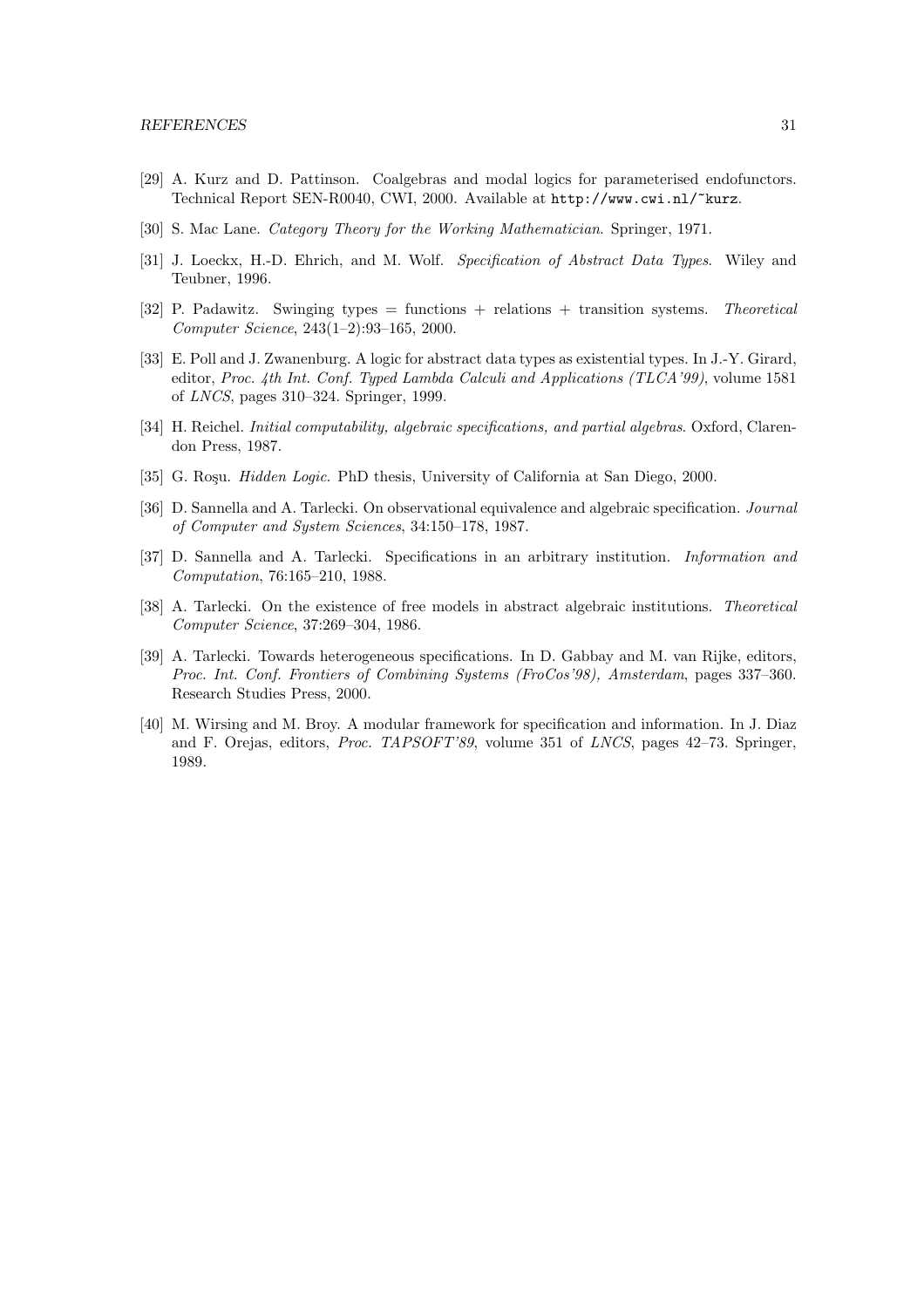[29] A. Kurz and D. Pattinson. Coalgebras and modal logics for parameterised endofunctors. Technical Report SEN-R0040, CWI, 2000. Available at `http://www.cwi.nl/~kurz`.

[30] S. Mac Lane. *Category Theory for the Working Mathematician*. Springer, 1971.

[31] J. Loeckx, H.-D. Ehrich, and M. Wolf. *Specification of Abstract Data Types*. Wiley and Teubner, 1996.

[32] P. Padawitz. Swinging types = functions + relations + transition systems. *Theoretical Computer Science*, 243(1–2):93–165, 2000.

[33] E. Poll and J. Zwanenburg. A logic for abstract data types as existential types. In J.-Y. Girard, editor, *Proc. 4th Int. Conf. Typed Lambda Calculi and Applications (TLCA'99)*, volume 1581 of *LNCS*, pages 310–324. Springer, 1999.

[34] H. Reichel. *Initial computability, algebraic specifications, and partial algebras*. Oxford, Clarendon Press, 1987.

[35] G. Roşu. *Hidden Logic*. PhD thesis, University of California at San Diego, 2000.

[36] D. Sannella and A. Tarlecki. On observational equivalence and algebraic specification. *Journal of Computer and System Sciences*, 34:150–178, 1987.

[37] D. Sannella and A. Tarlecki. Specifications in an arbitrary institution. *Information and Computation*, 76:165–210, 1988.

[38] A. Tarlecki. On the existence of free models in abstract algebraic institutions. *Theoretical Computer Science*, 37:269–304, 1986.

[39] A. Tarlecki. Towards heterogeneous specifications. In D. Gabbay and M. van Rijke, editors, *Proc. Int. Conf. Frontiers of Combining Systems (FroCos'98), Amsterdam*, pages 337–360. Research Studies Press, 2000.

[40] M. Wirsing and M. Broy. A modular framework for specification and information. In J. Diaz and F. Orejas, editors, *Proc. TAPSOFT'89*, volume 351 of *LNCS*, pages 42–73. Springer, 1989.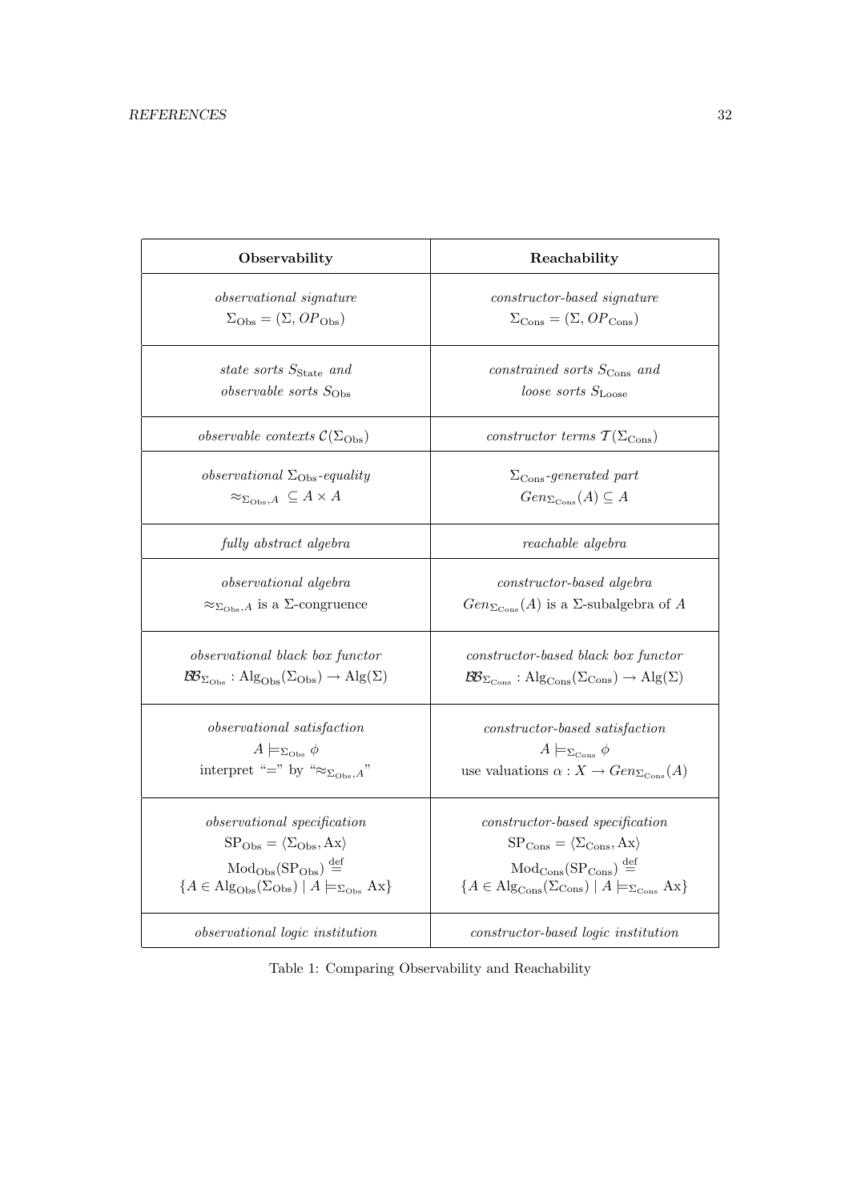| **Observability** | **Reachability** |
|---|---|
| *observational signature* $\Sigma_{\text{Obs}} = (\Sigma, OP_{\text{Obs}})$ | *constructor-based signature* $\Sigma_{\text{Cons}} = (\Sigma, OP_{\text{Cons}})$ |
| *state sorts* $S_{\text{State}}$ *and observable sorts* $S_{\text{Obs}}$ | *constrained sorts* $S_{\text{Cons}}$ *and loose sorts* $S_{\text{Loose}}$ |
| *observable contexts* $\mathcal{C}(\Sigma_{\text{Obs}})$ | *constructor terms* $\mathcal{T}(\Sigma_{\text{Cons}})$ |
| *observational* $\Sigma_{\text{Obs}}$*-equality* $\approx_{\Sigma_{\text{Obs}},A} \ \subseteq A \times A$ | $\Sigma_{\text{Cons}}$*-generated part* $Gen_{\Sigma_{\text{Cons}}}(A) \subseteq A$ |
| *fully abstract algebra* | *reachable algebra* |
| *observational algebra* $\approx_{\Sigma_{\text{Obs}},A}$ is a $\Sigma$-congruence | *constructor-based algebra* $Gen_{\Sigma_{\text{Cons}}}(A)$ is a $\Sigma$-subalgebra of $A$ |
| *observational black box functor* $\mathcal{BB}_{\Sigma_{\text{Obs}}} : \text{Alg}_{\text{Obs}}(\Sigma_{\text{Obs}}) \to \text{Alg}(\Sigma)$ | *constructor-based black box functor* $\mathcal{BB}_{\Sigma_{\text{Cons}}} : \text{Alg}_{\text{Cons}}(\Sigma_{\text{Cons}}) \to \text{Alg}(\Sigma)$ |
| *observational satisfaction* $A \models_{\Sigma_{\text{Obs}}} \phi$ interpret "=" by "$\approx_{\Sigma_{\text{Obs}},A}$" | *constructor-based satisfaction* $A \models_{\Sigma_{\text{Cons}}} \phi$ use valuations $\alpha : X \to Gen_{\Sigma_{\text{Cons}}}(A)$ |
| *observational specification* $\text{SP}_{\text{Obs}} = \langle \Sigma_{\text{Obs}}, \text{Ax} \rangle$ $\text{Mod}_{\text{Obs}}(\text{SP}_{\text{Obs}}) \stackrel{\text{def}}{=} \{A \in \text{Alg}_{\text{Obs}}(\Sigma_{\text{Obs}}) \mid A \models_{\Sigma_{\text{Obs}}} \text{Ax}\}$ | *constructor-based specification* $\text{SP}_{\text{Cons}} = \langle \Sigma_{\text{Cons}}, \text{Ax} \rangle$ $\text{Mod}_{\text{Cons}}(\text{SP}_{\text{Cons}}) \stackrel{\text{def}}{=} \{A \in \text{Alg}_{\text{Cons}}(\Sigma_{\text{Cons}}) \mid A \models_{\Sigma_{\text{Cons}}} \text{Ax}\}$ |
| *observational logic institution* | *constructor-based logic institution* |

Table 1: Comparing Observability and Reachability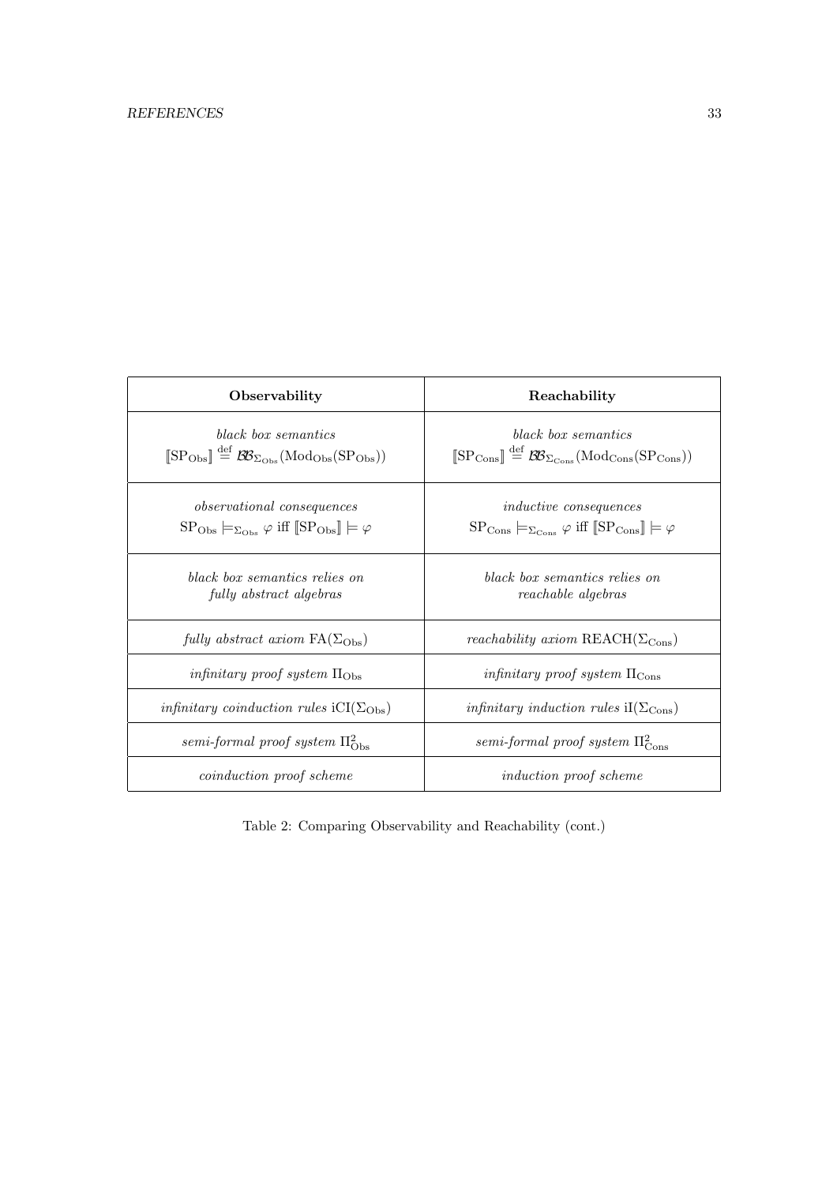| **Observability** | **Reachability** |
|---|---|
| *black box semantics* $[\![\mathrm{SP}_{\mathrm{Obs}}]\!] \stackrel{\mathrm{def}}{=} \mathcal{BB}_{\Sigma_{\mathrm{Obs}}}(\mathrm{Mod}_{\mathrm{Obs}}(\mathrm{SP}_{\mathrm{Obs}}))$ | *black box semantics* $[\![\mathrm{SP}_{\mathrm{Cons}}]\!] \stackrel{\mathrm{def}}{=} \mathcal{BB}_{\Sigma_{\mathrm{Cons}}}(\mathrm{Mod}_{\mathrm{Cons}}(\mathrm{SP}_{\mathrm{Cons}}))$ |
| *observational consequences* $\mathrm{SP}_{\mathrm{Obs}} \models_{\Sigma_{\mathrm{Obs}}} \varphi$ iff $[\![\mathrm{SP}_{\mathrm{Obs}}]\!] \models \varphi$ | *inductive consequences* $\mathrm{SP}_{\mathrm{Cons}} \models_{\Sigma_{\mathrm{Cons}}} \varphi$ iff $[\![\mathrm{SP}_{\mathrm{Cons}}]\!] \models \varphi$ |
| *black box semantics relies on fully abstract algebras* | *black box semantics relies on reachable algebras* |
| *fully abstract axiom* $\mathrm{FA}(\Sigma_{\mathrm{Obs}})$ | *reachability axiom* $\mathrm{REACH}(\Sigma_{\mathrm{Cons}})$ |
| *infinitary proof system* $\Pi_{\mathrm{Obs}}$ | *infinitary proof system* $\Pi_{\mathrm{Cons}}$ |
| *infinitary coinduction rules* $\mathrm{iCI}(\Sigma_{\mathrm{Obs}})$ | *infinitary induction rules* $\mathrm{iI}(\Sigma_{\mathrm{Cons}})$ |
| *semi-formal proof system* $\Pi^2_{\mathrm{Obs}}$ | *semi-formal proof system* $\Pi^2_{\mathrm{Cons}}$ |
| *coinduction proof scheme* | *induction proof scheme* |

Table 2: Comparing Observability and Reachability (cont.)